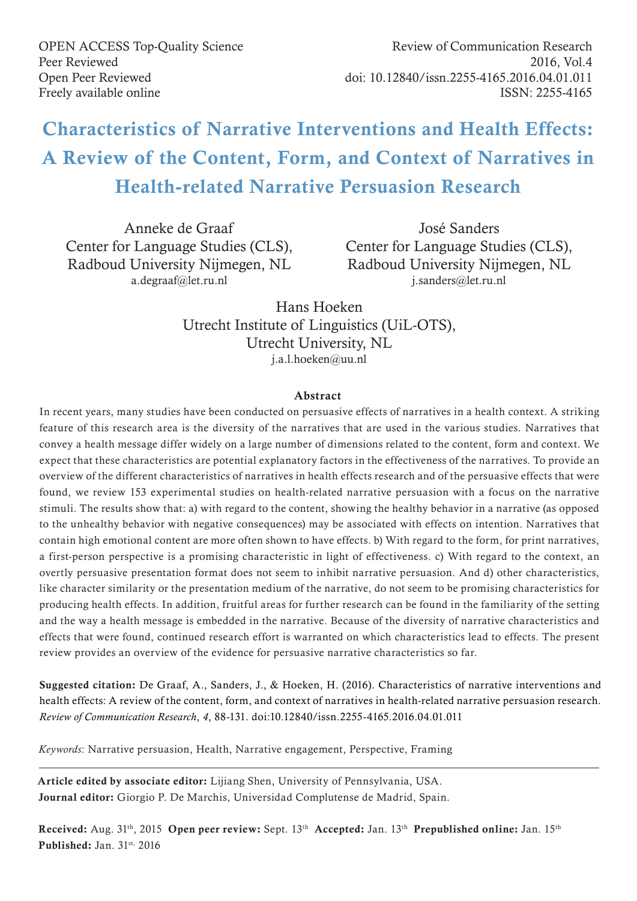OPEN ACCESS Top-Quality Science
Peer Reviewed
Open Peer Reviewed
Freely available online

Review of Communication Research
2016, Vol.4
doi: 10.12840/issn.2255-4165.2016.04.01.011
ISSN: 2255-4165

# Characteristics of Narrative Interventions and Health Effects: A Review of the Content, Form, and Context of Narratives in Health-related Narrative Persuasion Research

Anneke de Graaf
Center for Language Studies (CLS),
Radboud University Nijmegen, NL
a.degraaf@let.ru.nl

José Sanders
Center for Language Studies (CLS),
Radboud University Nijmegen, NL
j.sanders@let.ru.nl

Hans Hoeken
Utrecht Institute of Linguistics (UiL-OTS),
Utrecht University, NL
j.a.l.hoeken@uu.nl

## Abstract

In recent years, many studies have been conducted on persuasive effects of narratives in a health context. A striking feature of this research area is the diversity of the narratives that are used in the various studies. Narratives that convey a health message differ widely on a large number of dimensions related to the content, form and context. We expect that these characteristics are potential explanatory factors in the effectiveness of the narratives. To provide an overview of the different characteristics of narratives in health effects research and of the persuasive effects that were found, we review 153 experimental studies on health-related narrative persuasion with a focus on the narrative stimuli. The results show that: a) with regard to the content, showing the healthy behavior in a narrative (as opposed to the unhealthy behavior with negative consequences) may be associated with effects on intention. Narratives that contain high emotional content are more often shown to have effects. b) With regard to the form, for print narratives, a first-person perspective is a promising characteristic in light of effectiveness. c) With regard to the context, an overtly persuasive presentation format does not seem to inhibit narrative persuasion. And d) other characteristics, like character similarity or the presentation medium of the narrative, do not seem to be promising characteristics for producing health effects. In addition, fruitful areas for further research can be found in the familiarity of the setting and the way a health message is embedded in the narrative. Because of the diversity of narrative characteristics and effects that were found, continued research effort is warranted on which characteristics lead to effects. The present review provides an overview of the evidence for persuasive narrative characteristics so far.

**Suggested citation:** De Graaf, A., Sanders, J., & Hoeken, H. (2016). Characteristics of narrative interventions and health effects: A review of the content, form, and context of narratives in health-related narrative persuasion research. *Review of Communication Research*, *4*, 88-131. doi:10.12840/issn.2255-4165.2016.04.01.011

*Keywords*: Narrative persuasion, Health, Narrative engagement, Perspective, Framing

---

**Article edited by associate editor:** Lijiang Shen, University of Pennsylvania, USA.
**Journal editor:** Giorgio P. De Marchis, Universidad Complutense de Madrid, Spain.

**Received:** Aug. 31th, 2015 **Open peer review:** Sept. 13th **Accepted:** Jan. 13th **Prepublished online:** Jan. 15th
**Published:** Jan. 31st, 2016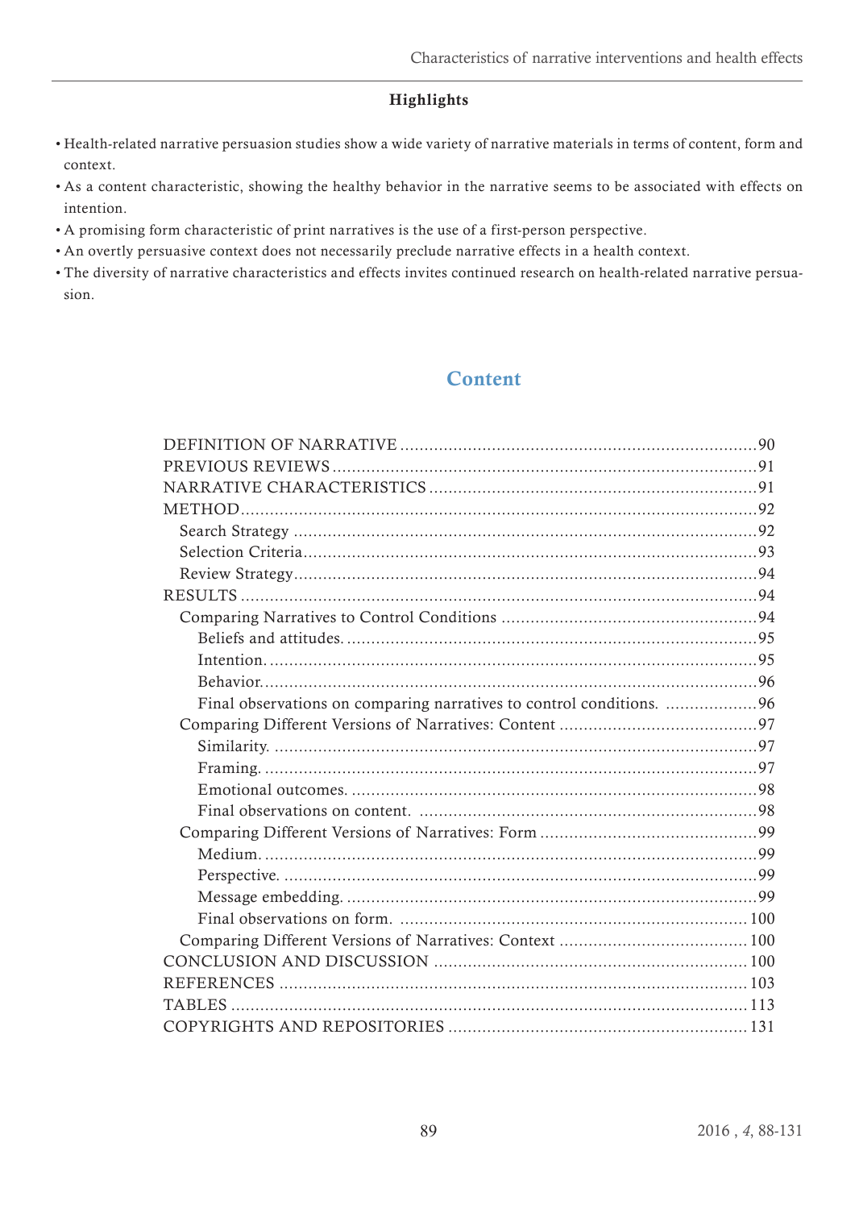**Highlights**

- Health-related narrative persuasion studies show a wide variety of narrative materials in terms of content, form and context.
- As a content characteristic, showing the healthy behavior in the narrative seems to be associated with effects on intention.
- A promising form characteristic of print narratives is the use of a first-person perspective.
- An overtly persuasive context does not necessarily preclude narrative effects in a health context.
- The diversity of narrative characteristics and effects invites continued research on health-related narrative persuasion.

## Content

- DEFINITION OF NARRATIVE ........ 90
- PREVIOUS REVIEWS ........ 91
- NARRATIVE CHARACTERISTICS ........ 91
- METHOD ........ 92
  - Search Strategy ........ 92
  - Selection Criteria ........ 93
  - Review Strategy ........ 94
- RESULTS ........ 94
  - Comparing Narratives to Control Conditions ........ 94
    - Beliefs and attitudes. ........ 95
    - Intention. ........ 95
    - Behavior. ........ 96
    - Final observations on comparing narratives to control conditions. ........ 96
  - Comparing Different Versions of Narratives: Content ........ 97
    - Similarity. ........ 97
    - Framing. ........ 97
    - Emotional outcomes. ........ 98
    - Final observations on content. ........ 98
  - Comparing Different Versions of Narratives: Form ........ 99
    - Medium. ........ 99
    - Perspective. ........ 99
    - Message embedding. ........ 99
    - Final observations on form. ........ 100
  - Comparing Different Versions of Narratives: Context ........ 100
- CONCLUSION AND DISCUSSION ........ 100
- REFERENCES ........ 103
- TABLES ........ 113
- COPYRIGHTS AND REPOSITORIES ........ 131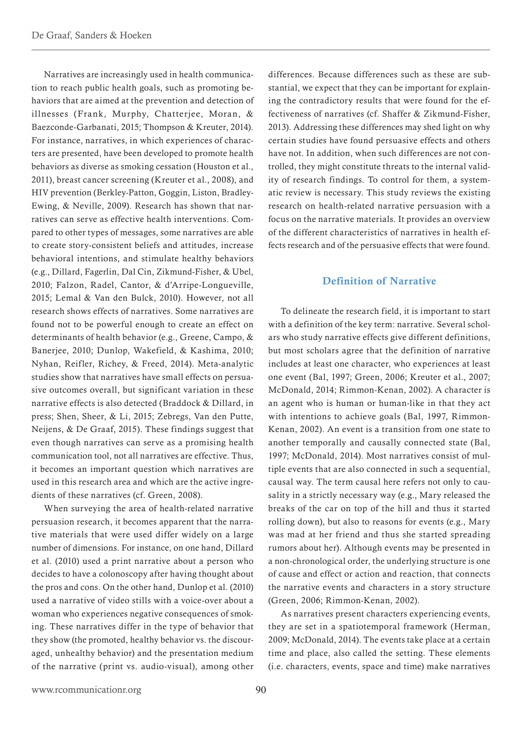Narratives are increasingly used in health communication to reach public health goals, such as promoting behaviors that are aimed at the prevention and detection of illnesses (Frank, Murphy, Chatterjee, Moran, & Baezconde-Garbanati, 2015; Thompson & Kreuter, 2014). For instance, narratives, in which experiences of characters are presented, have been developed to promote health behaviors as diverse as smoking cessation (Houston et al., 2011), breast cancer screening (Kreuter et al., 2008), and HIV prevention (Berkley-Patton, Goggin, Liston, Bradley-Ewing, & Neville, 2009). Research has shown that narratives can serve as effective health interventions. Compared to other types of messages, some narratives are able to create story-consistent beliefs and attitudes, increase behavioral intentions, and stimulate healthy behaviors (e.g., Dillard, Fagerlin, Dal Cin, Zikmund-Fisher, & Ubel, 2010; Falzon, Radel, Cantor, & d'Arripe-Longueville, 2015; Lemal & Van den Bulck, 2010). However, not all research shows effects of narratives. Some narratives are found not to be powerful enough to create an effect on determinants of health behavior (e.g., Greene, Campo, & Banerjee, 2010; Dunlop, Wakefield, & Kashima, 2010; Nyhan, Reifler, Richey, & Freed, 2014). Meta-analytic studies show that narratives have small effects on persuasive outcomes overall, but significant variation in these narrative effects is also detected (Braddock & Dillard, in press; Shen, Sheer, & Li, 2015; Zebregs, Van den Putte, Neijens, & De Graaf, 2015). These findings suggest that even though narratives can serve as a promising health communication tool, not all narratives are effective. Thus, it becomes an important question which narratives are used in this research area and which are the active ingredients of these narratives (cf. Green, 2008).

When surveying the area of health-related narrative persuasion research, it becomes apparent that the narrative materials that were used differ widely on a large number of dimensions. For instance, on one hand, Dillard et al. (2010) used a print narrative about a person who decides to have a colonoscopy after having thought about the pros and cons. On the other hand, Dunlop et al. (2010) used a narrative of video stills with a voice-over about a woman who experiences negative consequences of smoking. These narratives differ in the type of behavior that they show (the promoted, healthy behavior vs. the discouraged, unhealthy behavior) and the presentation medium of the narrative (print vs. audio-visual), among other differences. Because differences such as these are substantial, we expect that they can be important for explaining the contradictory results that were found for the effectiveness of narratives (cf. Shaffer & Zikmund-Fisher, 2013). Addressing these differences may shed light on why certain studies have found persuasive effects and others have not. In addition, when such differences are not controlled, they might constitute threats to the internal validity of research findings. To control for them, a systematic review is necessary. This study reviews the existing research on health-related narrative persuasion with a focus on the narrative materials. It provides an overview of the different characteristics of narratives in health effects research and of the persuasive effects that were found.

## Definition of Narrative

To delineate the research field, it is important to start with a definition of the key term: narrative. Several scholars who study narrative effects give different definitions, but most scholars agree that the definition of narrative includes at least one character, who experiences at least one event (Bal, 1997; Green, 2006; Kreuter et al., 2007; McDonald, 2014; Rimmon-Kenan, 2002). A character is an agent who is human or human-like in that they act with intentions to achieve goals (Bal, 1997, Rimmon-Kenan, 2002). An event is a transition from one state to another temporally and causally connected state (Bal, 1997; McDonald, 2014). Most narratives consist of multiple events that are also connected in such a sequential, causal way. The term causal here refers not only to causality in a strictly necessary way (e.g., Mary released the breaks of the car on top of the hill and thus it started rolling down), but also to reasons for events (e.g., Mary was mad at her friend and thus she started spreading rumors about her). Although events may be presented in a non-chronological order, the underlying structure is one of cause and effect or action and reaction, that connects the narrative events and characters in a story structure (Green, 2006; Rimmon-Kenan, 2002).

As narratives present characters experiencing events, they are set in a spatiotemporal framework (Herman, 2009; McDonald, 2014). The events take place at a certain time and place, also called the setting. These elements (i.e. characters, events, space and time) make narratives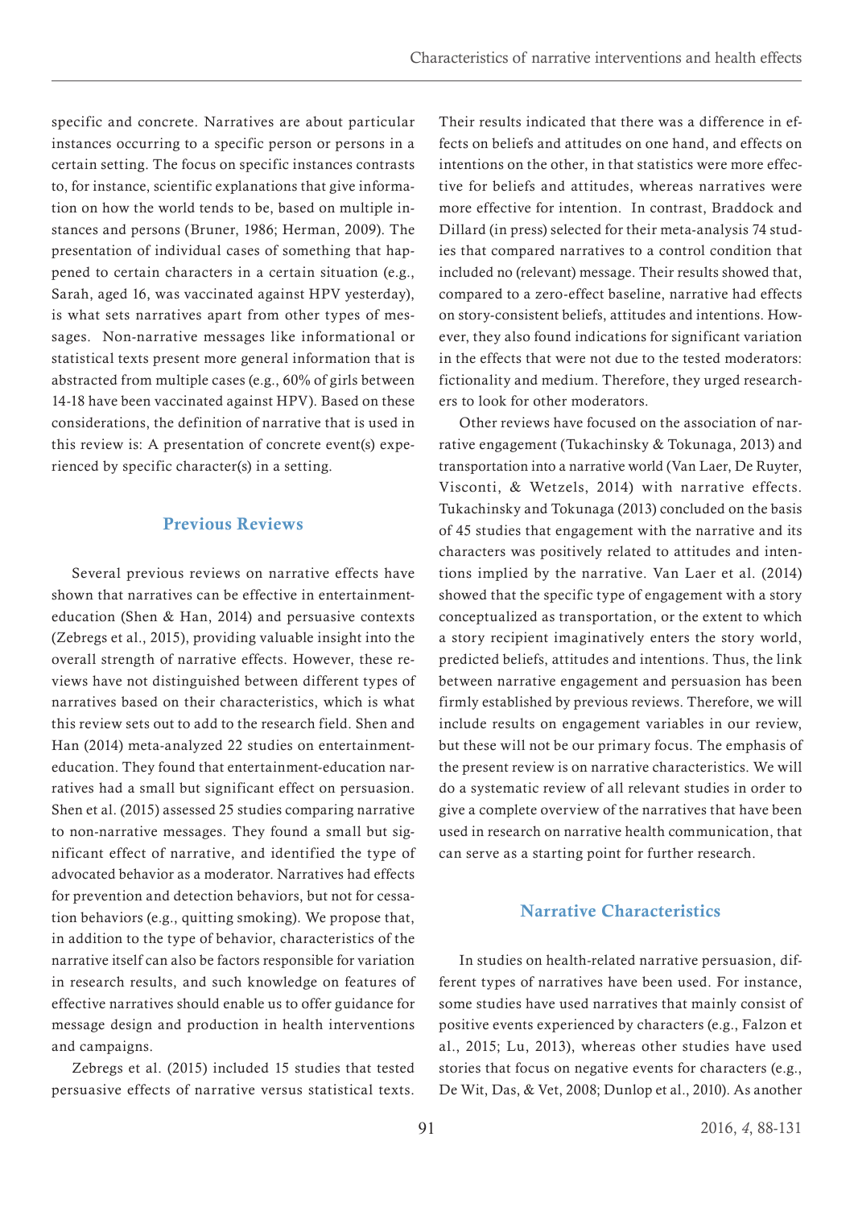specific and concrete. Narratives are about particular instances occurring to a specific person or persons in a certain setting. The focus on specific instances contrasts to, for instance, scientific explanations that give information on how the world tends to be, based on multiple instances and persons (Bruner, 1986; Herman, 2009). The presentation of individual cases of something that happened to certain characters in a certain situation (e.g., Sarah, aged 16, was vaccinated against HPV yesterday), is what sets narratives apart from other types of messages. Non-narrative messages like informational or statistical texts present more general information that is abstracted from multiple cases (e.g., 60% of girls between 14-18 have been vaccinated against HPV). Based on these considerations, the definition of narrative that is used in this review is: A presentation of concrete event(s) experienced by specific character(s) in a setting.

## Previous Reviews

Several previous reviews on narrative effects have shown that narratives can be effective in entertainment-education (Shen & Han, 2014) and persuasive contexts (Zebregs et al., 2015), providing valuable insight into the overall strength of narrative effects. However, these reviews have not distinguished between different types of narratives based on their characteristics, which is what this review sets out to add to the research field. Shen and Han (2014) meta-analyzed 22 studies on entertainment-education. They found that entertainment-education narratives had a small but significant effect on persuasion. Shen et al. (2015) assessed 25 studies comparing narrative to non-narrative messages. They found a small but significant effect of narrative, and identified the type of advocated behavior as a moderator. Narratives had effects for prevention and detection behaviors, but not for cessation behaviors (e.g., quitting smoking). We propose that, in addition to the type of behavior, characteristics of the narrative itself can also be factors responsible for variation in research results, and such knowledge on features of effective narratives should enable us to offer guidance for message design and production in health interventions and campaigns.

Zebregs et al. (2015) included 15 studies that tested persuasive effects of narrative versus statistical texts. Their results indicated that there was a difference in effects on beliefs and attitudes on one hand, and effects on intentions on the other, in that statistics were more effective for beliefs and attitudes, whereas narratives were more effective for intention. In contrast, Braddock and Dillard (in press) selected for their meta-analysis 74 studies that compared narratives to a control condition that included no (relevant) message. Their results showed that, compared to a zero-effect baseline, narrative had effects on story-consistent beliefs, attitudes and intentions. However, they also found indications for significant variation in the effects that were not due to the tested moderators: fictionality and medium. Therefore, they urged researchers to look for other moderators.

Other reviews have focused on the association of narrative engagement (Tukachinsky & Tokunaga, 2013) and transportation into a narrative world (Van Laer, De Ruyter, Visconti, & Wetzels, 2014) with narrative effects. Tukachinsky and Tokunaga (2013) concluded on the basis of 45 studies that engagement with the narrative and its characters was positively related to attitudes and intentions implied by the narrative. Van Laer et al. (2014) showed that the specific type of engagement with a story conceptualized as transportation, or the extent to which a story recipient imaginatively enters the story world, predicted beliefs, attitudes and intentions. Thus, the link between narrative engagement and persuasion has been firmly established by previous reviews. Therefore, we will include results on engagement variables in our review, but these will not be our primary focus. The emphasis of the present review is on narrative characteristics. We will do a systematic review of all relevant studies in order to give a complete overview of the narratives that have been used in research on narrative health communication, that can serve as a starting point for further research.

## Narrative Characteristics

In studies on health-related narrative persuasion, different types of narratives have been used. For instance, some studies have used narratives that mainly consist of positive events experienced by characters (e.g., Falzon et al., 2015; Lu, 2013), whereas other studies have used stories that focus on negative events for characters (e.g., De Wit, Das, & Vet, 2008; Dunlop et al., 2010). As another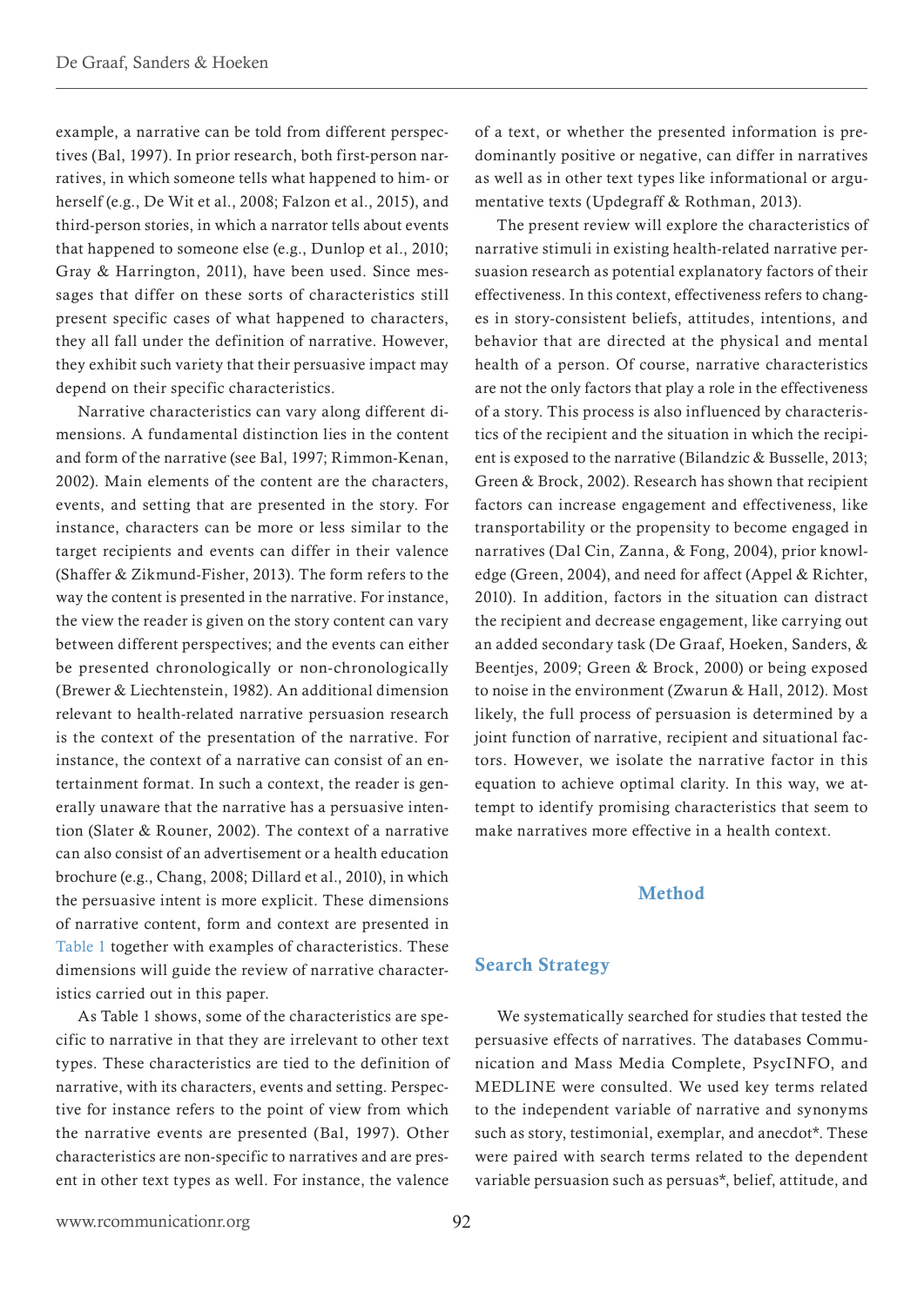example, a narrative can be told from different perspectives (Bal, 1997). In prior research, both first-person narratives, in which someone tells what happened to him- or herself (e.g., De Wit et al., 2008; Falzon et al., 2015), and third-person stories, in which a narrator tells about events that happened to someone else (e.g., Dunlop et al., 2010; Gray & Harrington, 2011), have been used. Since messages that differ on these sorts of characteristics still present specific cases of what happened to characters, they all fall under the definition of narrative. However, they exhibit such variety that their persuasive impact may depend on their specific characteristics.

Narrative characteristics can vary along different dimensions. A fundamental distinction lies in the content and form of the narrative (see Bal, 1997; Rimmon-Kenan, 2002). Main elements of the content are the characters, events, and setting that are presented in the story. For instance, characters can be more or less similar to the target recipients and events can differ in their valence (Shaffer & Zikmund-Fisher, 2013). The form refers to the way the content is presented in the narrative. For instance, the view the reader is given on the story content can vary between different perspectives; and the events can either be presented chronologically or non-chronologically (Brewer & Liechtenstein, 1982). An additional dimension relevant to health-related narrative persuasion research is the context of the presentation of the narrative. For instance, the context of a narrative can consist of an entertainment format. In such a context, the reader is generally unaware that the narrative has a persuasive intention (Slater & Rouner, 2002). The context of a narrative can also consist of an advertisement or a health education brochure (e.g., Chang, 2008; Dillard et al., 2010), in which the persuasive intent is more explicit. These dimensions of narrative content, form and context are presented in Table 1 together with examples of characteristics. These dimensions will guide the review of narrative characteristics carried out in this paper.

As Table 1 shows, some of the characteristics are specific to narrative in that they are irrelevant to other text types. These characteristics are tied to the definition of narrative, with its characters, events and setting. Perspective for instance refers to the point of view from which the narrative events are presented (Bal, 1997). Other characteristics are non-specific to narratives and are present in other text types as well. For instance, the valence of a text, or whether the presented information is predominantly positive or negative, can differ in narratives as well as in other text types like informational or argumentative texts (Updegraff & Rothman, 2013).

The present review will explore the characteristics of narrative stimuli in existing health-related narrative persuasion research as potential explanatory factors of their effectiveness. In this context, effectiveness refers to changes in story-consistent beliefs, attitudes, intentions, and behavior that are directed at the physical and mental health of a person. Of course, narrative characteristics are not the only factors that play a role in the effectiveness of a story. This process is also influenced by characteristics of the recipient and the situation in which the recipient is exposed to the narrative (Bilandzic & Busselle, 2013; Green & Brock, 2002). Research has shown that recipient factors can increase engagement and effectiveness, like transportability or the propensity to become engaged in narratives (Dal Cin, Zanna, & Fong, 2004), prior knowledge (Green, 2004), and need for affect (Appel & Richter, 2010). In addition, factors in the situation can distract the recipient and decrease engagement, like carrying out an added secondary task (De Graaf, Hoeken, Sanders, & Beentjes, 2009; Green & Brock, 2000) or being exposed to noise in the environment (Zwarun & Hall, 2012). Most likely, the full process of persuasion is determined by a joint function of narrative, recipient and situational factors. However, we isolate the narrative factor in this equation to achieve optimal clarity. In this way, we attempt to identify promising characteristics that seem to make narratives more effective in a health context.

## Method

### Search Strategy

We systematically searched for studies that tested the persuasive effects of narratives. The databases Communication and Mass Media Complete, PsycINFO, and MEDLINE were consulted. We used key terms related to the independent variable of narrative and synonyms such as story, testimonial, exemplar, and anecdot*. These were paired with search terms related to the dependent variable persuasion such as persuas*, belief, attitude, and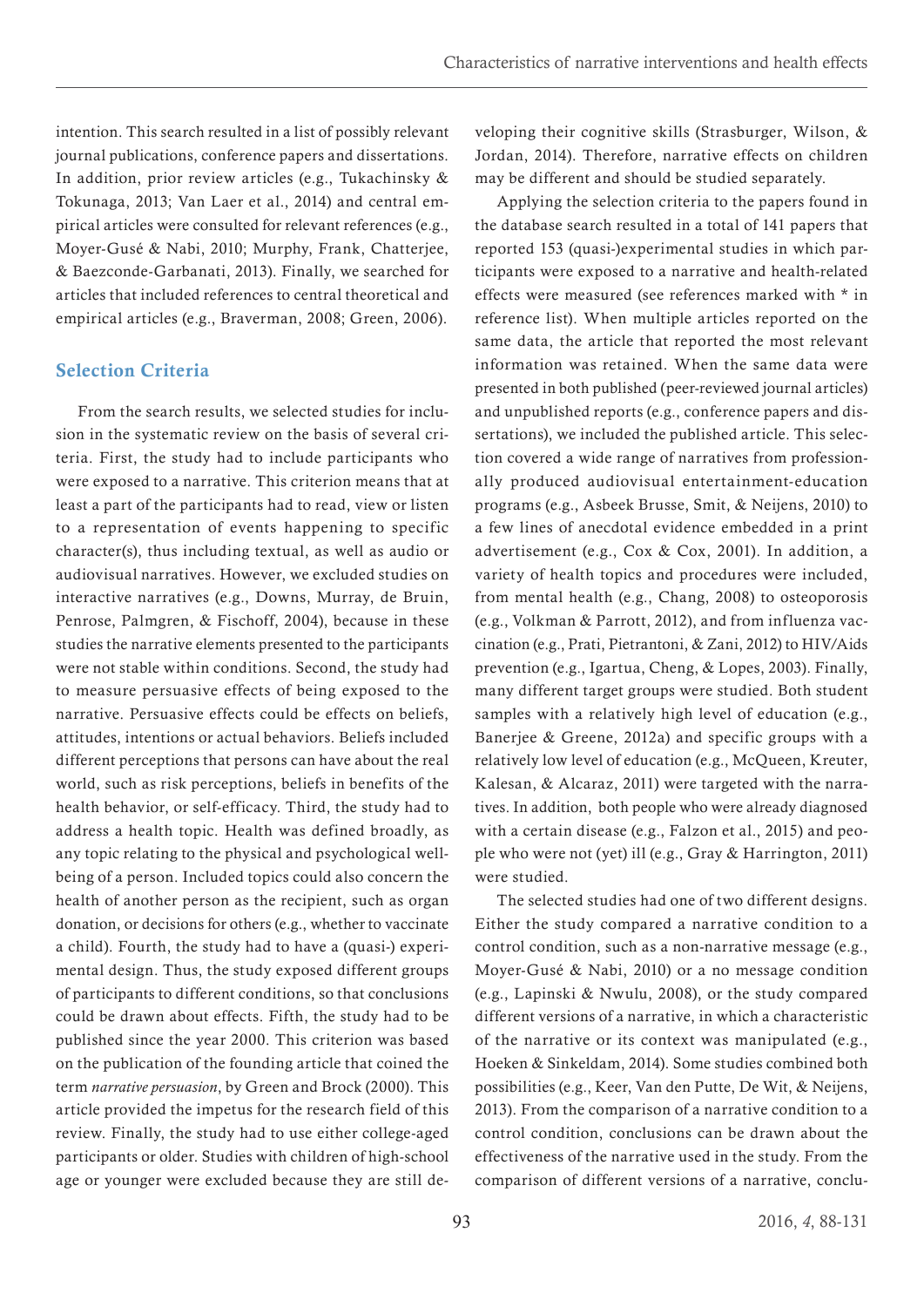intention. This search resulted in a list of possibly relevant journal publications, conference papers and dissertations. In addition, prior review articles (e.g., Tukachinsky & Tokunaga, 2013; Van Laer et al., 2014) and central empirical articles were consulted for relevant references (e.g., Moyer-Gusé & Nabi, 2010; Murphy, Frank, Chatterjee, & Baezconde-Garbanati, 2013). Finally, we searched for articles that included references to central theoretical and empirical articles (e.g., Braverman, 2008; Green, 2006).

## Selection Criteria

From the search results, we selected studies for inclusion in the systematic review on the basis of several criteria. First, the study had to include participants who were exposed to a narrative. This criterion means that at least a part of the participants had to read, view or listen to a representation of events happening to specific character(s), thus including textual, as well as audio or audiovisual narratives. However, we excluded studies on interactive narratives (e.g., Downs, Murray, de Bruin, Penrose, Palmgren, & Fischoff, 2004), because in these studies the narrative elements presented to the participants were not stable within conditions. Second, the study had to measure persuasive effects of being exposed to the narrative. Persuasive effects could be effects on beliefs, attitudes, intentions or actual behaviors. Beliefs included different perceptions that persons can have about the real world, such as risk perceptions, beliefs in benefits of the health behavior, or self-efficacy. Third, the study had to address a health topic. Health was defined broadly, as any topic relating to the physical and psychological well-being of a person. Included topics could also concern the health of another person as the recipient, such as organ donation, or decisions for others (e.g., whether to vaccinate a child). Fourth, the study had to have a (quasi-) experimental design. Thus, the study exposed different groups of participants to different conditions, so that conclusions could be drawn about effects. Fifth, the study had to be published since the year 2000. This criterion was based on the publication of the founding article that coined the term *narrative persuasion*, by Green and Brock (2000). This article provided the impetus for the research field of this review. Finally, the study had to use either college-aged participants or older. Studies with children of high-school age or younger were excluded because they are still developing their cognitive skills (Strasburger, Wilson, & Jordan, 2014). Therefore, narrative effects on children may be different and should be studied separately.

Applying the selection criteria to the papers found in the database search resulted in a total of 141 papers that reported 153 (quasi-)experimental studies in which participants were exposed to a narrative and health-related effects were measured (see references marked with * in reference list). When multiple articles reported on the same data, the article that reported the most relevant information was retained. When the same data were presented in both published (peer-reviewed journal articles) and unpublished reports (e.g., conference papers and dissertations), we included the published article. This selection covered a wide range of narratives from professionally produced audiovisual entertainment-education programs (e.g., Asbeek Brusse, Smit, & Neijens, 2010) to a few lines of anecdotal evidence embedded in a print advertisement (e.g., Cox & Cox, 2001). In addition, a variety of health topics and procedures were included, from mental health (e.g., Chang, 2008) to osteoporosis (e.g., Volkman & Parrott, 2012), and from influenza vaccination (e.g., Prati, Pietrantoni, & Zani, 2012) to HIV/Aids prevention (e.g., Igartua, Cheng, & Lopes, 2003). Finally, many different target groups were studied. Both student samples with a relatively high level of education (e.g., Banerjee & Greene, 2012a) and specific groups with a relatively low level of education (e.g., McQueen, Kreuter, Kalesan, & Alcaraz, 2011) were targeted with the narratives. In addition, both people who were already diagnosed with a certain disease (e.g., Falzon et al., 2015) and people who were not (yet) ill (e.g., Gray & Harrington, 2011) were studied.

The selected studies had one of two different designs. Either the study compared a narrative condition to a control condition, such as a non-narrative message (e.g., Moyer-Gusé & Nabi, 2010) or a no message condition (e.g., Lapinski & Nwulu, 2008), or the study compared different versions of a narrative, in which a characteristic of the narrative or its context was manipulated (e.g., Hoeken & Sinkeldam, 2014). Some studies combined both possibilities (e.g., Keer, Van den Putte, De Wit, & Neijens, 2013). From the comparison of a narrative condition to a control condition, conclusions can be drawn about the effectiveness of the narrative used in the study. From the comparison of different versions of a narrative, conclu-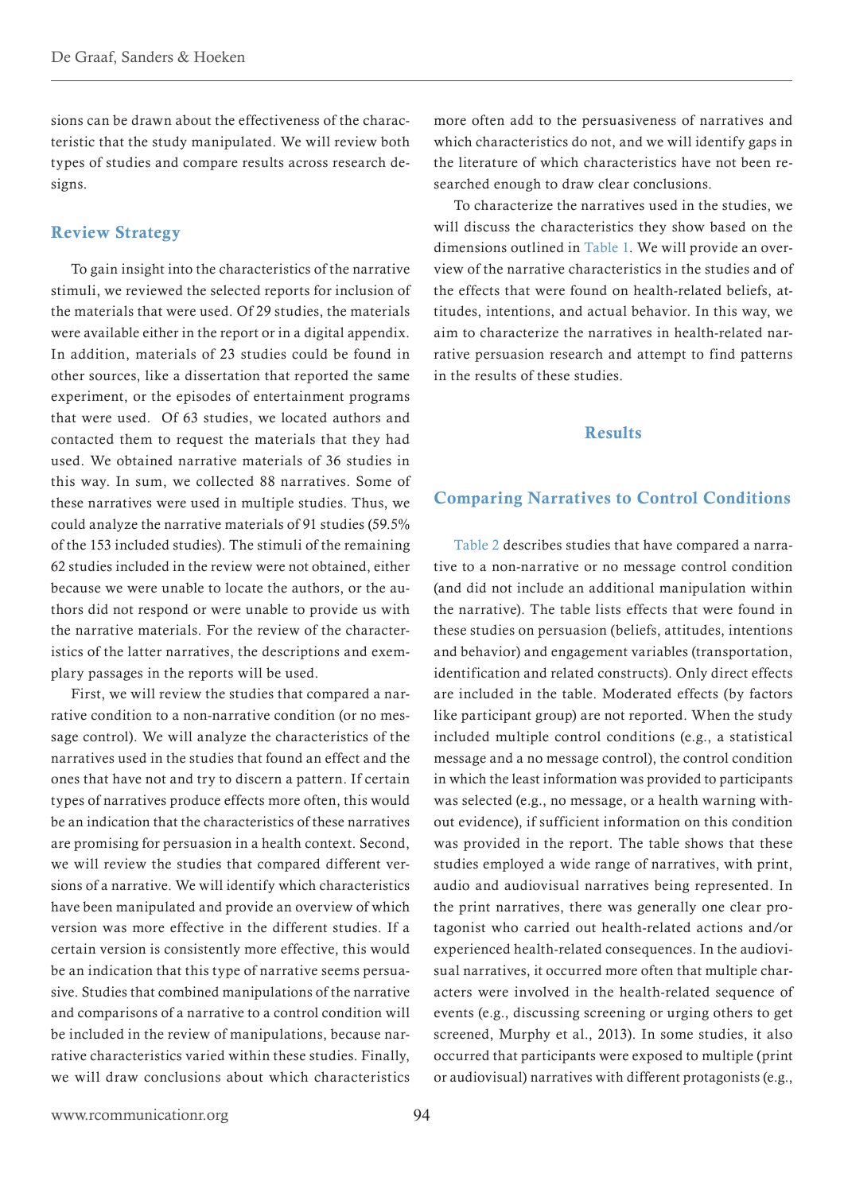sions can be drawn about the effectiveness of the characteristic that the study manipulated. We will review both types of studies and compare results across research designs.

## Review Strategy

To gain insight into the characteristics of the narrative stimuli, we reviewed the selected reports for inclusion of the materials that were used. Of 29 studies, the materials were available either in the report or in a digital appendix. In addition, materials of 23 studies could be found in other sources, like a dissertation that reported the same experiment, or the episodes of entertainment programs that were used. Of 63 studies, we located authors and contacted them to request the materials that they had used. We obtained narrative materials of 36 studies in this way. In sum, we collected 88 narratives. Some of these narratives were used in multiple studies. Thus, we could analyze the narrative materials of 91 studies (59.5% of the 153 included studies). The stimuli of the remaining 62 studies included in the review were not obtained, either because we were unable to locate the authors, or the authors did not respond or were unable to provide us with the narrative materials. For the review of the characteristics of the latter narratives, the descriptions and exemplary passages in the reports will be used.

First, we will review the studies that compared a narrative condition to a non-narrative condition (or no message control). We will analyze the characteristics of the narratives used in the studies that found an effect and the ones that have not and try to discern a pattern. If certain types of narratives produce effects more often, this would be an indication that the characteristics of these narratives are promising for persuasion in a health context. Second, we will review the studies that compared different versions of a narrative. We will identify which characteristics have been manipulated and provide an overview of which version was more effective in the different studies. If a certain version is consistently more effective, this would be an indication that this type of narrative seems persuasive. Studies that combined manipulations of the narrative and comparisons of a narrative to a control condition will be included in the review of manipulations, because narrative characteristics varied within these studies. Finally, we will draw conclusions about which characteristics more often add to the persuasiveness of narratives and which characteristics do not, and we will identify gaps in the literature of which characteristics have not been researched enough to draw clear conclusions.

To characterize the narratives used in the studies, we will discuss the characteristics they show based on the dimensions outlined in Table 1. We will provide an overview of the narrative characteristics in the studies and of the effects that were found on health-related beliefs, attitudes, intentions, and actual behavior. In this way, we aim to characterize the narratives in health-related narrative persuasion research and attempt to find patterns in the results of these studies.

# Results

## Comparing Narratives to Control Conditions

Table 2 describes studies that have compared a narrative to a non-narrative or no message control condition (and did not include an additional manipulation within the narrative). The table lists effects that were found in these studies on persuasion (beliefs, attitudes, intentions and behavior) and engagement variables (transportation, identification and related constructs). Only direct effects are included in the table. Moderated effects (by factors like participant group) are not reported. When the study included multiple control conditions (e.g., a statistical message and a no message control), the control condition in which the least information was provided to participants was selected (e.g., no message, or a health warning without evidence), if sufficient information on this condition was provided in the report. The table shows that these studies employed a wide range of narratives, with print, audio and audiovisual narratives being represented. In the print narratives, there was generally one clear protagonist who carried out health-related actions and/or experienced health-related consequences. In the audiovisual narratives, it occurred more often that multiple characters were involved in the health-related sequence of events (e.g., discussing screening or urging others to get screened, Murphy et al., 2013). In some studies, it also occurred that participants were exposed to multiple (print or audiovisual) narratives with different protagonists (e.g.,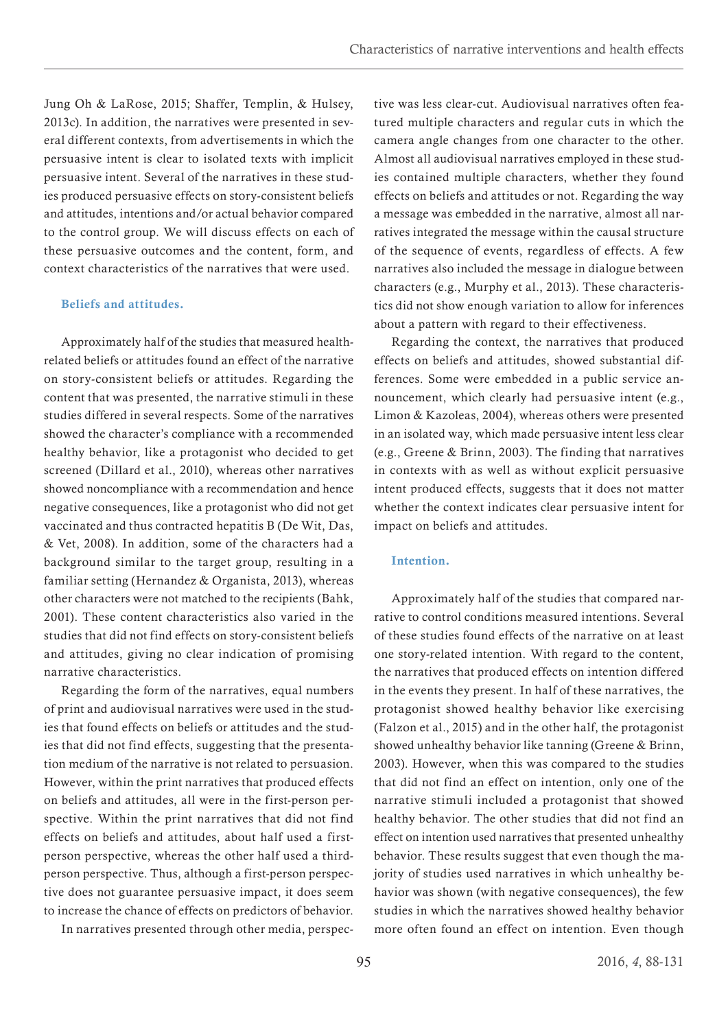Jung Oh & LaRose, 2015; Shaffer, Templin, & Hulsey, 2013c). In addition, the narratives were presented in several different contexts, from advertisements in which the persuasive intent is clear to isolated texts with implicit persuasive intent. Several of the narratives in these studies produced persuasive effects on story-consistent beliefs and attitudes, intentions and/or actual behavior compared to the control group. We will discuss effects on each of these persuasive outcomes and the content, form, and context characteristics of the narratives that were used.

#### Beliefs and attitudes.

Approximately half of the studies that measured health-related beliefs or attitudes found an effect of the narrative on story-consistent beliefs or attitudes. Regarding the content that was presented, the narrative stimuli in these studies differed in several respects. Some of the narratives showed the character's compliance with a recommended healthy behavior, like a protagonist who decided to get screened (Dillard et al., 2010), whereas other narratives showed noncompliance with a recommendation and hence negative consequences, like a protagonist who did not get vaccinated and thus contracted hepatitis B (De Wit, Das, & Vet, 2008). In addition, some of the characters had a background similar to the target group, resulting in a familiar setting (Hernandez & Organista, 2013), whereas other characters were not matched to the recipients (Bahk, 2001). These content characteristics also varied in the studies that did not find effects on story-consistent beliefs and attitudes, giving no clear indication of promising narrative characteristics.

Regarding the form of the narratives, equal numbers of print and audiovisual narratives were used in the studies that found effects on beliefs or attitudes and the studies that did not find effects, suggesting that the presentation medium of the narrative is not related to persuasion. However, within the print narratives that produced effects on beliefs and attitudes, all were in the first-person perspective. Within the print narratives that did not find effects on beliefs and attitudes, about half used a first-person perspective, whereas the other half used a third-person perspective. Thus, although a first-person perspective does not guarantee persuasive impact, it does seem to increase the chance of effects on predictors of behavior.

In narratives presented through other media, perspective was less clear-cut. Audiovisual narratives often featured multiple characters and regular cuts in which the camera angle changes from one character to the other. Almost all audiovisual narratives employed in these studies contained multiple characters, whether they found effects on beliefs and attitudes or not. Regarding the way a message was embedded in the narrative, almost all narratives integrated the message within the causal structure of the sequence of events, regardless of effects. A few narratives also included the message in dialogue between characters (e.g., Murphy et al., 2013). These characteristics did not show enough variation to allow for inferences about a pattern with regard to their effectiveness.

Regarding the context, the narratives that produced effects on beliefs and attitudes, showed substantial differences. Some were embedded in a public service announcement, which clearly had persuasive intent (e.g., Limon & Kazoleas, 2004), whereas others were presented in an isolated way, which made persuasive intent less clear (e.g., Greene & Brinn, 2003). The finding that narratives in contexts with as well as without explicit persuasive intent produced effects, suggests that it does not matter whether the context indicates clear persuasive intent for impact on beliefs and attitudes.

#### Intention.

Approximately half of the studies that compared narrative to control conditions measured intentions. Several of these studies found effects of the narrative on at least one story-related intention. With regard to the content, the narratives that produced effects on intention differed in the events they present. In half of these narratives, the protagonist showed healthy behavior like exercising (Falzon et al., 2015) and in the other half, the protagonist showed unhealthy behavior like tanning (Greene & Brinn, 2003). However, when this was compared to the studies that did not find an effect on intention, only one of the narrative stimuli included a protagonist that showed healthy behavior. The other studies that did not find an effect on intention used narratives that presented unhealthy behavior. These results suggest that even though the majority of studies used narratives in which unhealthy behavior was shown (with negative consequences), the few studies in which the narratives showed healthy behavior more often found an effect on intention. Even though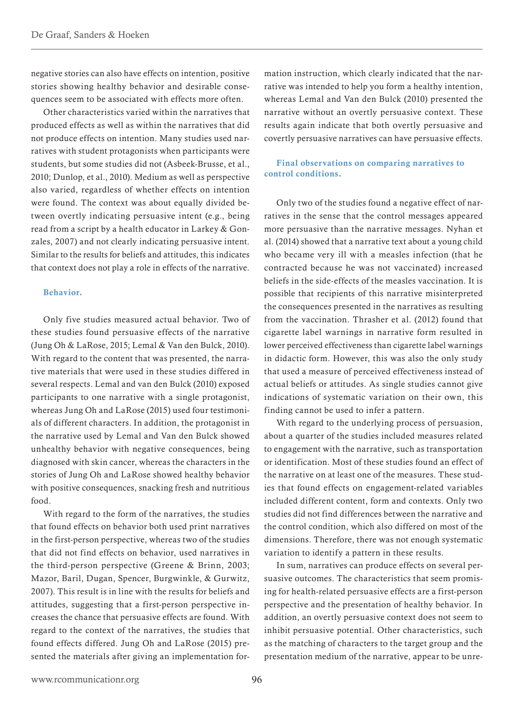negative stories can also have effects on intention, positive stories showing healthy behavior and desirable consequences seem to be associated with effects more often.

Other characteristics varied within the narratives that produced effects as well as within the narratives that did not produce effects on intention. Many studies used narratives with student protagonists when participants were students, but some studies did not (Asbeek-Brusse, et al., 2010; Dunlop, et al., 2010). Medium as well as perspective also varied, regardless of whether effects on intention were found. The context was about equally divided between overtly indicating persuasive intent (e.g., being read from a script by a health educator in Larkey & Gonzales, 2007) and not clearly indicating persuasive intent. Similar to the results for beliefs and attitudes, this indicates that context does not play a role in effects of the narrative.

### Behavior.

Only five studies measured actual behavior. Two of these studies found persuasive effects of the narrative (Jung Oh & LaRose, 2015; Lemal & Van den Bulck, 2010). With regard to the content that was presented, the narrative materials that were used in these studies differed in several respects. Lemal and van den Bulck (2010) exposed participants to one narrative with a single protagonist, whereas Jung Oh and LaRose (2015) used four testimonials of different characters. In addition, the protagonist in the narrative used by Lemal and Van den Bulck showed unhealthy behavior with negative consequences, being diagnosed with skin cancer, whereas the characters in the stories of Jung Oh and LaRose showed healthy behavior with positive consequences, snacking fresh and nutritious food.

With regard to the form of the narratives, the studies that found effects on behavior both used print narratives in the first-person perspective, whereas two of the studies that did not find effects on behavior, used narratives in the third-person perspective (Greene & Brinn, 2003; Mazor, Baril, Dugan, Spencer, Burgwinkle, & Gurwitz, 2007). This result is in line with the results for beliefs and attitudes, suggesting that a first-person perspective increases the chance that persuasive effects are found. With regard to the context of the narratives, the studies that found effects differed. Jung Oh and LaRose (2015) presented the materials after giving an implementation formation instruction, which clearly indicated that the narrative was intended to help you form a healthy intention, whereas Lemal and Van den Bulck (2010) presented the narrative without an overtly persuasive context. These results again indicate that both overtly persuasive and covertly persuasive narratives can have persuasive effects.

### Final observations on comparing narratives to control conditions.

Only two of the studies found a negative effect of narratives in the sense that the control messages appeared more persuasive than the narrative messages. Nyhan et al. (2014) showed that a narrative text about a young child who became very ill with a measles infection (that he contracted because he was not vaccinated) increased beliefs in the side-effects of the measles vaccination. It is possible that recipients of this narrative misinterpreted the consequences presented in the narratives as resulting from the vaccination. Thrasher et al. (2012) found that cigarette label warnings in narrative form resulted in lower perceived effectiveness than cigarette label warnings in didactic form. However, this was also the only study that used a measure of perceived effectiveness instead of actual beliefs or attitudes. As single studies cannot give indications of systematic variation on their own, this finding cannot be used to infer a pattern.

With regard to the underlying process of persuasion, about a quarter of the studies included measures related to engagement with the narrative, such as transportation or identification. Most of these studies found an effect of the narrative on at least one of the measures. These studies that found effects on engagement-related variables included different content, form and contexts. Only two studies did not find differences between the narrative and the control condition, which also differed on most of the dimensions. Therefore, there was not enough systematic variation to identify a pattern in these results.

In sum, narratives can produce effects on several persuasive outcomes. The characteristics that seem promising for health-related persuasive effects are a first-person perspective and the presentation of healthy behavior. In addition, an overtly persuasive context does not seem to inhibit persuasive potential. Other characteristics, such as the matching of characters to the target group and the presentation medium of the narrative, appear to be unre-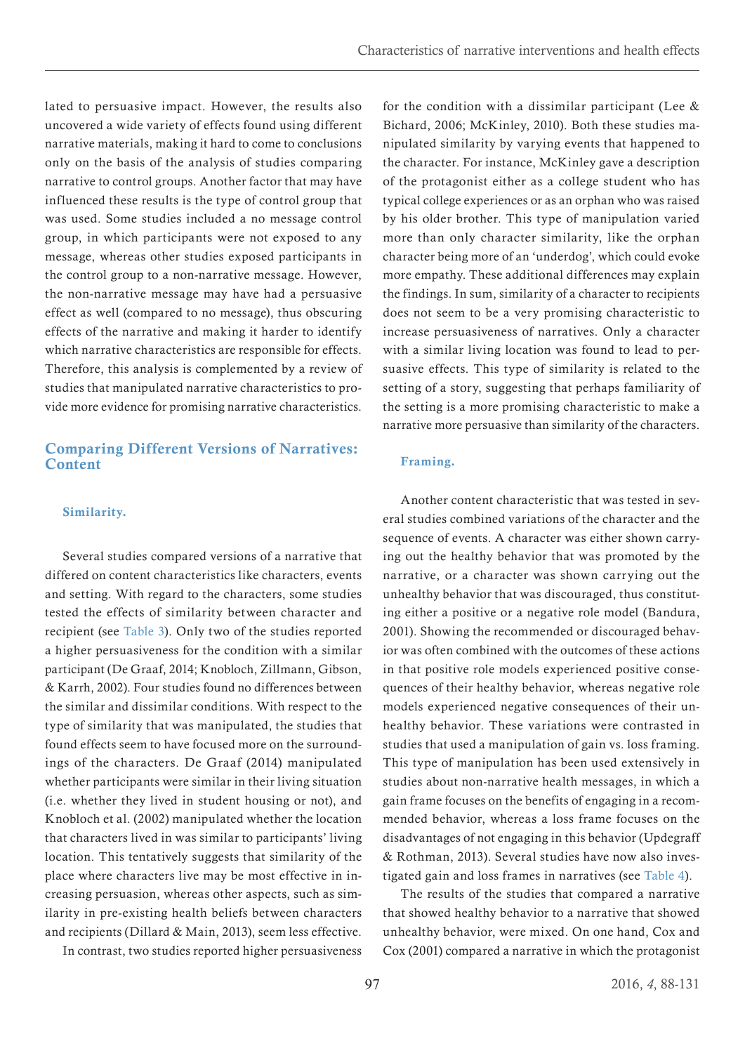lated to persuasive impact. However, the results also uncovered a wide variety of effects found using different narrative materials, making it hard to come to conclusions only on the basis of the analysis of studies comparing narrative to control groups. Another factor that may have influenced these results is the type of control group that was used. Some studies included a no message control group, in which participants were not exposed to any message, whereas other studies exposed participants in the control group to a non-narrative message. However, the non-narrative message may have had a persuasive effect as well (compared to no message), thus obscuring effects of the narrative and making it harder to identify which narrative characteristics are responsible for effects. Therefore, this analysis is complemented by a review of studies that manipulated narrative characteristics to provide more evidence for promising narrative characteristics.

## Comparing Different Versions of Narratives: Content

### Similarity.

Several studies compared versions of a narrative that differed on content characteristics like characters, events and setting. With regard to the characters, some studies tested the effects of similarity between character and recipient (see Table 3). Only two of the studies reported a higher persuasiveness for the condition with a similar participant (De Graaf, 2014; Knobloch, Zillmann, Gibson, & Karrh, 2002). Four studies found no differences between the similar and dissimilar conditions. With respect to the type of similarity that was manipulated, the studies that found effects seem to have focused more on the surroundings of the characters. De Graaf (2014) manipulated whether participants were similar in their living situation (i.e. whether they lived in student housing or not), and Knobloch et al. (2002) manipulated whether the location that characters lived in was similar to participants' living location. This tentatively suggests that similarity of the place where characters live may be most effective in increasing persuasion, whereas other aspects, such as similarity in pre-existing health beliefs between characters and recipients (Dillard & Main, 2013), seem less effective.

In contrast, two studies reported higher persuasiveness for the condition with a dissimilar participant (Lee & Bichard, 2006; McKinley, 2010). Both these studies manipulated similarity by varying events that happened to the character. For instance, McKinley gave a description of the protagonist either as a college student who has typical college experiences or as an orphan who was raised by his older brother. This type of manipulation varied more than only character similarity, like the orphan character being more of an 'underdog', which could evoke more empathy. These additional differences may explain the findings. In sum, similarity of a character to recipients does not seem to be a very promising characteristic to increase persuasiveness of narratives. Only a character with a similar living location was found to lead to persuasive effects. This type of similarity is related to the setting of a story, suggesting that perhaps familiarity of the setting is a more promising characteristic to make a narrative more persuasive than similarity of the characters.

### Framing.

Another content characteristic that was tested in several studies combined variations of the character and the sequence of events. A character was either shown carrying out the healthy behavior that was promoted by the narrative, or a character was shown carrying out the unhealthy behavior that was discouraged, thus constituting either a positive or a negative role model (Bandura, 2001). Showing the recommended or discouraged behavior was often combined with the outcomes of these actions in that positive role models experienced positive consequences of their healthy behavior, whereas negative role models experienced negative consequences of their unhealthy behavior. These variations were contrasted in studies that used a manipulation of gain vs. loss framing. This type of manipulation has been used extensively in studies about non-narrative health messages, in which a gain frame focuses on the benefits of engaging in a recommended behavior, whereas a loss frame focuses on the disadvantages of not engaging in this behavior (Updegraff & Rothman, 2013). Several studies have now also investigated gain and loss frames in narratives (see Table 4).

The results of the studies that compared a narrative that showed healthy behavior to a narrative that showed unhealthy behavior, were mixed. On one hand, Cox and Cox (2001) compared a narrative in which the protagonist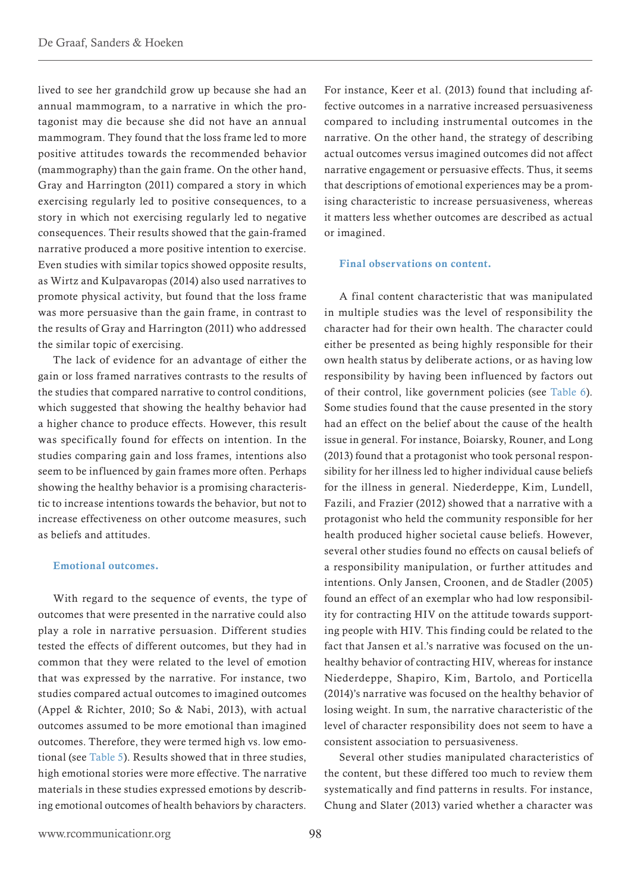lived to see her grandchild grow up because she had an annual mammogram, to a narrative in which the protagonist may die because she did not have an annual mammogram. They found that the loss frame led to more positive attitudes towards the recommended behavior (mammography) than the gain frame. On the other hand, Gray and Harrington (2011) compared a story in which exercising regularly led to positive consequences, to a story in which not exercising regularly led to negative consequences. Their results showed that the gain-framed narrative produced a more positive intention to exercise. Even studies with similar topics showed opposite results, as Wirtz and Kulpavaropas (2014) also used narratives to promote physical activity, but found that the loss frame was more persuasive than the gain frame, in contrast to the results of Gray and Harrington (2011) who addressed the similar topic of exercising.

The lack of evidence for an advantage of either the gain or loss framed narratives contrasts to the results of the studies that compared narrative to control conditions, which suggested that showing the healthy behavior had a higher chance to produce effects. However, this result was specifically found for effects on intention. In the studies comparing gain and loss frames, intentions also seem to be influenced by gain frames more often. Perhaps showing the healthy behavior is a promising characteristic to increase intentions towards the behavior, but not to increase effectiveness on other outcome measures, such as beliefs and attitudes.

#### Emotional outcomes.

With regard to the sequence of events, the type of outcomes that were presented in the narrative could also play a role in narrative persuasion. Different studies tested the effects of different outcomes, but they had in common that they were related to the level of emotion that was expressed by the narrative. For instance, two studies compared actual outcomes to imagined outcomes (Appel & Richter, 2010; So & Nabi, 2013), with actual outcomes assumed to be more emotional than imagined outcomes. Therefore, they were termed high vs. low emotional (see Table 5). Results showed that in three studies, high emotional stories were more effective. The narrative materials in these studies expressed emotions by describing emotional outcomes of health behaviors by characters. For instance, Keer et al. (2013) found that including affective outcomes in a narrative increased persuasiveness compared to including instrumental outcomes in the narrative. On the other hand, the strategy of describing actual outcomes versus imagined outcomes did not affect narrative engagement or persuasive effects. Thus, it seems that descriptions of emotional experiences may be a promising characteristic to increase persuasiveness, whereas it matters less whether outcomes are described as actual or imagined.

#### Final observations on content.

A final content characteristic that was manipulated in multiple studies was the level of responsibility the character had for their own health. The character could either be presented as being highly responsible for their own health status by deliberate actions, or as having low responsibility by having been influenced by factors out of their control, like government policies (see Table 6). Some studies found that the cause presented in the story had an effect on the belief about the cause of the health issue in general. For instance, Boiarsky, Rouner, and Long (2013) found that a protagonist who took personal responsibility for her illness led to higher individual cause beliefs for the illness in general. Niederdeppe, Kim, Lundell, Fazili, and Frazier (2012) showed that a narrative with a protagonist who held the community responsible for her health produced higher societal cause beliefs. However, several other studies found no effects on causal beliefs of a responsibility manipulation, or further attitudes and intentions. Only Jansen, Croonen, and de Stadler (2005) found an effect of an exemplar who had low responsibility for contracting HIV on the attitude towards supporting people with HIV. This finding could be related to the fact that Jansen et al.'s narrative was focused on the unhealthy behavior of contracting HIV, whereas for instance Niederdeppe, Shapiro, Kim, Bartolo, and Porticella (2014)'s narrative was focused on the healthy behavior of losing weight. In sum, the narrative characteristic of the level of character responsibility does not seem to have a consistent association to persuasiveness.

Several other studies manipulated characteristics of the content, but these differed too much to review them systematically and find patterns in results. For instance, Chung and Slater (2013) varied whether a character was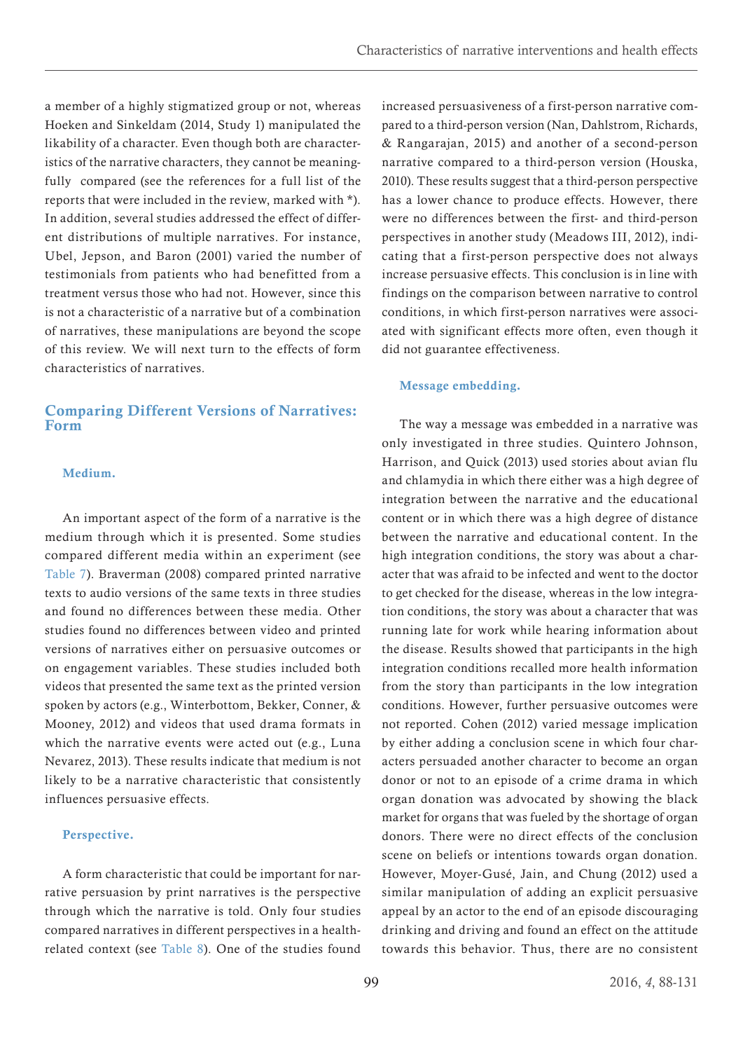a member of a highly stigmatized group or not, whereas Hoeken and Sinkeldam (2014, Study 1) manipulated the likability of a character. Even though both are characteristics of the narrative characters, they cannot be meaningfully compared (see the references for a full list of the reports that were included in the review, marked with *). In addition, several studies addressed the effect of different distributions of multiple narratives. For instance, Ubel, Jepson, and Baron (2001) varied the number of testimonials from patients who had benefitted from a treatment versus those who had not. However, since this is not a characteristic of a narrative but of a combination of narratives, these manipulations are beyond the scope of this review. We will next turn to the effects of form characteristics of narratives.

## Comparing Different Versions of Narratives: Form

### Medium.

An important aspect of the form of a narrative is the medium through which it is presented. Some studies compared different media within an experiment (see Table 7). Braverman (2008) compared printed narrative texts to audio versions of the same texts in three studies and found no differences between these media. Other studies found no differences between video and printed versions of narratives either on persuasive outcomes or on engagement variables. These studies included both videos that presented the same text as the printed version spoken by actors (e.g., Winterbottom, Bekker, Conner, & Mooney, 2012) and videos that used drama formats in which the narrative events were acted out (e.g., Luna Nevarez, 2013). These results indicate that medium is not likely to be a narrative characteristic that consistently influences persuasive effects.

### Perspective.

A form characteristic that could be important for narrative persuasion by print narratives is the perspective through which the narrative is told. Only four studies compared narratives in different perspectives in a health-related context (see Table 8). One of the studies found increased persuasiveness of a first-person narrative compared to a third-person version (Nan, Dahlstrom, Richards, & Rangarajan, 2015) and another of a second-person narrative compared to a third-person version (Houska, 2010). These results suggest that a third-person perspective has a lower chance to produce effects. However, there were no differences between the first- and third-person perspectives in another study (Meadows III, 2012), indicating that a first-person perspective does not always increase persuasive effects. This conclusion is in line with findings on the comparison between narrative to control conditions, in which first-person narratives were associated with significant effects more often, even though it did not guarantee effectiveness.

### Message embedding.

The way a message was embedded in a narrative was only investigated in three studies. Quintero Johnson, Harrison, and Quick (2013) used stories about avian flu and chlamydia in which there either was a high degree of integration between the narrative and the educational content or in which there was a high degree of distance between the narrative and educational content. In the high integration conditions, the story was about a character that was afraid to be infected and went to the doctor to get checked for the disease, whereas in the low integration conditions, the story was about a character that was running late for work while hearing information about the disease. Results showed that participants in the high integration conditions recalled more health information from the story than participants in the low integration conditions. However, further persuasive outcomes were not reported. Cohen (2012) varied message implication by either adding a conclusion scene in which four characters persuaded another character to become an organ donor or not to an episode of a crime drama in which organ donation was advocated by showing the black market for organs that was fueled by the shortage of organ donors. There were no direct effects of the conclusion scene on beliefs or intentions towards organ donation. However, Moyer-Gusé, Jain, and Chung (2012) used a similar manipulation of adding an explicit persuasive appeal by an actor to the end of an episode discouraging drinking and driving and found an effect on the attitude towards this behavior. Thus, there are no consistent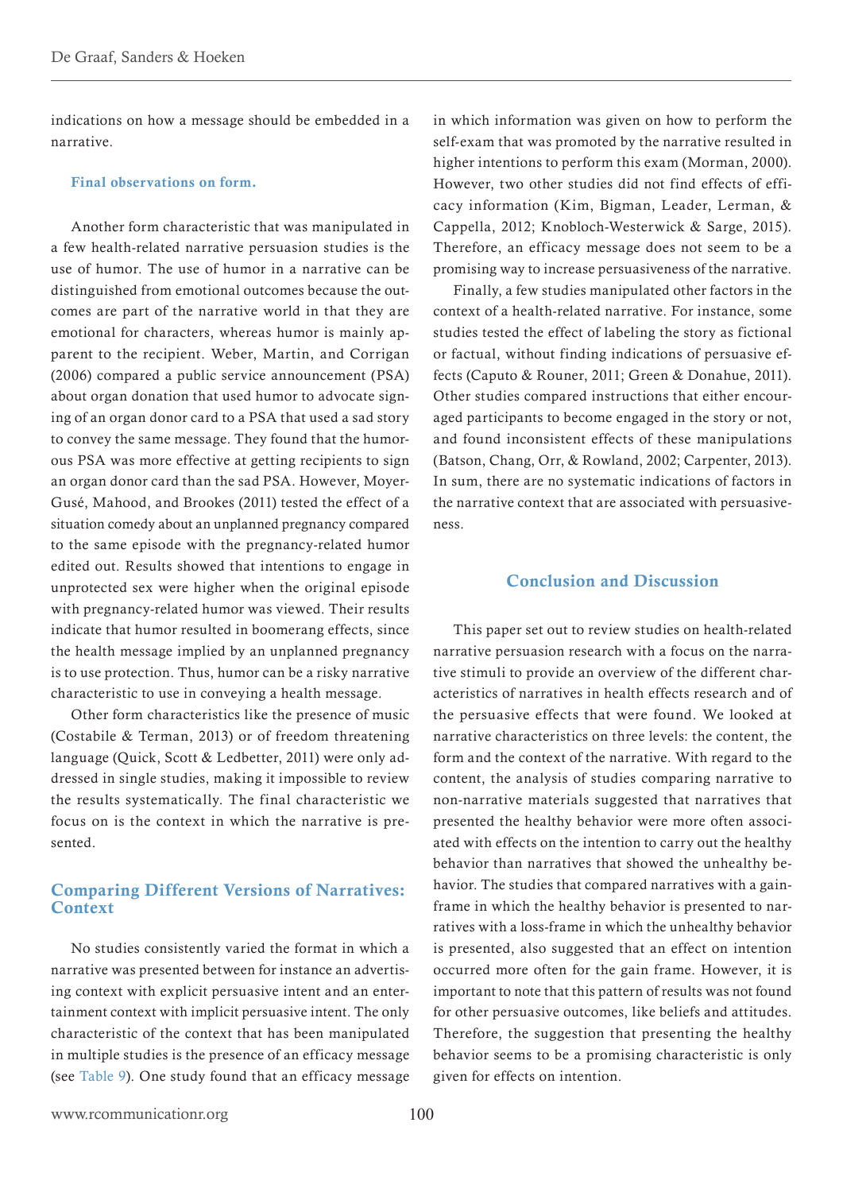indications on how a message should be embedded in a narrative.

#### Final observations on form.

Another form characteristic that was manipulated in a few health-related narrative persuasion studies is the use of humor. The use of humor in a narrative can be distinguished from emotional outcomes because the outcomes are part of the narrative world in that they are emotional for characters, whereas humor is mainly apparent to the recipient. Weber, Martin, and Corrigan (2006) compared a public service announcement (PSA) about organ donation that used humor to advocate signing of an organ donor card to a PSA that used a sad story to convey the same message. They found that the humorous PSA was more effective at getting recipients to sign an organ donor card than the sad PSA. However, Moyer-Gusé, Mahood, and Brookes (2011) tested the effect of a situation comedy about an unplanned pregnancy compared to the same episode with the pregnancy-related humor edited out. Results showed that intentions to engage in unprotected sex were higher when the original episode with pregnancy-related humor was viewed. Their results indicate that humor resulted in boomerang effects, since the health message implied by an unplanned pregnancy is to use protection. Thus, humor can be a risky narrative characteristic to use in conveying a health message.

Other form characteristics like the presence of music (Costabile & Terman, 2013) or of freedom threatening language (Quick, Scott & Ledbetter, 2011) were only addressed in single studies, making it impossible to review the results systematically. The final characteristic we focus on is the context in which the narrative is presented.

## Comparing Different Versions of Narratives: Context

No studies consistently varied the format in which a narrative was presented between for instance an advertising context with explicit persuasive intent and an entertainment context with implicit persuasive intent. The only characteristic of the context that has been manipulated in multiple studies is the presence of an efficacy message (see Table 9). One study found that an efficacy message in which information was given on how to perform the self-exam that was promoted by the narrative resulted in higher intentions to perform this exam (Morman, 2000). However, two other studies did not find effects of efficacy information (Kim, Bigman, Leader, Lerman, & Cappella, 2012; Knobloch-Westerwick & Sarge, 2015). Therefore, an efficacy message does not seem to be a promising way to increase persuasiveness of the narrative.

Finally, a few studies manipulated other factors in the context of a health-related narrative. For instance, some studies tested the effect of labeling the story as fictional or factual, without finding indications of persuasive effects (Caputo & Rouner, 2011; Green & Donahue, 2011). Other studies compared instructions that either encouraged participants to become engaged in the story or not, and found inconsistent effects of these manipulations (Batson, Chang, Orr, & Rowland, 2002; Carpenter, 2013). In sum, there are no systematic indications of factors in the narrative context that are associated with persuasiveness.

## Conclusion and Discussion

This paper set out to review studies on health-related narrative persuasion research with a focus on the narrative stimuli to provide an overview of the different characteristics of narratives in health effects research and of the persuasive effects that were found. We looked at narrative characteristics on three levels: the content, the form and the context of the narrative. With regard to the content, the analysis of studies comparing narrative to non-narrative materials suggested that narratives that presented the healthy behavior were more often associated with effects on the intention to carry out the healthy behavior than narratives that showed the unhealthy behavior. The studies that compared narratives with a gain-frame in which the healthy behavior is presented to narratives with a loss-frame in which the unhealthy behavior is presented, also suggested that an effect on intention occurred more often for the gain frame. However, it is important to note that this pattern of results was not found for other persuasive outcomes, like beliefs and attitudes. Therefore, the suggestion that presenting the healthy behavior seems to be a promising characteristic is only given for effects on intention.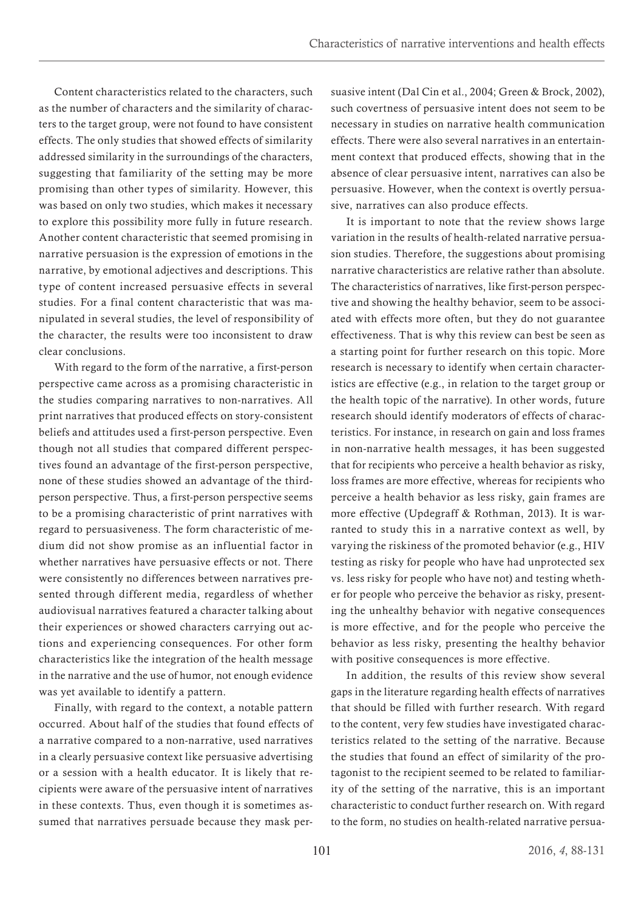Content characteristics related to the characters, such as the number of characters and the similarity of characters to the target group, were not found to have consistent effects. The only studies that showed effects of similarity addressed similarity in the surroundings of the characters, suggesting that familiarity of the setting may be more promising than other types of similarity. However, this was based on only two studies, which makes it necessary to explore this possibility more fully in future research. Another content characteristic that seemed promising in narrative persuasion is the expression of emotions in the narrative, by emotional adjectives and descriptions. This type of content increased persuasive effects in several studies. For a final content characteristic that was manipulated in several studies, the level of responsibility of the character, the results were too inconsistent to draw clear conclusions.

With regard to the form of the narrative, a first-person perspective came across as a promising characteristic in the studies comparing narratives to non-narratives. All print narratives that produced effects on story-consistent beliefs and attitudes used a first-person perspective. Even though not all studies that compared different perspectives found an advantage of the first-person perspective, none of these studies showed an advantage of the third-person perspective. Thus, a first-person perspective seems to be a promising characteristic of print narratives with regard to persuasiveness. The form characteristic of medium did not show promise as an influential factor in whether narratives have persuasive effects or not. There were consistently no differences between narratives presented through different media, regardless of whether audiovisual narratives featured a character talking about their experiences or showed characters carrying out actions and experiencing consequences. For other form characteristics like the integration of the health message in the narrative and the use of humor, not enough evidence was yet available to identify a pattern.

Finally, with regard to the context, a notable pattern occurred. About half of the studies that found effects of a narrative compared to a non-narrative, used narratives in a clearly persuasive context like persuasive advertising or a session with a health educator. It is likely that recipients were aware of the persuasive intent of narratives in these contexts. Thus, even though it is sometimes assumed that narratives persuade because they mask persuasive intent (Dal Cin et al., 2004; Green & Brock, 2002), such covertness of persuasive intent does not seem to be necessary in studies on narrative health communication effects. There were also several narratives in an entertainment context that produced effects, showing that in the absence of clear persuasive intent, narratives can also be persuasive. However, when the context is overtly persuasive, narratives can also produce effects.

It is important to note that the review shows large variation in the results of health-related narrative persuasion studies. Therefore, the suggestions about promising narrative characteristics are relative rather than absolute. The characteristics of narratives, like first-person perspective and showing the healthy behavior, seem to be associated with effects more often, but they do not guarantee effectiveness. That is why this review can best be seen as a starting point for further research on this topic. More research is necessary to identify when certain characteristics are effective (e.g., in relation to the target group or the health topic of the narrative). In other words, future research should identify moderators of effects of characteristics. For instance, in research on gain and loss frames in non-narrative health messages, it has been suggested that for recipients who perceive a health behavior as risky, loss frames are more effective, whereas for recipients who perceive a health behavior as less risky, gain frames are more effective (Updegraff & Rothman, 2013). It is warranted to study this in a narrative context as well, by varying the riskiness of the promoted behavior (e.g., HIV testing as risky for people who have had unprotected sex vs. less risky for people who have not) and testing whether for people who perceive the behavior as risky, presenting the unhealthy behavior with negative consequences is more effective, and for the people who perceive the behavior as less risky, presenting the healthy behavior with positive consequences is more effective.

In addition, the results of this review show several gaps in the literature regarding health effects of narratives that should be filled with further research. With regard to the content, very few studies have investigated characteristics related to the setting of the narrative. Because the studies that found an effect of similarity of the protagonist to the recipient seemed to be related to familiarity of the setting of the narrative, this is an important characteristic to conduct further research on. With regard to the form, no studies on health-related narrative persua-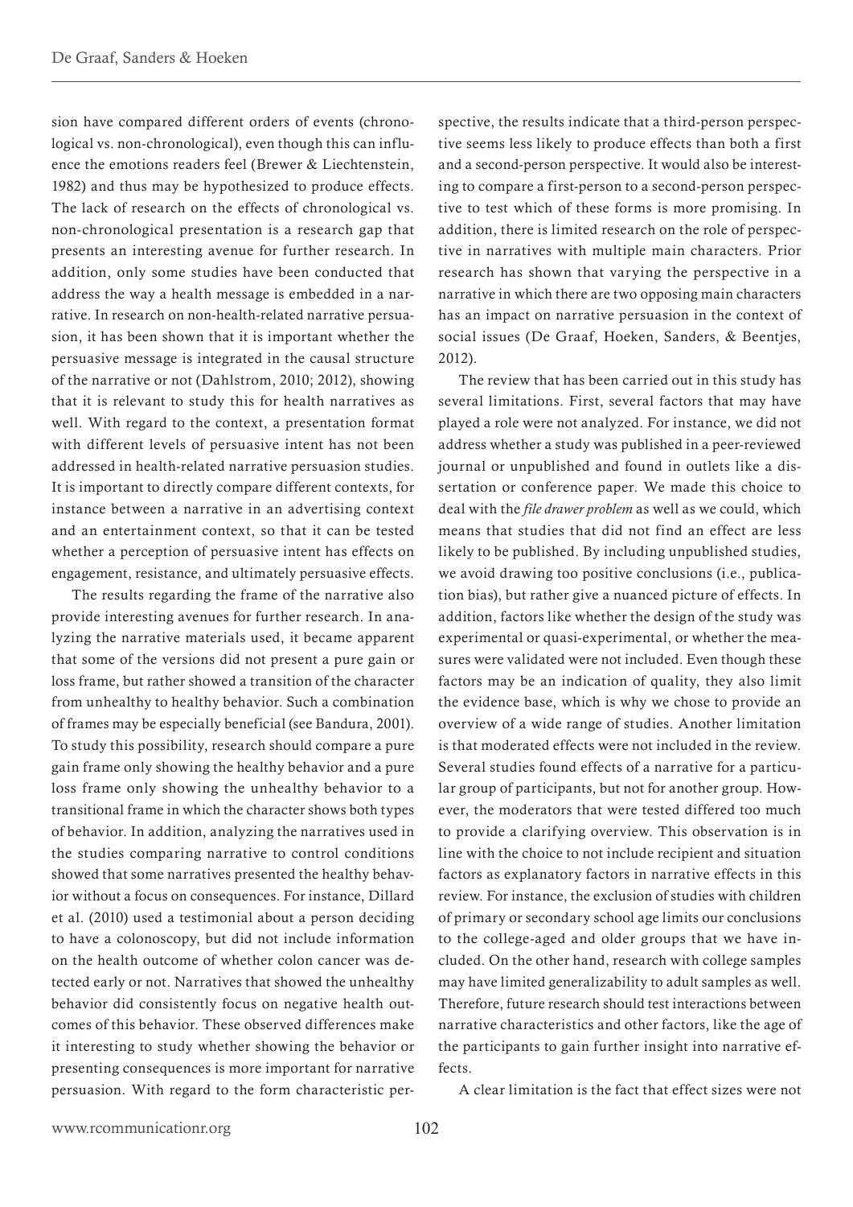sion have compared different orders of events (chronological vs. non-chronological), even though this can influence the emotions readers feel (Brewer & Liechtenstein, 1982) and thus may be hypothesized to produce effects. The lack of research on the effects of chronological vs. non-chronological presentation is a research gap that presents an interesting avenue for further research. In addition, only some studies have been conducted that address the way a health message is embedded in a narrative. In research on non-health-related narrative persuasion, it has been shown that it is important whether the persuasive message is integrated in the causal structure of the narrative or not (Dahlstrom, 2010; 2012), showing that it is relevant to study this for health narratives as well. With regard to the context, a presentation format with different levels of persuasive intent has not been addressed in health-related narrative persuasion studies. It is important to directly compare different contexts, for instance between a narrative in an advertising context and an entertainment context, so that it can be tested whether a perception of persuasive intent has effects on engagement, resistance, and ultimately persuasive effects.

The results regarding the frame of the narrative also provide interesting avenues for further research. In analyzing the narrative materials used, it became apparent that some of the versions did not present a pure gain or loss frame, but rather showed a transition of the character from unhealthy to healthy behavior. Such a combination of frames may be especially beneficial (see Bandura, 2001). To study this possibility, research should compare a pure gain frame only showing the healthy behavior and a pure loss frame only showing the unhealthy behavior to a transitional frame in which the character shows both types of behavior. In addition, analyzing the narratives used in the studies comparing narrative to control conditions showed that some narratives presented the healthy behavior without a focus on consequences. For instance, Dillard et al. (2010) used a testimonial about a person deciding to have a colonoscopy, but did not include information on the health outcome of whether colon cancer was detected early or not. Narratives that showed the unhealthy behavior did consistently focus on negative health outcomes of this behavior. These observed differences make it interesting to study whether showing the behavior or presenting consequences is more important for narrative persuasion. With regard to the form characteristic perspective, the results indicate that a third-person perspective seems less likely to produce effects than both a first and a second-person perspective. It would also be interesting to compare a first-person to a second-person perspective to test which of these forms is more promising. In addition, there is limited research on the role of perspective in narratives with multiple main characters. Prior research has shown that varying the perspective in a narrative in which there are two opposing main characters has an impact on narrative persuasion in the context of social issues (De Graaf, Hoeken, Sanders, & Beentjes, 2012).

The review that has been carried out in this study has several limitations. First, several factors that may have played a role were not analyzed. For instance, we did not address whether a study was published in a peer-reviewed journal or unpublished and found in outlets like a dissertation or conference paper. We made this choice to deal with the *file drawer problem* as well as we could, which means that studies that did not find an effect are less likely to be published. By including unpublished studies, we avoid drawing too positive conclusions (i.e., publication bias), but rather give a nuanced picture of effects. In addition, factors like whether the design of the study was experimental or quasi-experimental, or whether the measures were validated were not included. Even though these factors may be an indication of quality, they also limit the evidence base, which is why we chose to provide an overview of a wide range of studies. Another limitation is that moderated effects were not included in the review. Several studies found effects of a narrative for a particular group of participants, but not for another group. However, the moderators that were tested differed too much to provide a clarifying overview. This observation is in line with the choice to not include recipient and situation factors as explanatory factors in narrative effects in this review. For instance, the exclusion of studies with children of primary or secondary school age limits our conclusions to the college-aged and older groups that we have included. On the other hand, research with college samples may have limited generalizability to adult samples as well. Therefore, future research should test interactions between narrative characteristics and other factors, like the age of the participants to gain further insight into narrative effects.

A clear limitation is the fact that effect sizes were not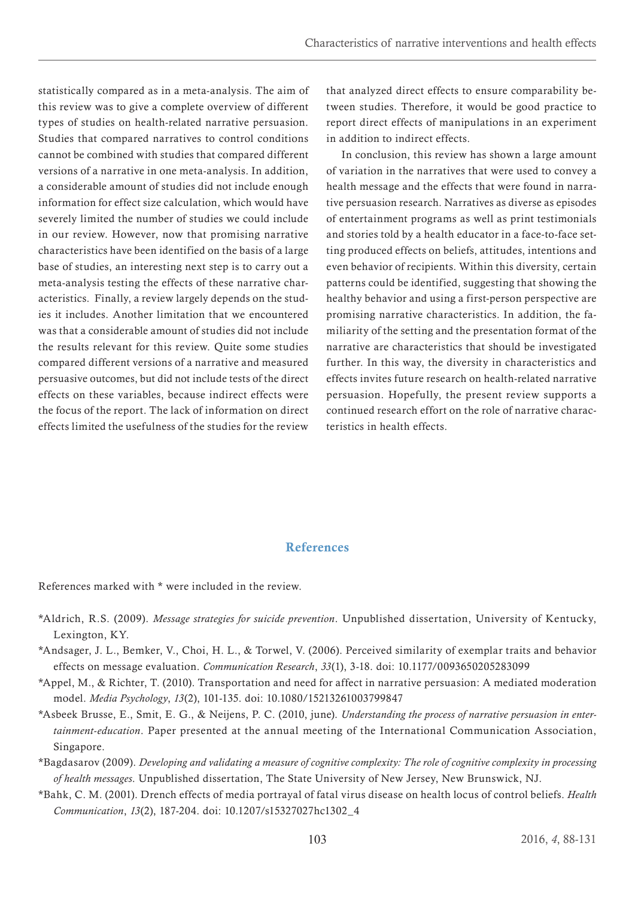statistically compared as in a meta-analysis. The aim of this review was to give a complete overview of different types of studies on health-related narrative persuasion. Studies that compared narratives to control conditions cannot be combined with studies that compared different versions of a narrative in one meta-analysis. In addition, a considerable amount of studies did not include enough information for effect size calculation, which would have severely limited the number of studies we could include in our review. However, now that promising narrative characteristics have been identified on the basis of a large base of studies, an interesting next step is to carry out a meta-analysis testing the effects of these narrative characteristics. Finally, a review largely depends on the studies it includes. Another limitation that we encountered was that a considerable amount of studies did not include the results relevant for this review. Quite some studies compared different versions of a narrative and measured persuasive outcomes, but did not include tests of the direct effects on these variables, because indirect effects were the focus of the report. The lack of information on direct effects limited the usefulness of the studies for the review that analyzed direct effects to ensure comparability between studies. Therefore, it would be good practice to report direct effects of manipulations in an experiment in addition to indirect effects.

In conclusion, this review has shown a large amount of variation in the narratives that were used to convey a health message and the effects that were found in narrative persuasion research. Narratives as diverse as episodes of entertainment programs as well as print testimonials and stories told by a health educator in a face-to-face setting produced effects on beliefs, attitudes, intentions and even behavior of recipients. Within this diversity, certain patterns could be identified, suggesting that showing the healthy behavior and using a first-person perspective are promising narrative characteristics. In addition, the familiarity of the setting and the presentation format of the narrative are characteristics that should be investigated further. In this way, the diversity in characteristics and effects invites future research on health-related narrative persuasion. Hopefully, the present review supports a continued research effort on the role of narrative characteristics in health effects.

## References

References marked with * were included in the review.

*Aldrich, R.S. (2009). *Message strategies for suicide prevention*. Unpublished dissertation, University of Kentucky, Lexington, KY.

*Andsager, J. L., Bemker, V., Choi, H. L., & Torwel, V. (2006). Perceived similarity of exemplar traits and behavior effects on message evaluation. *Communication Research*, *33*(1), 3-18. doi: 10.1177/0093650205283099

*Appel, M., & Richter, T. (2010). Transportation and need for affect in narrative persuasion: A mediated moderation model. *Media Psychology*, *13*(2), 101-135. doi: 10.1080/15213261003799847

*Asbeek Brusse, E., Smit, E. G., & Neijens, P. C. (2010, june). *Understanding the process of narrative persuasion in entertainment-education*. Paper presented at the annual meeting of the International Communication Association, Singapore.

*Bagdasarov (2009). *Developing and validating a measure of cognitive complexity: The role of cognitive complexity in processing of health messages.* Unpublished dissertation, The State University of New Jersey, New Brunswick, NJ.

*Bahk, C. M. (2001). Drench effects of media portrayal of fatal virus disease on health locus of control beliefs. *Health Communication*, *13*(2), 187-204. doi: 10.1207/s15327027hc1302_4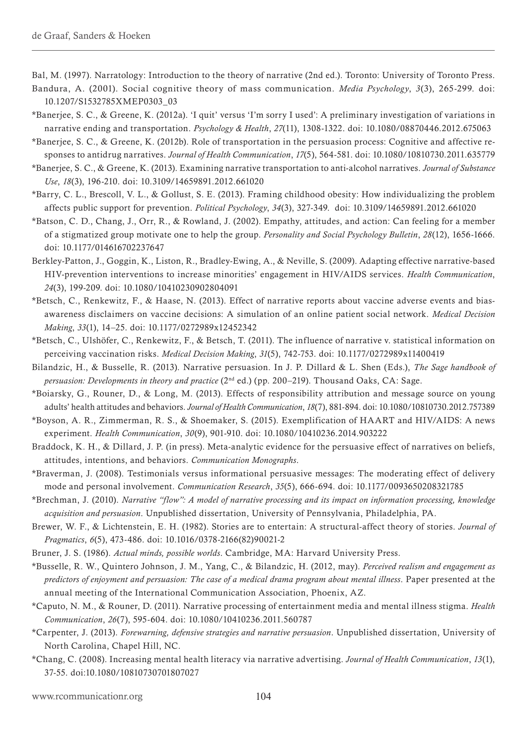Bal, M. (1997). Narratology: Introduction to the theory of narrative (2nd ed.). Toronto: University of Toronto Press.

Bandura, A. (2001). Social cognitive theory of mass communication. *Media Psychology*, *3*(3), 265-299. doi: 10.1207/S1532785XMEP0303_03

*Banerjee, S. C., & Greene, K. (2012a). 'I quit' versus 'I'm sorry I used': A preliminary investigation of variations in narrative ending and transportation. *Psychology & Health*, *27*(11), 1308-1322. doi: 10.1080/08870446.2012.675063

*Banerjee, S. C., & Greene, K. (2012b). Role of transportation in the persuasion process: Cognitive and affective responses to antidrug narratives. *Journal of Health Communication*, *17*(5), 564-581. doi: 10.1080/10810730.2011.635779

*Banerjee, S. C., & Greene, K. (2013). Examining narrative transportation to anti-alcohol narratives. *Journal of Substance Use*, *18*(3), 196-210. doi: 10.3109/14659891.2012.661020

*Barry, C. L., Brescoll, V. L., & Gollust, S. E. (2013). Framing childhood obesity: How individualizing the problem affects public support for prevention. *Political Psychology*, *34*(3), 327-349. doi: 10.3109/14659891.2012.661020

*Batson, C. D., Chang, J., Orr, R., & Rowland, J. (2002). Empathy, attitudes, and action: Can feeling for a member of a stigmatized group motivate one to help the group. *Personality and Social Psychology Bulletin*, *28*(12), 1656-1666. doi: 10.1177/014616702237647

Berkley-Patton, J., Goggin, K., Liston, R., Bradley-Ewing, A., & Neville, S. (2009). Adapting effective narrative-based HIV-prevention interventions to increase minorities' engagement in HIV/AIDS services. *Health Communication*, *24*(3), 199-209. doi: 10.1080/10410230902804091

*Betsch, C., Renkewitz, F., & Haase, N. (2013). Effect of narrative reports about vaccine adverse events and bias-awareness disclaimers on vaccine decisions: A simulation of an online patient social network. *Medical Decision Making*, *33*(1), 14–25. doi: 10.1177/0272989x12452342

*Betsch, C., Ulshöfer, C., Renkewitz, F., & Betsch, T. (2011). The influence of narrative v. statistical information on perceiving vaccination risks. *Medical Decision Making*, *31*(5), 742-753. doi: 10.1177/0272989x11400419

Bilandzic, H., & Busselle, R. (2013). Narrative persuasion. In J. P. Dillard & L. Shen (Eds.), *The Sage handbook of persuasion: Developments in theory and practice* (2nd ed.) (pp. 200–219). Thousand Oaks, CA: Sage.

*Boiarsky, G., Rouner, D., & Long, M. (2013). Effects of responsibility attribution and message source on young adults' health attitudes and behaviors. *Journal of Health Communication*, *18*(7), 881-894. doi: 10.1080/10810730.2012.757389

*Boyson, A. R., Zimmerman, R. S., & Shoemaker, S. (2015). Exemplification of HAART and HIV/AIDS: A news experiment. *Health Communication*, *30*(9), 901-910. doi: 10.1080/10410236.2014.903222

Braddock, K. H., & Dillard, J. P. (in press). Meta-analytic evidence for the persuasive effect of narratives on beliefs, attitudes, intentions, and behaviors. *Communication Monographs*.

*Braverman, J. (2008). Testimonials versus informational persuasive messages: The moderating effect of delivery mode and personal involvement. *Communication Research*, *35*(5), 666-694. doi: 10.1177/0093650208321785

*Brechman, J. (2010). *Narrative "flow": A model of narrative processing and its impact on information processing, knowledge acquisition and persuasion*. Unpublished dissertation, University of Pennsylvania, Philadelphia, PA.

Brewer, W. F., & Lichtenstein, E. H. (1982). Stories are to entertain: A structural-affect theory of stories. *Journal of Pragmatics*, *6*(5), 473-486. doi: 10.1016/0378-2166(82)90021-2

Bruner, J. S. (1986). *Actual minds, possible worlds*. Cambridge, MA: Harvard University Press.

*Busselle, R. W., Quintero Johnson, J. M., Yang, C., & Bilandzic, H. (2012, may). *Perceived realism and engagement as predictors of enjoyment and persuasion: The case of a medical drama program about mental illness*. Paper presented at the annual meeting of the International Communication Association, Phoenix, AZ.

*Caputo, N. M., & Rouner, D. (2011). Narrative processing of entertainment media and mental illness stigma. *Health Communication*, *26*(7), 595-604. doi: 10.1080/10410236.2011.560787

*Carpenter, J. (2013). *Forewarning, defensive strategies and narrative persuasion*. Unpublished dissertation, University of North Carolina, Chapel Hill, NC.

*Chang, C. (2008). Increasing mental health literacy via narrative advertising. *Journal of Health Communication*, *13*(1), 37-55. doi:10.1080/10810730701807027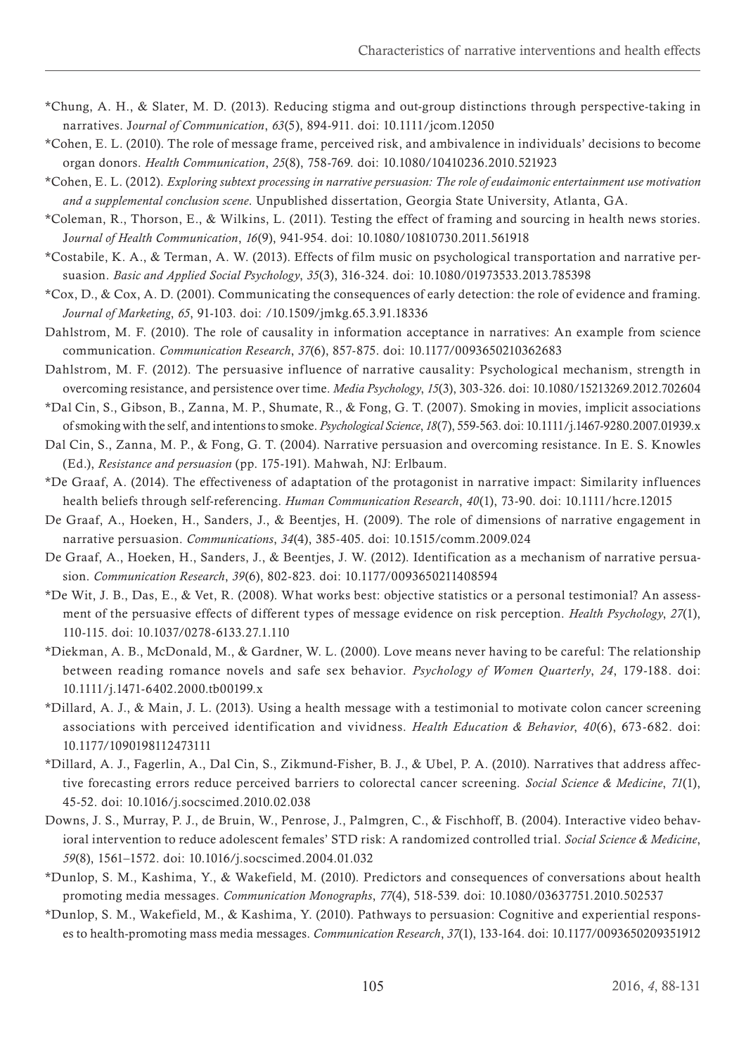*Chung, A. H., & Slater, M. D. (2013). Reducing stigma and out-group distinctions through perspective-taking in narratives. J*ournal of Communication*, *63*(5), 894-911. doi: 10.1111/jcom.12050

*Cohen, E. L. (2010). The role of message frame, perceived risk, and ambivalence in individuals' decisions to become organ donors. *Health Communication*, *25*(8), 758-769. doi: 10.1080/10410236.2010.521923

*Cohen, E. L. (2012). *Exploring subtext processing in narrative persuasion: The role of eudaimonic entertainment use motivation and a supplemental conclusion scene*. Unpublished dissertation, Georgia State University, Atlanta, GA.

*Coleman, R., Thorson, E., & Wilkins, L. (2011). Testing the effect of framing and sourcing in health news stories. J*ournal of Health Communication*, *16*(9), 941-954. doi: 10.1080/10810730.2011.561918

*Costabile, K. A., & Terman, A. W. (2013). Effects of film music on psychological transportation and narrative persuasion. *Basic and Applied Social Psychology*, *35*(3), 316-324. doi: 10.1080/01973533.2013.785398

*Cox, D., & Cox, A. D. (2001). Communicating the consequences of early detection: the role of evidence and framing. *Journal of Marketing*, *65*, 91-103. doi: /10.1509/jmkg.65.3.91.18336

Dahlstrom, M. F. (2010). The role of causality in information acceptance in narratives: An example from science communication. *Communication Research*, *37*(6), 857-875. doi: 10.1177/0093650210362683

Dahlstrom, M. F. (2012). The persuasive influence of narrative causality: Psychological mechanism, strength in overcoming resistance, and persistence over time. *Media Psychology*, *15*(3), 303-326. doi: 10.1080/15213269.2012.702604

*Dal Cin, S., Gibson, B., Zanna, M. P., Shumate, R., & Fong, G. T. (2007). Smoking in movies, implicit associations of smoking with the self, and intentions to smoke. *Psychological Science*, *18*(7), 559-563. doi: 10.1111/j.1467-9280.2007.01939.x

Dal Cin, S., Zanna, M. P., & Fong, G. T. (2004). Narrative persuasion and overcoming resistance. In E. S. Knowles (Ed.), *Resistance and persuasion* (pp. 175-191). Mahwah, NJ: Erlbaum.

*De Graaf, A. (2014). The effectiveness of adaptation of the protagonist in narrative impact: Similarity influences health beliefs through self-referencing. *Human Communication Research*, *40*(1), 73-90. doi: 10.1111/hcre.12015

De Graaf, A., Hoeken, H., Sanders, J., & Beentjes, H. (2009). The role of dimensions of narrative engagement in narrative persuasion. *Communications*, *34*(4), 385-405. doi: 10.1515/comm.2009.024

De Graaf, A., Hoeken, H., Sanders, J., & Beentjes, J. W. (2012). Identification as a mechanism of narrative persuasion. *Communication Research*, *39*(6), 802-823. doi: 10.1177/0093650211408594

*De Wit, J. B., Das, E., & Vet, R. (2008). What works best: objective statistics or a personal testimonial? An assessment of the persuasive effects of different types of message evidence on risk perception. *Health Psychology*, *27*(1), 110-115. doi: 10.1037/0278-6133.27.1.110

*Diekman, A. B., McDonald, M., & Gardner, W. L. (2000). Love means never having to be careful: The relationship between reading romance novels and safe sex behavior. *Psychology of Women Quarterly*, *24*, 179-188. doi: 10.1111/j.1471-6402.2000.tb00199.x

*Dillard, A. J., & Main, J. L. (2013). Using a health message with a testimonial to motivate colon cancer screening associations with perceived identification and vividness. *Health Education & Behavior*, *40*(6), 673-682. doi: 10.1177/1090198112473111

*Dillard, A. J., Fagerlin, A., Dal Cin, S., Zikmund-Fisher, B. J., & Ubel, P. A. (2010). Narratives that address affective forecasting errors reduce perceived barriers to colorectal cancer screening. *Social Science & Medicine*, *71*(1), 45-52. doi: 10.1016/j.socscimed.2010.02.038

Downs, J. S., Murray, P. J., de Bruin, W., Penrose, J., Palmgren, C., & Fischhoff, B. (2004). Interactive video behavioral intervention to reduce adolescent females' STD risk: A randomized controlled trial. *Social Science & Medicine*, *59*(8), 1561–1572. doi: 10.1016/j.socscimed.2004.01.032

*Dunlop, S. M., Kashima, Y., & Wakefield, M. (2010). Predictors and consequences of conversations about health promoting media messages. *Communication Monographs*, *77*(4), 518-539. doi: 10.1080/03637751.2010.502537

*Dunlop, S. M., Wakefield, M., & Kashima, Y. (2010). Pathways to persuasion: Cognitive and experiential responses to health-promoting mass media messages. *Communication Research*, *37*(1), 133-164. doi: 10.1177/0093650209351912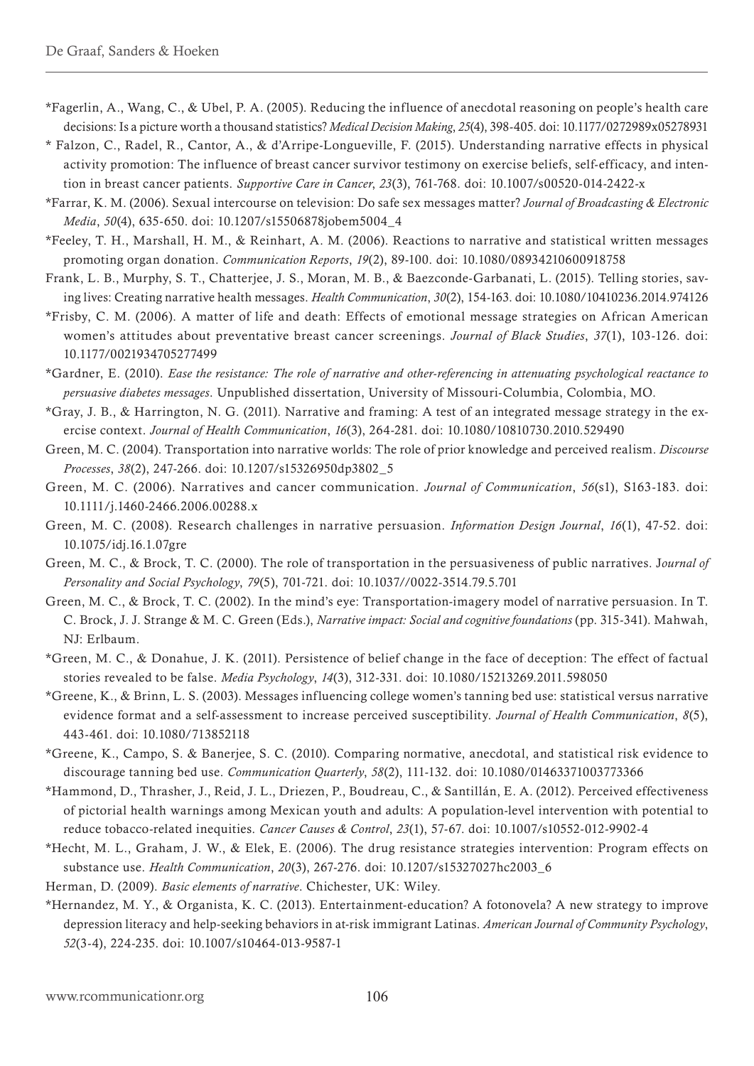*Fagerlin, A., Wang, C., & Ubel, P. A. (2005). Reducing the influence of anecdotal reasoning on people's health care decisions: Is a picture worth a thousand statistics? *Medical Decision Making*, *25*(4), 398-405. doi: 10.1177/0272989x05278931

* Falzon, C., Radel, R., Cantor, A., & d'Arripe-Longueville, F. (2015). Understanding narrative effects in physical activity promotion: The influence of breast cancer survivor testimony on exercise beliefs, self-efficacy, and intention in breast cancer patients. *Supportive Care in Cancer*, *23*(3), 761-768. doi: 10.1007/s00520-014-2422-x

*Farrar, K. M. (2006). Sexual intercourse on television: Do safe sex messages matter? *Journal of Broadcasting & Electronic Media*, *50*(4), 635-650. doi: 10.1207/s15506878jobem5004_4

*Feeley, T. H., Marshall, H. M., & Reinhart, A. M. (2006). Reactions to narrative and statistical written messages promoting organ donation. *Communication Reports*, *19*(2), 89-100. doi: 10.1080/08934210600918758

Frank, L. B., Murphy, S. T., Chatterjee, J. S., Moran, M. B., & Baezconde-Garbanati, L. (2015). Telling stories, saving lives: Creating narrative health messages. *Health Communication*, *30*(2), 154-163. doi: 10.1080/10410236.2014.974126

*Frisby, C. M. (2006). A matter of life and death: Effects of emotional message strategies on African American women's attitudes about preventative breast cancer screenings. *Journal of Black Studies*, *37*(1), 103-126. doi: 10.1177/0021934705277499

*Gardner, E. (2010). *Ease the resistance: The role of narrative and other-referencing in attenuating psychological reactance to persuasive diabetes messages*. Unpublished dissertation, University of Missouri-Columbia, Colombia, MO.

*Gray, J. B., & Harrington, N. G. (2011). Narrative and framing: A test of an integrated message strategy in the exercise context. *Journal of Health Communication*, *16*(3), 264-281. doi: 10.1080/10810730.2010.529490

Green, M. C. (2004). Transportation into narrative worlds: The role of prior knowledge and perceived realism. *Discourse Processes*, *38*(2), 247-266. doi: 10.1207/s15326950dp3802_5

Green, M. C. (2006). Narratives and cancer communication. *Journal of Communication*, *56*(s1), S163-183. doi: 10.1111/j.1460-2466.2006.00288.x

Green, M. C. (2008). Research challenges in narrative persuasion. *Information Design Journal*, *16*(1), 47-52. doi: 10.1075/idj.16.1.07gre

Green, M. C., & Brock, T. C. (2000). The role of transportation in the persuasiveness of public narratives. *Journal of Personality and Social Psychology*, *79*(5), 701-721. doi: 10.1037//0022-3514.79.5.701

Green, M. C., & Brock, T. C. (2002). In the mind's eye: Transportation-imagery model of narrative persuasion. In T. C. Brock, J. J. Strange & M. C. Green (Eds.), *Narrative impact: Social and cognitive foundations* (pp. 315-341). Mahwah, NJ: Erlbaum.

*Green, M. C., & Donahue, J. K. (2011). Persistence of belief change in the face of deception: The effect of factual stories revealed to be false. *Media Psychology*, *14*(3), 312-331. doi: 10.1080/15213269.2011.598050

*Greene, K., & Brinn, L. S. (2003). Messages influencing college women's tanning bed use: statistical versus narrative evidence format and a self-assessment to increase perceived susceptibility. *Journal of Health Communication*, *8*(5), 443-461. doi: 10.1080/713852118

*Greene, K., Campo, S. & Banerjee, S. C. (2010). Comparing normative, anecdotal, and statistical risk evidence to discourage tanning bed use. *Communication Quarterly*, *58*(2), 111-132. doi: 10.1080/01463371003773366

*Hammond, D., Thrasher, J., Reid, J. L., Driezen, P., Boudreau, C., & Santillán, E. A. (2012). Perceived effectiveness of pictorial health warnings among Mexican youth and adults: A population-level intervention with potential to reduce tobacco-related inequities. *Cancer Causes & Control*, *23*(1), 57-67. doi: 10.1007/s10552-012-9902-4

*Hecht, M. L., Graham, J. W., & Elek, E. (2006). The drug resistance strategies intervention: Program effects on substance use. *Health Communication*, *20*(3), 267-276. doi: 10.1207/s15327027hc2003_6

Herman, D. (2009). *Basic elements of narrative*. Chichester, UK: Wiley.

*Hernandez, M. Y., & Organista, K. C. (2013). Entertainment-education? A fotonovela? A new strategy to improve depression literacy and help-seeking behaviors in at-risk immigrant Latinas. *American Journal of Community Psychology*, *52*(3-4), 224-235. doi: 10.1007/s10464-013-9587-1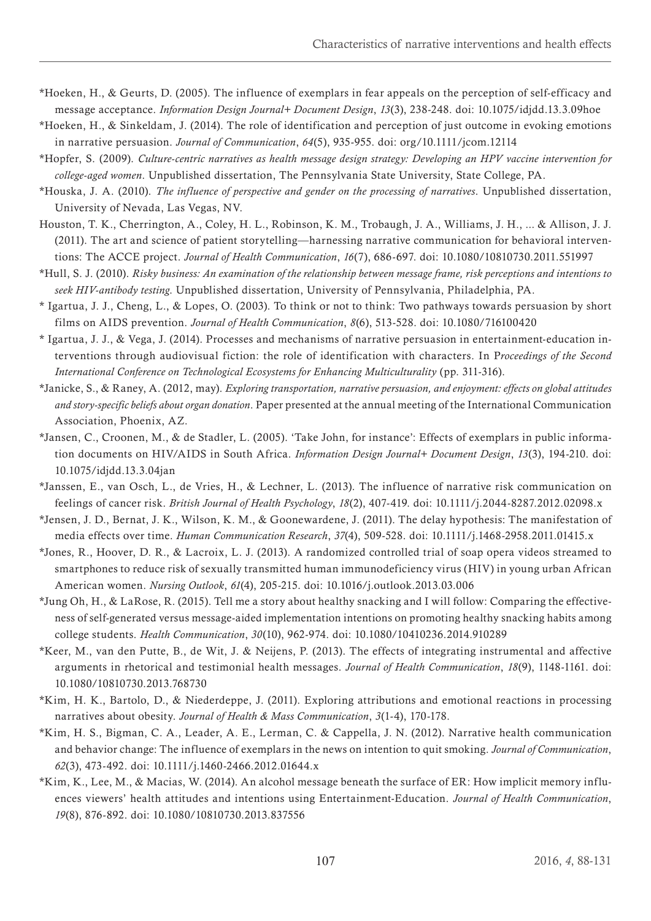\*Hoeken, H., & Geurts, D. (2005). The influence of exemplars in fear appeals on the perception of self-efficacy and message acceptance. *Information Design Journal+ Document Design*, *13*(3), 238-248. doi: 10.1075/idjdd.13.3.09hoe

\*Hoeken, H., & Sinkeldam, J. (2014). The role of identification and perception of just outcome in evoking emotions in narrative persuasion. *Journal of Communication*, *64*(5), 935-955. doi: org/10.1111/jcom.12114

\*Hopfer, S. (2009). *Culture-centric narratives as health message design strategy: Developing an HPV vaccine intervention for college-aged women*. Unpublished dissertation, The Pennsylvania State University, State College, PA.

\*Houska, J. A. (2010). *The influence of perspective and gender on the processing of narratives*. Unpublished dissertation, University of Nevada, Las Vegas, NV.

Houston, T. K., Cherrington, A., Coley, H. L., Robinson, K. M., Trobaugh, J. A., Williams, J. H., ... & Allison, J. J. (2011). The art and science of patient storytelling—harnessing narrative communication for behavioral interventions: The ACCE project. *Journal of Health Communication*, *16*(7), 686-697. doi: 10.1080/10810730.2011.551997

\*Hull, S. J. (2010). *Risky business: An examination of the relationship between message frame, risk perceptions and intentions to seek HIV-antibody testing*. Unpublished dissertation, University of Pennsylvania, Philadelphia, PA.

\* Igartua, J. J., Cheng, L., & Lopes, O. (2003). To think or not to think: Two pathways towards persuasion by short films on AIDS prevention. *Journal of Health Communication*, *8*(6), 513-528. doi: 10.1080/716100420

\* Igartua, J. J., & Vega, J. (2014). Processes and mechanisms of narrative persuasion in entertainment-education interventions through audiovisual fiction: the role of identification with characters. In P*roceedings of the Second International Conference on Technological Ecosystems for Enhancing Multiculturality* (pp. 311-316).

\*Janicke, S., & Raney, A. (2012, may). *Exploring transportation, narrative persuasion, and enjoyment: effects on global attitudes and story-specific beliefs about organ donation*. Paper presented at the annual meeting of the International Communication Association, Phoenix, AZ.

\*Jansen, C., Croonen, M., & de Stadler, L. (2005). 'Take John, for instance': Effects of exemplars in public information documents on HIV/AIDS in South Africa. *Information Design Journal+ Document Design*, *13*(3), 194-210. doi: 10.1075/idjdd.13.3.04jan

\*Janssen, E., van Osch, L., de Vries, H., & Lechner, L. (2013). The influence of narrative risk communication on feelings of cancer risk. *British Journal of Health Psychology*, *18*(2), 407-419. doi: 10.1111/j.2044-8287.2012.02098.x

\*Jensen, J. D., Bernat, J. K., Wilson, K. M., & Goonewardene, J. (2011). The delay hypothesis: The manifestation of media effects over time. *Human Communication Research*, *37*(4), 509-528. doi: 10.1111/j.1468-2958.2011.01415.x

\*Jones, R., Hoover, D. R., & Lacroix, L. J. (2013). A randomized controlled trial of soap opera videos streamed to smartphones to reduce risk of sexually transmitted human immunodeficiency virus (HIV) in young urban African American women. *Nursing Outlook*, *61*(4), 205-215. doi: 10.1016/j.outlook.2013.03.006

\*Jung Oh, H., & LaRose, R. (2015). Tell me a story about healthy snacking and I will follow: Comparing the effectiveness of self-generated versus message-aided implementation intentions on promoting healthy snacking habits among college students. *Health Communication*, *30*(10), 962-974. doi: 10.1080/10410236.2014.910289

\*Keer, M., van den Putte, B., de Wit, J. & Neijens, P. (2013). The effects of integrating instrumental and affective arguments in rhetorical and testimonial health messages. *Journal of Health Communication*, *18*(9), 1148-1161. doi: 10.1080/10810730.2013.768730

\*Kim, H. K., Bartolo, D., & Niederdeppe, J. (2011). Exploring attributions and emotional reactions in processing narratives about obesity. *Journal of Health & Mass Communication*, *3*(1-4), 170-178.

\*Kim, H. S., Bigman, C. A., Leader, A. E., Lerman, C. & Cappella, J. N. (2012). Narrative health communication and behavior change: The influence of exemplars in the news on intention to quit smoking. *Journal of Communication*, *62*(3), 473-492. doi: 10.1111/j.1460-2466.2012.01644.x

\*Kim, K., Lee, M., & Macias, W. (2014). An alcohol message beneath the surface of ER: How implicit memory influences viewers' health attitudes and intentions using Entertainment-Education. *Journal of Health Communication*, *19*(8), 876-892. doi: 10.1080/10810730.2013.837556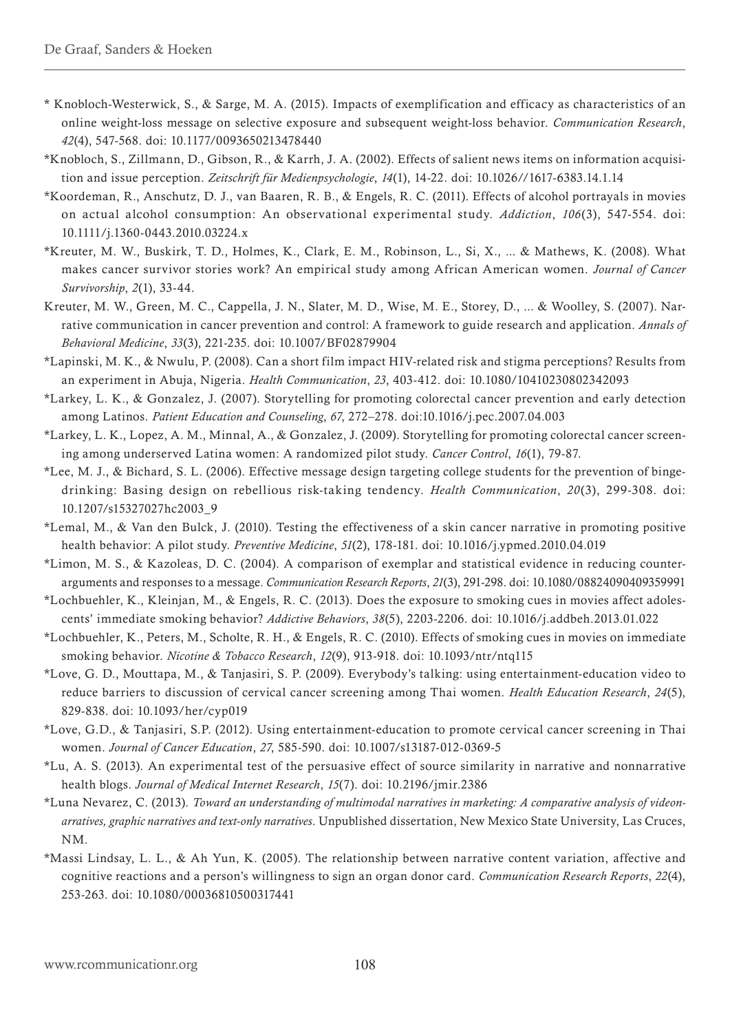\* Knobloch-Westerwick, S., & Sarge, M. A. (2015). Impacts of exemplification and efficacy as characteristics of an online weight-loss message on selective exposure and subsequent weight-loss behavior. *Communication Research*, *42*(4), 547-568. doi: 10.1177/0093650213478440

\*Knobloch, S., Zillmann, D., Gibson, R., & Karrh, J. A. (2002). Effects of salient news items on information acquisition and issue perception. *Zeitschrift für Medienpsychologie*, *14*(1), 14-22. doi: 10.1026//1617-6383.14.1.14

\*Koordeman, R., Anschutz, D. J., van Baaren, R. B., & Engels, R. C. (2011). Effects of alcohol portrayals in movies on actual alcohol consumption: An observational experimental study. *Addiction*, *106*(3), 547-554. doi: 10.1111/j.1360-0443.2010.03224.x

\*Kreuter, M. W., Buskirk, T. D., Holmes, K., Clark, E. M., Robinson, L., Si, X., ... & Mathews, K. (2008). What makes cancer survivor stories work? An empirical study among African American women. *Journal of Cancer Survivorship*, *2*(1), 33-44.

Kreuter, M. W., Green, M. C., Cappella, J. N., Slater, M. D., Wise, M. E., Storey, D., ... & Woolley, S. (2007). Narrative communication in cancer prevention and control: A framework to guide research and application. *Annals of Behavioral Medicine*, *33*(3), 221-235. doi: 10.1007/BF02879904

\*Lapinski, M. K., & Nwulu, P. (2008). Can a short film impact HIV-related risk and stigma perceptions? Results from an experiment in Abuja, Nigeria. *Health Communication*, *23*, 403-412. doi: 10.1080/10410230802342093

\*Larkey, L. K., & Gonzalez, J. (2007). Storytelling for promoting colorectal cancer prevention and early detection among Latinos. *Patient Education and Counseling*, *67*, 272–278. doi:10.1016/j.pec.2007.04.003

\*Larkey, L. K., Lopez, A. M., Minnal, A., & Gonzalez, J. (2009). Storytelling for promoting colorectal cancer screening among underserved Latina women: A randomized pilot study. *Cancer Control*, *16*(1), 79-87.

\*Lee, M. J., & Bichard, S. L. (2006). Effective message design targeting college students for the prevention of binge-drinking: Basing design on rebellious risk-taking tendency. *Health Communication*, *20*(3), 299-308. doi: 10.1207/s15327027hc2003_9

\*Lemal, M., & Van den Bulck, J. (2010). Testing the effectiveness of a skin cancer narrative in promoting positive health behavior: A pilot study. *Preventive Medicine*, *51*(2), 178-181. doi: 10.1016/j.ypmed.2010.04.019

\*Limon, M. S., & Kazoleas, D. C. (2004). A comparison of exemplar and statistical evidence in reducing counter-arguments and responses to a message. *Communication Research Reports*, *21*(3), 291-298. doi: 10.1080/08824090409359991

\*Lochbuehler, K., Kleinjan, M., & Engels, R. C. (2013). Does the exposure to smoking cues in movies affect adolescents' immediate smoking behavior? *Addictive Behaviors*, *38*(5), 2203-2206. doi: 10.1016/j.addbeh.2013.01.022

\*Lochbuehler, K., Peters, M., Scholte, R. H., & Engels, R. C. (2010). Effects of smoking cues in movies on immediate smoking behavior. *Nicotine & Tobacco Research*, *12*(9), 913-918. doi: 10.1093/ntr/ntq115

\*Love, G. D., Mouttapa, M., & Tanjasiri, S. P. (2009). Everybody's talking: using entertainment-education video to reduce barriers to discussion of cervical cancer screening among Thai women. *Health Education Research*, *24*(5), 829-838. doi: 10.1093/her/cyp019

\*Love, G.D., & Tanjasiri, S.P. (2012). Using entertainment-education to promote cervical cancer screening in Thai women. *Journal of Cancer Education*, *27*, 585-590. doi: 10.1007/s13187-012-0369-5

\*Lu, A. S. (2013). An experimental test of the persuasive effect of source similarity in narrative and nonnarrative health blogs. *Journal of Medical Internet Research*, *15*(7). doi: 10.2196/jmir.2386

\*Luna Nevarez, C. (2013). *Toward an understanding of multimodal narratives in marketing: A comparative analysis of videonarratives, graphic narratives and text-only narratives*. Unpublished dissertation, New Mexico State University, Las Cruces, NM.

\*Massi Lindsay, L. L., & Ah Yun, K. (2005). The relationship between narrative content variation, affective and cognitive reactions and a person's willingness to sign an organ donor card. *Communication Research Reports*, *22*(4), 253-263. doi: 10.1080/00036810500317441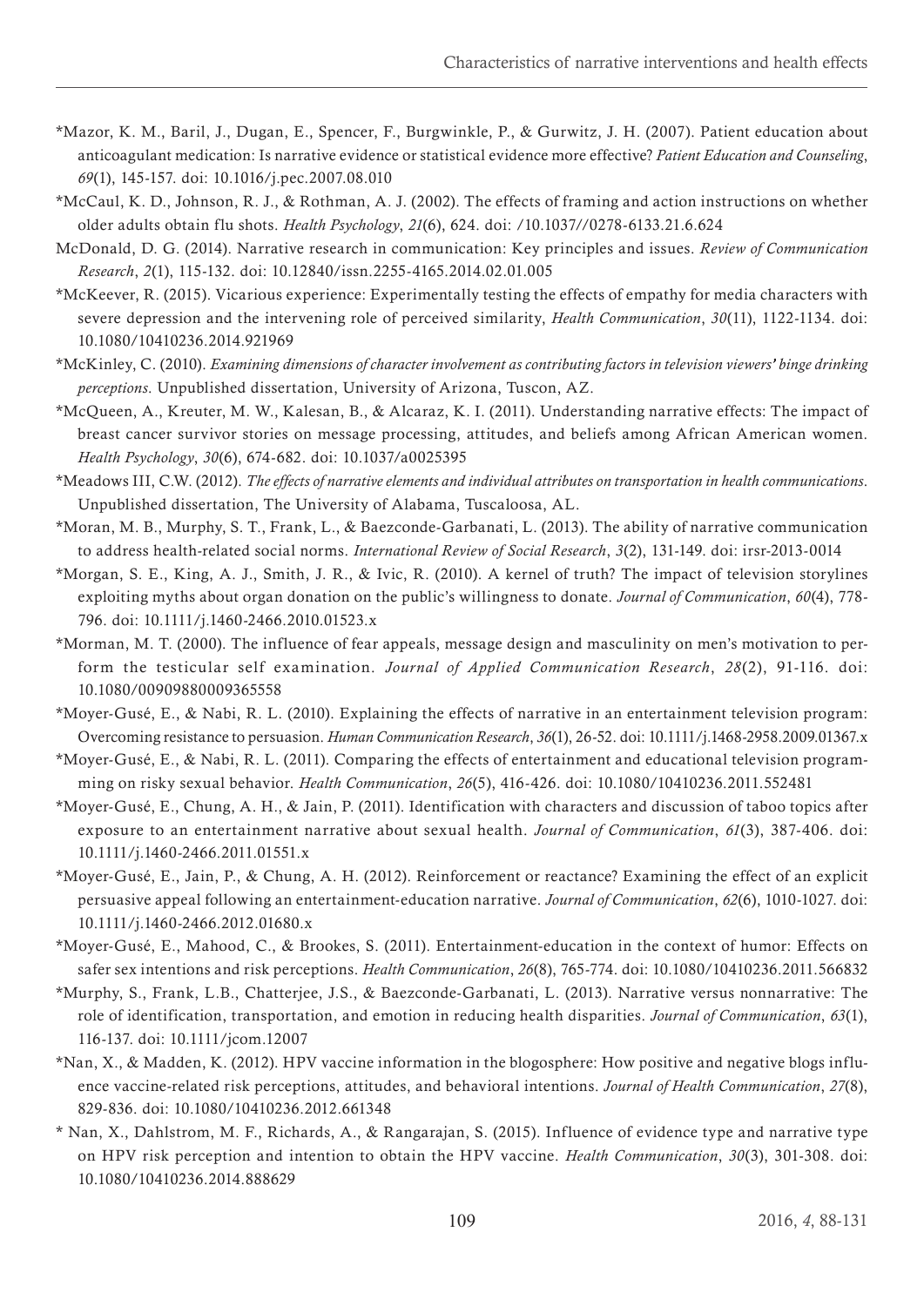*Mazor, K. M., Baril, J., Dugan, E., Spencer, F., Burgwinkle, P., & Gurwitz, J. H. (2007). Patient education about anticoagulant medication: Is narrative evidence or statistical evidence more effective? *Patient Education and Counseling*, *69*(1), 145-157. doi: 10.1016/j.pec.2007.08.010

*McCaul, K. D., Johnson, R. J., & Rothman, A. J. (2002). The effects of framing and action instructions on whether older adults obtain flu shots. *Health Psychology*, *21*(6), 624. doi: /10.1037//0278-6133.21.6.624

McDonald, D. G. (2014). Narrative research in communication: Key principles and issues. *Review of Communication Research*, *2*(1), 115-132. doi: 10.12840/issn.2255-4165.2014.02.01.005

*McKeever, R. (2015). Vicarious experience: Experimentally testing the effects of empathy for media characters with severe depression and the intervening role of perceived similarity, *Health Communication*, *30*(11), 1122-1134. doi: 10.1080/10410236.2014.921969

*McKinley, C. (2010). *Examining dimensions of character involvement as contributing factors in television viewers' binge drinking perceptions*. Unpublished dissertation, University of Arizona, Tuscon, AZ.

*McQueen, A., Kreuter, M. W., Kalesan, B., & Alcaraz, K. I. (2011). Understanding narrative effects: The impact of breast cancer survivor stories on message processing, attitudes, and beliefs among African American women. *Health Psychology*, *30*(6), 674-682. doi: 10.1037/a0025395

*Meadows III, C.W. (2012). *The effects of narrative elements and individual attributes on transportation in health communications*. Unpublished dissertation, The University of Alabama, Tuscaloosa, AL.

*Moran, M. B., Murphy, S. T., Frank, L., & Baezconde-Garbanati, L. (2013). The ability of narrative communication to address health-related social norms. *International Review of Social Research*, *3*(2), 131-149. doi: irsr-2013-0014

*Morgan, S. E., King, A. J., Smith, J. R., & Ivic, R. (2010). A kernel of truth? The impact of television storylines exploiting myths about organ donation on the public's willingness to donate. *Journal of Communication*, *60*(4), 778-796. doi: 10.1111/j.1460-2466.2010.01523.x

*Morman, M. T. (2000). The influence of fear appeals, message design and masculinity on men's motivation to perform the testicular self examination. *Journal of Applied Communication Research*, *28*(2), 91-116. doi: 10.1080/00909880009365558

*Moyer-Gusé, E., & Nabi, R. L. (2010). Explaining the effects of narrative in an entertainment television program: Overcoming resistance to persuasion. *Human Communication Research*, *36*(1), 26-52. doi: 10.1111/j.1468-2958.2009.01367.x

*Moyer-Gusé, E., & Nabi, R. L. (2011). Comparing the effects of entertainment and educational television programming on risky sexual behavior. *Health Communication*, *26*(5), 416-426. doi: 10.1080/10410236.2011.552481

*Moyer-Gusé, E., Chung, A. H., & Jain, P. (2011). Identification with characters and discussion of taboo topics after exposure to an entertainment narrative about sexual health. *Journal of Communication*, *61*(3), 387-406. doi: 10.1111/j.1460-2466.2011.01551.x

*Moyer-Gusé, E., Jain, P., & Chung, A. H. (2012). Reinforcement or reactance? Examining the effect of an explicit persuasive appeal following an entertainment-education narrative. *Journal of Communication*, *62*(6), 1010-1027. doi: 10.1111/j.1460-2466.2012.01680.x

*Moyer-Gusé, E., Mahood, C., & Brookes, S. (2011). Entertainment-education in the context of humor: Effects on safer sex intentions and risk perceptions. *Health Communication*, *26*(8), 765-774. doi: 10.1080/10410236.2011.566832

*Murphy, S., Frank, L.B., Chatterjee, J.S., & Baezconde-Garbanati, L. (2013). Narrative versus nonnarrative: The role of identification, transportation, and emotion in reducing health disparities. *Journal of Communication*, *63*(1), 116-137. doi: 10.1111/jcom.12007

*Nan, X., & Madden, K. (2012). HPV vaccine information in the blogosphere: How positive and negative blogs influence vaccine-related risk perceptions, attitudes, and behavioral intentions. *Journal of Health Communication*, *27*(8), 829-836. doi: 10.1080/10410236.2012.661348

* Nan, X., Dahlstrom, M. F., Richards, A., & Rangarajan, S. (2015). Influence of evidence type and narrative type on HPV risk perception and intention to obtain the HPV vaccine. *Health Communication*, *30*(3), 301-308. doi: 10.1080/10410236.2014.888629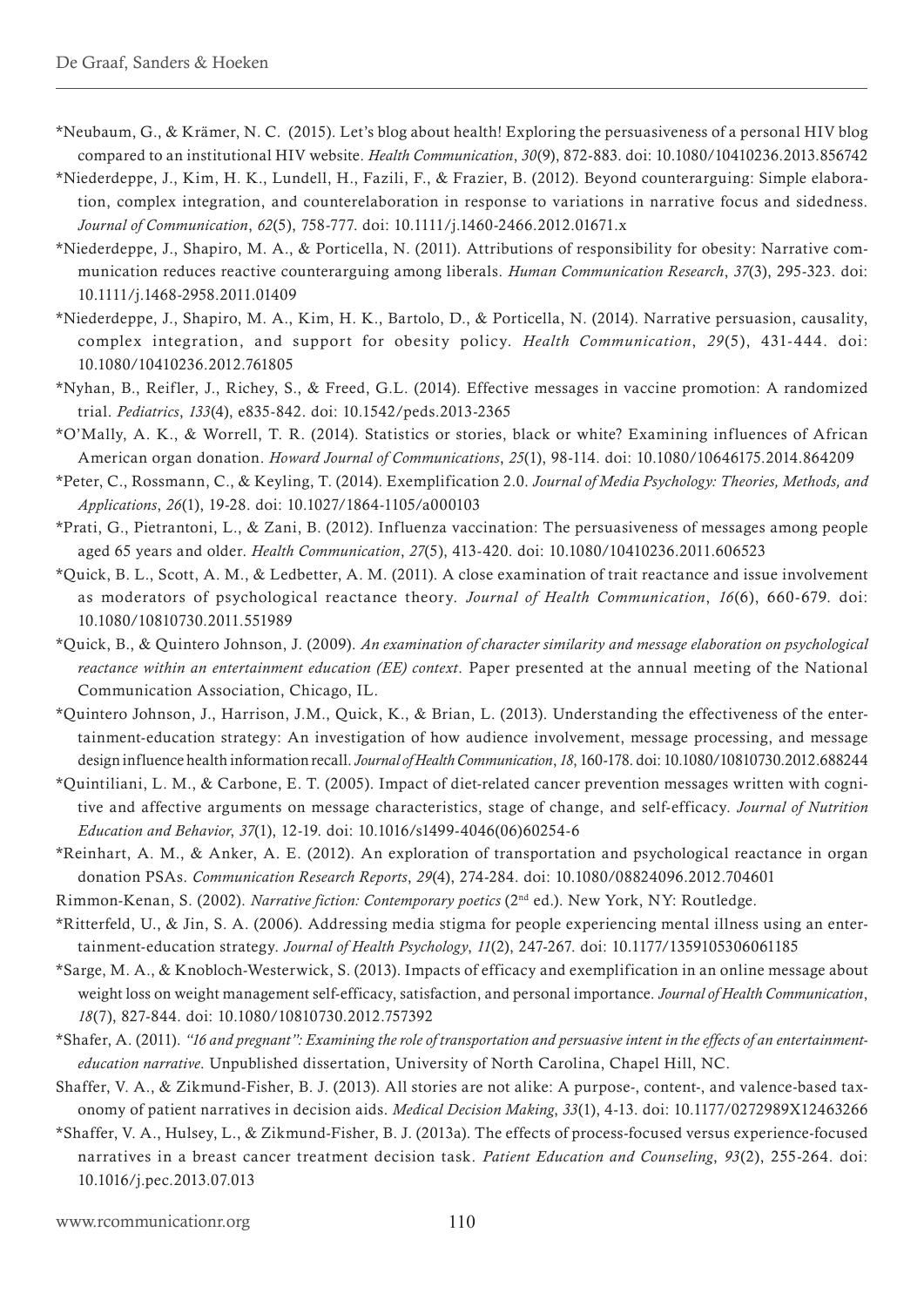*Neubaum, G., & Krämer, N. C. (2015). Let's blog about health! Exploring the persuasiveness of a personal HIV blog compared to an institutional HIV website. *Health Communication*, *30*(9), 872-883. doi: 10.1080/10410236.2013.856742

*Niederdeppe, J., Kim, H. K., Lundell, H., Fazili, F., & Frazier, B. (2012). Beyond counterarguing: Simple elaboration, complex integration, and counterelaboration in response to variations in narrative focus and sidedness. *Journal of Communication*, *62*(5), 758-777. doi: 10.1111/j.1460-2466.2012.01671.x

*Niederdeppe, J., Shapiro, M. A., & Porticella, N. (2011). Attributions of responsibility for obesity: Narrative communication reduces reactive counterarguing among liberals. *Human Communication Research*, *37*(3), 295-323. doi: 10.1111/j.1468-2958.2011.01409

*Niederdeppe, J., Shapiro, M. A., Kim, H. K., Bartolo, D., & Porticella, N. (2014). Narrative persuasion, causality, complex integration, and support for obesity policy. *Health Communication*, *29*(5), 431-444. doi: 10.1080/10410236.2012.761805

*Nyhan, B., Reifler, J., Richey, S., & Freed, G.L. (2014). Effective messages in vaccine promotion: A randomized trial. *Pediatrics*, *133*(4), e835-842. doi: 10.1542/peds.2013-2365

*O'Mally, A. K., & Worrell, T. R. (2014). Statistics or stories, black or white? Examining influences of African American organ donation. *Howard Journal of Communications*, *25*(1), 98-114. doi: 10.1080/10646175.2014.864209

*Peter, C., Rossmann, C., & Keyling, T. (2014). Exemplification 2.0. *Journal of Media Psychology: Theories, Methods, and Applications*, *26*(1), 19-28. doi: 10.1027/1864-1105/a000103

*Prati, G., Pietrantoni, L., & Zani, B. (2012). Influenza vaccination: The persuasiveness of messages among people aged 65 years and older. *Health Communication*, *27*(5), 413-420. doi: 10.1080/10410236.2011.606523

*Quick, B. L., Scott, A. M., & Ledbetter, A. M. (2011). A close examination of trait reactance and issue involvement as moderators of psychological reactance theory. *Journal of Health Communication*, *16*(6), 660-679. doi: 10.1080/10810730.2011.551989

*Quick, B., & Quintero Johnson, J. (2009). *An examination of character similarity and message elaboration on psychological reactance within an entertainment education (EE) context*. Paper presented at the annual meeting of the National Communication Association, Chicago, IL.

*Quintero Johnson, J., Harrison, J.M., Quick, K., & Brian, L. (2013). Understanding the effectiveness of the entertainment-education strategy: An investigation of how audience involvement, message processing, and message design influence health information recall. *Journal of Health Communication*, *18*, 160-178. doi: 10.1080/10810730.2012.688244

*Quintiliani, L. M., & Carbone, E. T. (2005). Impact of diet-related cancer prevention messages written with cognitive and affective arguments on message characteristics, stage of change, and self-efficacy. *Journal of Nutrition Education and Behavior*, *37*(1), 12-19. doi: 10.1016/s1499-4046(06)60254-6

*Reinhart, A. M., & Anker, A. E. (2012). An exploration of transportation and psychological reactance in organ donation PSAs. *Communication Research Reports*, *29*(4), 274-284. doi: 10.1080/08824096.2012.704601

Rimmon-Kenan, S. (2002). *Narrative fiction: Contemporary poetics* (2nd ed.). New York, NY: Routledge.

*Ritterfeld, U., & Jin, S. A. (2006). Addressing media stigma for people experiencing mental illness using an entertainment-education strategy. *Journal of Health Psychology*, *11*(2), 247-267. doi: 10.1177/1359105306061185

*Sarge, M. A., & Knobloch-Westerwick, S. (2013). Impacts of efficacy and exemplification in an online message about weight loss on weight management self-efficacy, satisfaction, and personal importance. *Journal of Health Communication*, *18*(7), 827-844. doi: 10.1080/10810730.2012.757392

*Shafer, A. (2011). *"16 and pregnant": Examining the role of transportation and persuasive intent in the effects of an entertainment-education narrative*. Unpublished dissertation, University of North Carolina, Chapel Hill, NC.

Shaffer, V. A., & Zikmund-Fisher, B. J. (2013). All stories are not alike: A purpose-, content-, and valence-based taxonomy of patient narratives in decision aids. *Medical Decision Making*, *33*(1), 4-13. doi: 10.1177/0272989X12463266

*Shaffer, V. A., Hulsey, L., & Zikmund-Fisher, B. J. (2013a). The effects of process-focused versus experience-focused narratives in a breast cancer treatment decision task. *Patient Education and Counseling*, *93*(2), 255-264. doi: 10.1016/j.pec.2013.07.013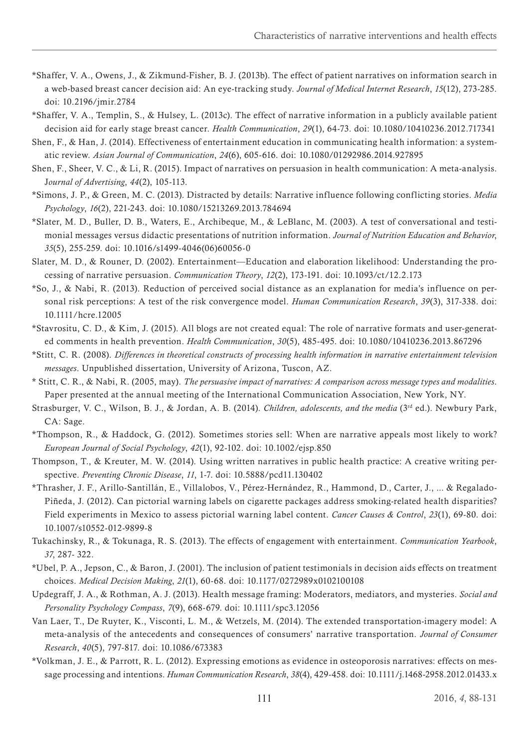*Shaffer, V. A., Owens, J., & Zikmund-Fisher, B. J. (2013b). The effect of patient narratives on information search in a web-based breast cancer decision aid: An eye-tracking study. *Journal of Medical Internet Research*, *15*(12), 273-285. doi: 10.2196/jmir.2784

*Shaffer, V. A., Templin, S., & Hulsey, L. (2013c). The effect of narrative information in a publicly available patient decision aid for early stage breast cancer. *Health Communication*, *29*(1), 64-73. doi: 10.1080/10410236.2012.717341

Shen, F., & Han, J. (2014). Effectiveness of entertainment education in communicating health information: a systematic review. *Asian Journal of Communication*, *24*(6), 605-616. doi: 10.1080/01292986.2014.927895

Shen, F., Sheer, V. C., & Li, R. (2015). Impact of narratives on persuasion in health communication: A meta-analysis. *Journal of Advertising*, *44*(2), 105-113.

*Simons, J. P., & Green, M. C. (2013). Distracted by details: Narrative influence following conflicting stories. *Media Psychology*, *16*(2), 221-243. doi: 10.1080/15213269.2013.784694

*Slater, M. D., Buller, D. B., Waters, E., Archibeque, M., & LeBlanc, M. (2003). A test of conversational and testimonial messages versus didactic presentations of nutrition information. *Journal of Nutrition Education and Behavior*, *35*(5), 255-259. doi: 10.1016/s1499-4046(06)60056-0

Slater, M. D., & Rouner, D. (2002). Entertainment—Education and elaboration likelihood: Understanding the processing of narrative persuasion. *Communication Theory*, *12*(2), 173-191. doi: 10.1093/ct/12.2.173

*So, J., & Nabi, R. (2013). Reduction of perceived social distance as an explanation for media's influence on personal risk perceptions: A test of the risk convergence model. *Human Communication Research*, *39*(3), 317-338. doi: 10.1111/hcre.12005

*Stavrositu, C. D., & Kim, J. (2015). All blogs are not created equal: The role of narrative formats and user-generated comments in health prevention. *Health Communication*, *30*(5), 485-495. doi: 10.1080/10410236.2013.867296

*Stitt, C. R. (2008). *Differences in theoretical constructs of processing health information in narrative entertainment television messages*. Unpublished dissertation, University of Arizona, Tuscon, AZ.

* Stitt, C. R., & Nabi, R. (2005, may). *The persuasive impact of narratives: A comparison across message types and modalities*. Paper presented at the annual meeting of the International Communication Association, New York, NY.

Strasburger, V. C., Wilson, B. J., & Jordan, A. B. (2014). *Children, adolescents, and the media* (3rd ed.). Newbury Park, CA: Sage.

*Thompson, R., & Haddock, G. (2012). Sometimes stories sell: When are narrative appeals most likely to work? *European Journal of Social Psychology*, *42*(1), 92-102. doi: 10.1002/ejsp.850

Thompson, T., & Kreuter, M. W. (2014). Using written narratives in public health practice: A creative writing perspective. *Preventing Chronic Disease*, *11*, 1-7. doi: 10.5888/pcd11.130402

*Thrasher, J. F., Arillo-Santillán, E., Villalobos, V., Pérez-Hernández, R., Hammond, D., Carter, J., ... & Regalado-Piñeda, J. (2012). Can pictorial warning labels on cigarette packages address smoking-related health disparities? Field experiments in Mexico to assess pictorial warning label content. *Cancer Causes & Control*, *23*(1), 69-80. doi: 10.1007/s10552-012-9899-8

Tukachinsky, R., & Tokunaga, R. S. (2013). The effects of engagement with entertainment. *Communication Yearbook*, *37*, 287- 322.

*Ubel, P. A., Jepson, C., & Baron, J. (2001). The inclusion of patient testimonials in decision aids effects on treatment choices. *Medical Decision Making*, *21*(1), 60-68. doi: 10.1177/0272989x0102100108

Updegraff, J. A., & Rothman, A. J. (2013). Health message framing: Moderators, mediators, and mysteries. *Social and Personality Psychology Compass*, *7*(9), 668-679. doi: 10.1111/spc3.12056

Van Laer, T., De Ruyter, K., Visconti, L. M., & Wetzels, M. (2014). The extended transportation-imagery model: A meta-analysis of the antecedents and consequences of consumers' narrative transportation. *Journal of Consumer Research*, *40*(5), 797-817. doi: 10.1086/673383

*Volkman, J. E., & Parrott, R. L. (2012). Expressing emotions as evidence in osteoporosis narratives: effects on message processing and intentions. *Human Communication Research*, *38*(4), 429-458. doi: 10.1111/j.1468-2958.2012.01433.x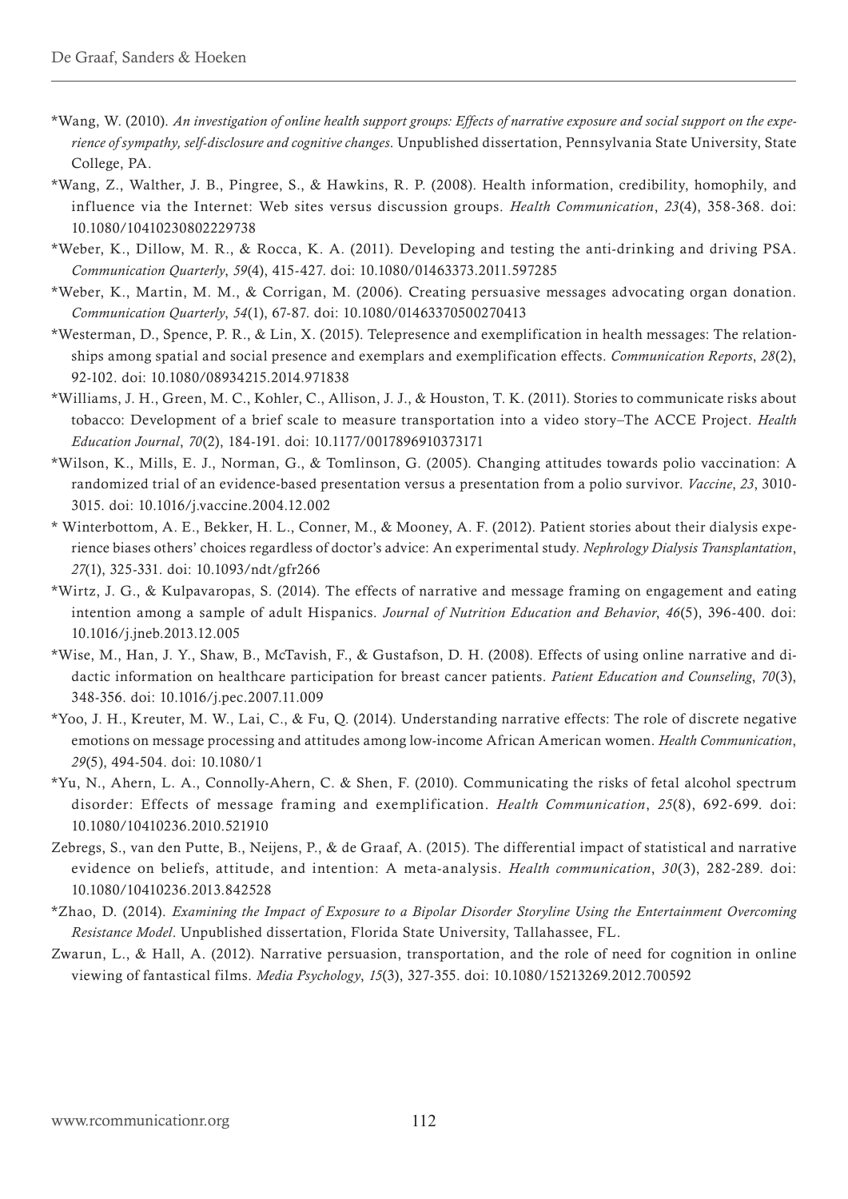*Wang, W. (2010). *An investigation of online health support groups: Effects of narrative exposure and social support on the experience of sympathy, self-disclosure and cognitive changes*. Unpublished dissertation, Pennsylvania State University, State College, PA.

*Wang, Z., Walther, J. B., Pingree, S., & Hawkins, R. P. (2008). Health information, credibility, homophily, and influence via the Internet: Web sites versus discussion groups. *Health Communication*, *23*(4), 358-368. doi: 10.1080/10410230802229738

*Weber, K., Dillow, M. R., & Rocca, K. A. (2011). Developing and testing the anti-drinking and driving PSA. *Communication Quarterly*, *59*(4), 415-427. doi: 10.1080/01463373.2011.597285

*Weber, K., Martin, M. M., & Corrigan, M. (2006). Creating persuasive messages advocating organ donation. *Communication Quarterly*, *54*(1), 67-87. doi: 10.1080/01463370500270413

*Westerman, D., Spence, P. R., & Lin, X. (2015). Telepresence and exemplification in health messages: The relationships among spatial and social presence and exemplars and exemplification effects. *Communication Reports*, *28*(2), 92-102. doi: 10.1080/08934215.2014.971838

*Williams, J. H., Green, M. C., Kohler, C., Allison, J. J., & Houston, T. K. (2011). Stories to communicate risks about tobacco: Development of a brief scale to measure transportation into a video story–The ACCE Project. *Health Education Journal*, *70*(2), 184-191. doi: 10.1177/0017896910373171

*Wilson, K., Mills, E. J., Norman, G., & Tomlinson, G. (2005). Changing attitudes towards polio vaccination: A randomized trial of an evidence-based presentation versus a presentation from a polio survivor. *Vaccine*, *23*, 3010-3015. doi: 10.1016/j.vaccine.2004.12.002

* Winterbottom, A. E., Bekker, H. L., Conner, M., & Mooney, A. F. (2012). Patient stories about their dialysis experience biases others' choices regardless of doctor's advice: An experimental study. *Nephrology Dialysis Transplantation*, *27*(1), 325-331. doi: 10.1093/ndt/gfr266

*Wirtz, J. G., & Kulpavaropas, S. (2014). The effects of narrative and message framing on engagement and eating intention among a sample of adult Hispanics. *Journal of Nutrition Education and Behavior*, *46*(5), 396-400. doi: 10.1016/j.jneb.2013.12.005

*Wise, M., Han, J. Y., Shaw, B., McTavish, F., & Gustafson, D. H. (2008). Effects of using online narrative and didactic information on healthcare participation for breast cancer patients. *Patient Education and Counseling*, *70*(3), 348-356. doi: 10.1016/j.pec.2007.11.009

*Yoo, J. H., Kreuter, M. W., Lai, C., & Fu, Q. (2014). Understanding narrative effects: The role of discrete negative emotions on message processing and attitudes among low-income African American women. *Health Communication*, *29*(5), 494-504. doi: 10.1080/1

*Yu, N., Ahern, L. A., Connolly-Ahern, C. & Shen, F. (2010). Communicating the risks of fetal alcohol spectrum disorder: Effects of message framing and exemplification. *Health Communication*, *25*(8), 692-699. doi: 10.1080/10410236.2010.521910

Zebregs, S., van den Putte, B., Neijens, P., & de Graaf, A. (2015). The differential impact of statistical and narrative evidence on beliefs, attitude, and intention: A meta-analysis. *Health communication*, *30*(3), 282-289. doi: 10.1080/10410236.2013.842528

*Zhao, D. (2014). *Examining the Impact of Exposure to a Bipolar Disorder Storyline Using the Entertainment Overcoming Resistance Model*. Unpublished dissertation, Florida State University, Tallahassee, FL.

Zwarun, L., & Hall, A. (2012). Narrative persuasion, transportation, and the role of need for cognition in online viewing of fantastical films. *Media Psychology*, *15*(3), 327-355. doi: 10.1080/15213269.2012.700592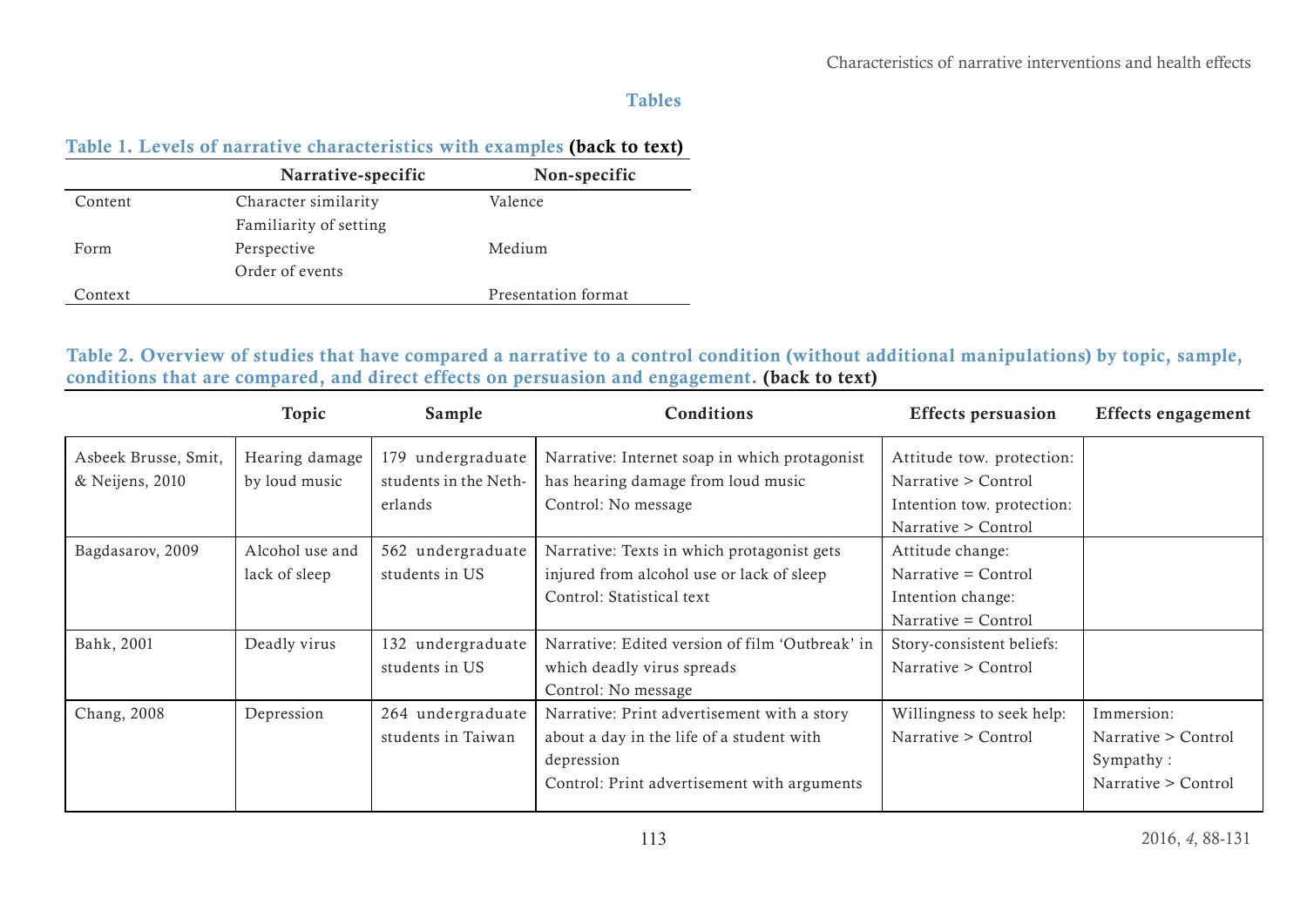## Tables

**Table 1. Levels of narrative characteristics with examples (back to text)**

| | Narrative-specific | Non-specific |
|---|---|---|
| Content | Character similarity<br>Familiarity of setting | Valence |
| Form | Perspective<br>Order of events | Medium |
| Context | | Presentation format |

**Table 2. Overview of studies that have compared a narrative to a control condition (without additional manipulations) by topic, sample, conditions that are compared, and direct effects on persuasion and engagement. (back to text)**

| | Topic | Sample | Conditions | Effects persuasion | Effects engagement |
|---|---|---|---|---|---|
| Asbeek Brusse, Smit, & Neijens, 2010 | Hearing damage by loud music | 179 undergraduate students in the Netherlands | Narrative: Internet soap in which protagonist has hearing damage from loud music<br>Control: No message | Attitude tow. protection: Narrative > Control<br>Intention tow. protection: Narrative > Control | |
| Bagdasarov, 2009 | Alcohol use and lack of sleep | 562 undergraduate students in US | Narrative: Texts in which protagonist gets injured from alcohol use or lack of sleep<br>Control: Statistical text | Attitude change: Narrative = Control<br>Intention change: Narrative = Control | |
| Bahk, 2001 | Deadly virus | 132 undergraduate students in US | Narrative: Edited version of film 'Outbreak' in which deadly virus spreads<br>Control: No message | Story-consistent beliefs: Narrative > Control | |
| Chang, 2008 | Depression | 264 undergraduate students in Taiwan | Narrative: Print advertisement with a story about a day in the life of a student with depression<br>Control: Print advertisement with arguments | Willingness to seek help: Narrative > Control | Immersion: Narrative > Control<br>Sympathy : Narrative > Control |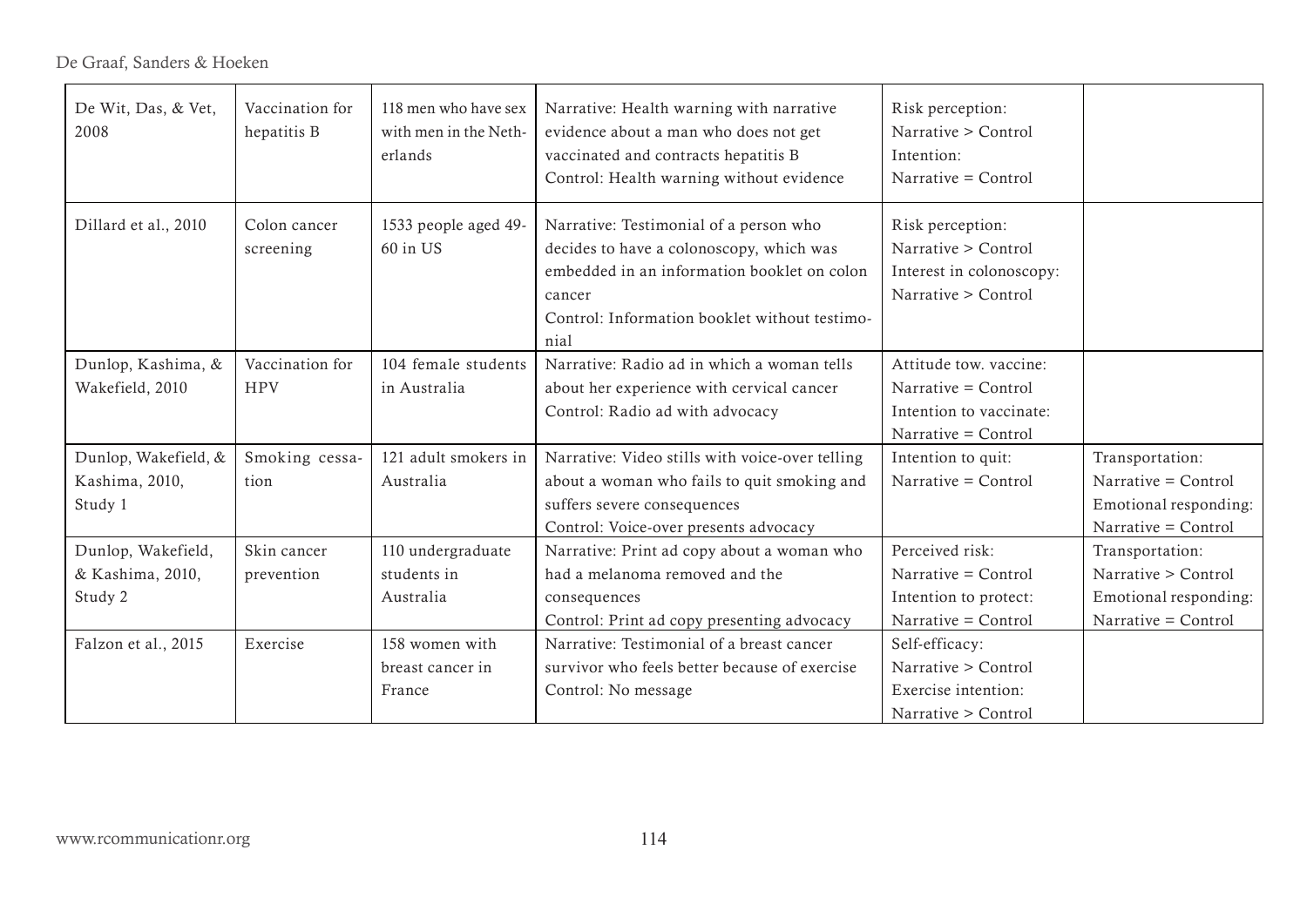| | | | | | |
|---|---|---|---|---|---|
| De Wit, Das, & Vet, 2008 | Vaccination for hepatitis B | 118 men who have sex with men in the Netherlands | Narrative: Health warning with narrative evidence about a man who does not get vaccinated and contracts hepatitis B<br>Control: Health warning without evidence | Risk perception:<br>Narrative > Control<br>Intention:<br>Narrative = Control | |
| Dillard et al., 2010 | Colon cancer screening | 1533 people aged 49-60 in US | Narrative: Testimonial of a person who decides to have a colonoscopy, which was embedded in an information booklet on colon cancer<br>Control: Information booklet without testimonial | Risk perception:<br>Narrative > Control<br>Interest in colonoscopy:<br>Narrative > Control | |
| Dunlop, Kashima, & Wakefield, 2010 | Vaccination for HPV | 104 female students in Australia | Narrative: Radio ad in which a woman tells about her experience with cervical cancer<br>Control: Radio ad with advocacy | Attitude tow. vaccine:<br>Narrative = Control<br>Intention to vaccinate:<br>Narrative = Control | |
| Dunlop, Wakefield, & Kashima, 2010, Study 1 | Smoking cessation | 121 adult smokers in Australia | Narrative: Video stills with voice-over telling about a woman who fails to quit smoking and suffers severe consequences<br>Control: Voice-over presents advocacy | Intention to quit:<br>Narrative = Control | Transportation:<br>Narrative = Control<br>Emotional responding:<br>Narrative = Control |
| Dunlop, Wakefield, & Kashima, 2010, Study 2 | Skin cancer prevention | 110 undergraduate students in Australia | Narrative: Print ad copy about a woman who had a melanoma removed and the consequences<br>Control: Print ad copy presenting advocacy | Perceived risk:<br>Narrative = Control<br>Intention to protect:<br>Narrative = Control | Transportation:<br>Narrative > Control<br>Emotional responding:<br>Narrative = Control |
| Falzon et al., 2015 | Exercise | 158 women with breast cancer in France | Narrative: Testimonial of a breast cancer survivor who feels better because of exercise<br>Control: No message | Self-efficacy:<br>Narrative > Control<br>Exercise intention:<br>Narrative > Control | |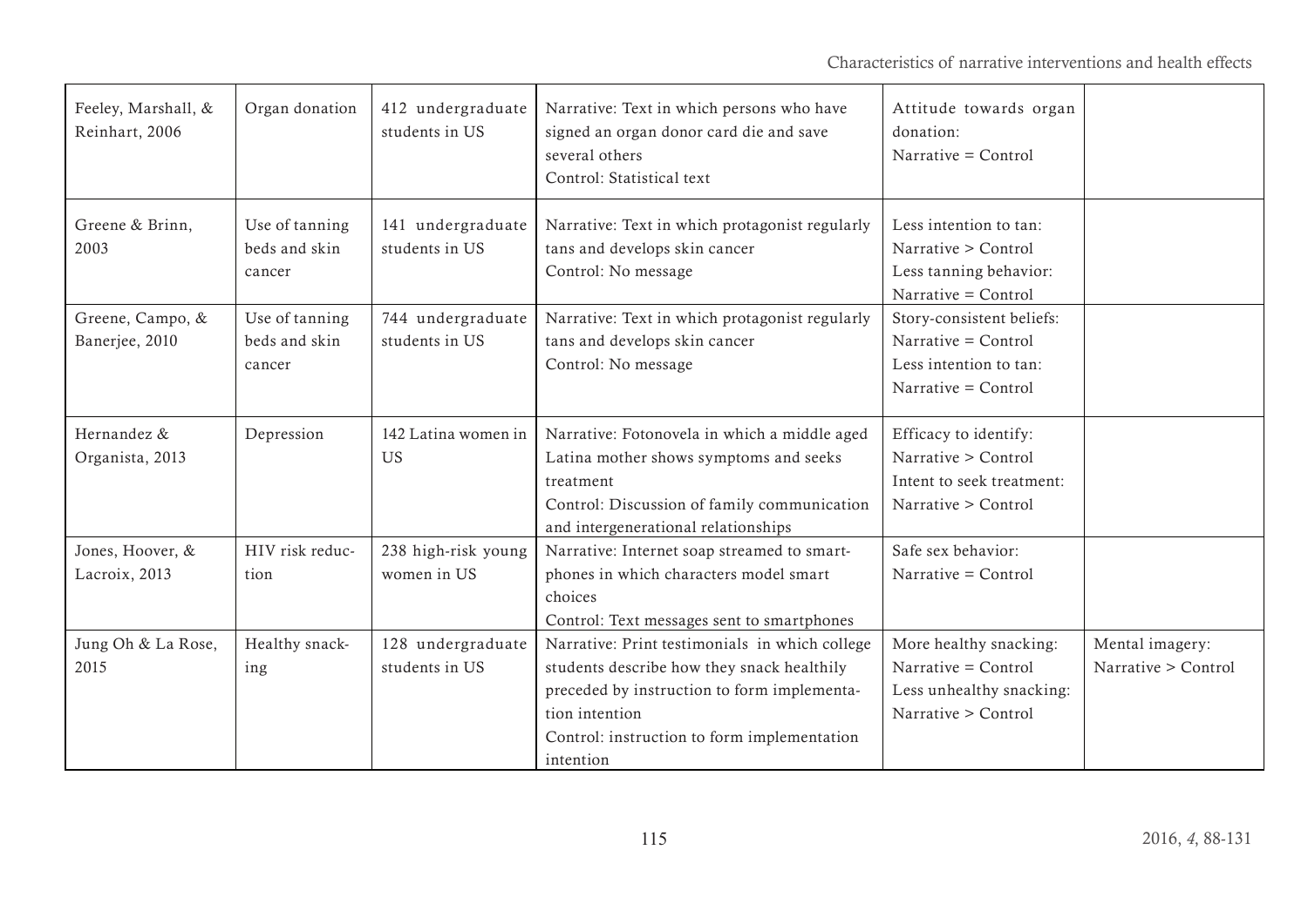| | | | | | |
|---|---|---|---|---|---|
| Feeley, Marshall, & Reinhart, 2006 | Organ donation | 412 undergraduate students in US | Narrative: Text in which persons who have signed an organ donor card die and save several others<br>Control: Statistical text | Attitude towards organ donation:<br>Narrative = Control | |
| Greene & Brinn, 2003 | Use of tanning beds and skin cancer | 141 undergraduate students in US | Narrative: Text in which protagonist regularly tans and develops skin cancer<br>Control: No message | Less intention to tan:<br>Narrative > Control<br>Less tanning behavior:<br>Narrative = Control | |
| Greene, Campo, & Banerjee, 2010 | Use of tanning beds and skin cancer | 744 undergraduate students in US | Narrative: Text in which protagonist regularly tans and develops skin cancer<br>Control: No message | Story-consistent beliefs:<br>Narrative = Control<br>Less intention to tan:<br>Narrative = Control | |
| Hernandez & Organista, 2013 | Depression | 142 Latina women in US | Narrative: Fotonovela in which a middle aged Latina mother shows symptoms and seeks treatment<br>Control: Discussion of family communication and intergenerational relationships | Efficacy to identify:<br>Narrative > Control<br>Intent to seek treatment:<br>Narrative > Control | |
| Jones, Hoover, & Lacroix, 2013 | HIV risk reduction | 238 high-risk young women in US | Narrative: Internet soap streamed to smartphones in which characters model smart choices<br>Control: Text messages sent to smartphones | Safe sex behavior:<br>Narrative = Control | |
| Jung Oh & La Rose, 2015 | Healthy snacking | 128 undergraduate students in US | Narrative: Print testimonials in which college students describe how they snack healthily preceded by instruction to form implementation intention<br>Control: instruction to form implementation intention | More healthy snacking:<br>Narrative = Control<br>Less unhealthy snacking:<br>Narrative > Control | Mental imagery:<br>Narrative > Control |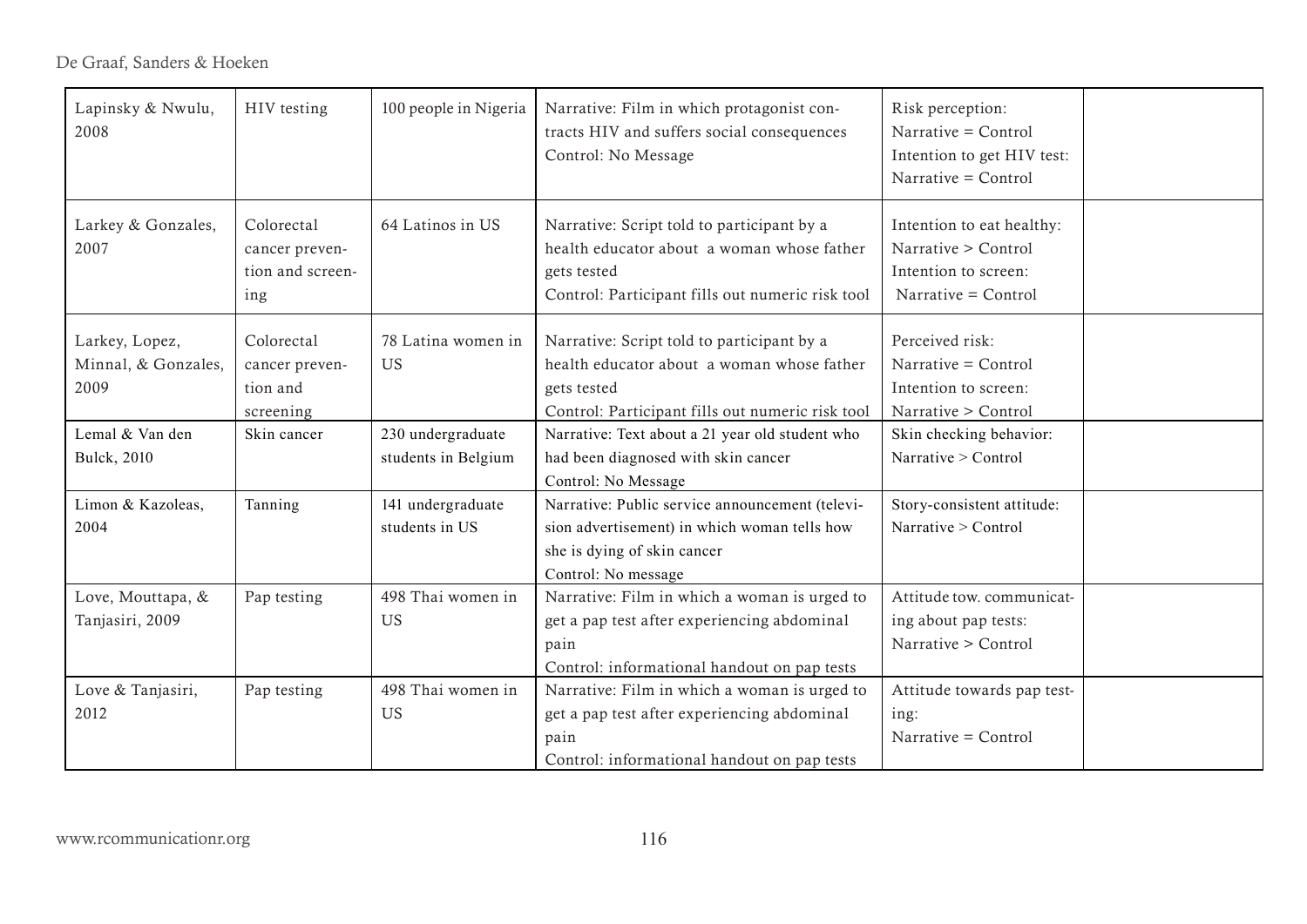| Lapinsky & Nwulu, 2008 | HIV testing | 100 people in Nigeria | Narrative: Film in which protagonist contracts HIV and suffers social consequences<br>Control: No Message | Risk perception:<br>Narrative = Control<br>Intention to get HIV test:<br>Narrative = Control | |
|---|---|---|---|---|---|
| Larkey & Gonzales, 2007 | Colorectal cancer prevention and screening | 64 Latinos in US | Narrative: Script told to participant by a health educator about a woman whose father gets tested<br>Control: Participant fills out numeric risk tool | Intention to eat healthy:<br>Narrative > Control<br>Intention to screen:<br>Narrative = Control | |
| Larkey, Lopez, Minnal, & Gonzales, 2009 | Colorectal cancer prevention and screening | 78 Latina women in US | Narrative: Script told to participant by a health educator about a woman whose father gets tested<br>Control: Participant fills out numeric risk tool | Perceived risk:<br>Narrative = Control<br>Intention to screen:<br>Narrative > Control | |
| Lemal & Van den Bulck, 2010 | Skin cancer | 230 undergraduate students in Belgium | Narrative: Text about a 21 year old student who had been diagnosed with skin cancer<br>Control: No Message | Skin checking behavior:<br>Narrative > Control | |
| Limon & Kazoleas, 2004 | Tanning | 141 undergraduate students in US | Narrative: Public service announcement (television advertisement) in which woman tells how she is dying of skin cancer<br>Control: No message | Story-consistent attitude:<br>Narrative > Control | |
| Love, Mouttapa, & Tanjasiri, 2009 | Pap testing | 498 Thai women in US | Narrative: Film in which a woman is urged to get a pap test after experiencing abdominal pain<br>Control: informational handout on pap tests | Attitude tow. communicating about pap tests:<br>Narrative > Control | |
| Love & Tanjasiri, 2012 | Pap testing | 498 Thai women in US | Narrative: Film in which a woman is urged to get a pap test after experiencing abdominal pain<br>Control: informational handout on pap tests | Attitude towards pap testing:<br>Narrative = Control | |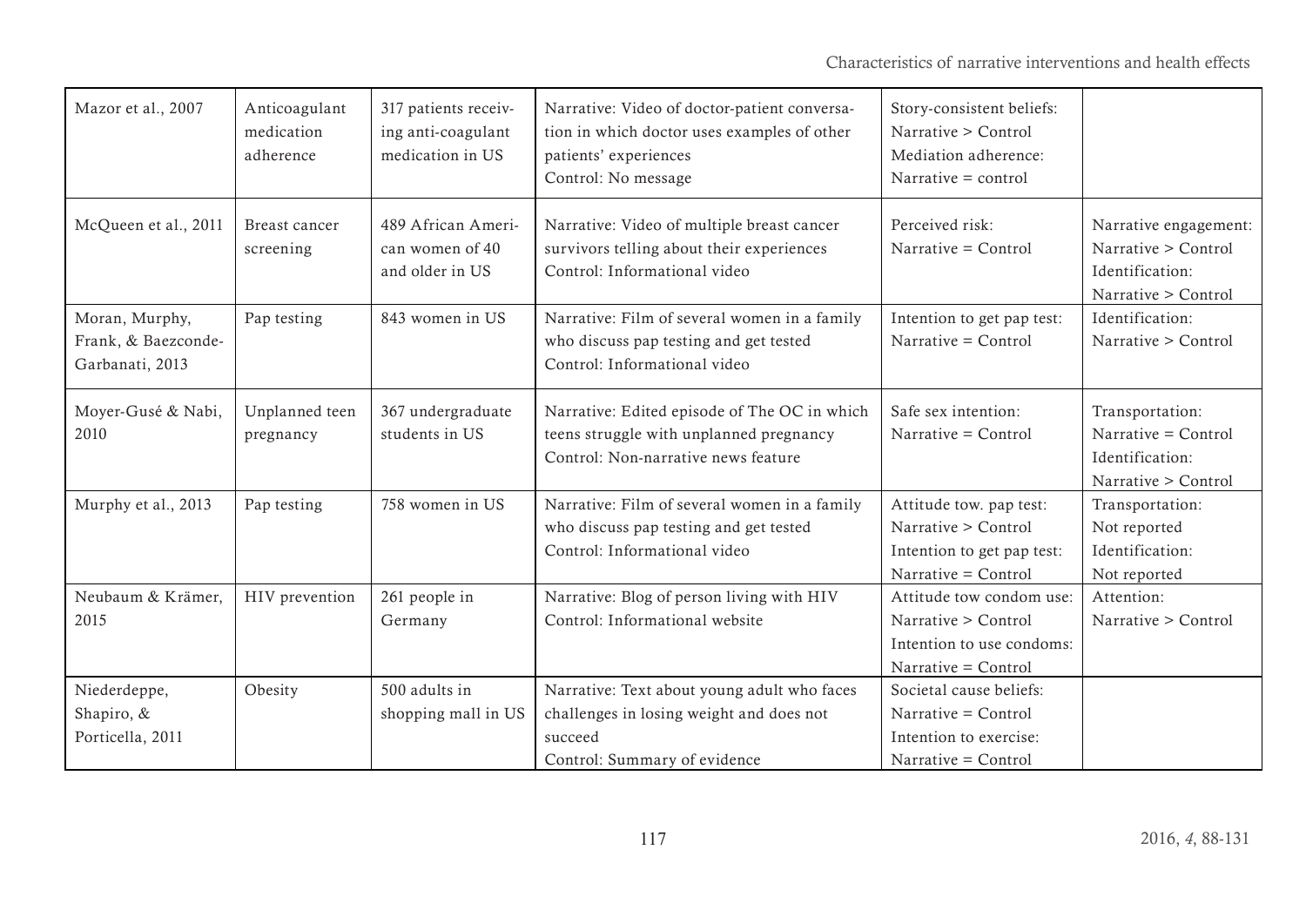| Mazor et al., 2007 | Anticoagulant medication adherence | 317 patients receiving anti-coagulant medication in US | Narrative: Video of doctor-patient conversation in which doctor uses examples of other patients' experiences<br>Control: No message | Story-consistent beliefs: Narrative > Control<br>Mediation adherence: Narrative = control | |
|---|---|---|---|---|---|
| McQueen et al., 2011 | Breast cancer screening | 489 African American women of 40 and older in US | Narrative: Video of multiple breast cancer survivors telling about their experiences<br>Control: Informational video | Perceived risk: Narrative = Control | Narrative engagement: Narrative > Control<br>Identification: Narrative > Control |
| Moran, Murphy, Frank, & Baezconde-Garbanati, 2013 | Pap testing | 843 women in US | Narrative: Film of several women in a family who discuss pap testing and get tested<br>Control: Informational video | Intention to get pap test: Narrative = Control | Identification: Narrative > Control |
| Moyer-Gusé & Nabi, 2010 | Unplanned teen pregnancy | 367 undergraduate students in US | Narrative: Edited episode of The OC in which teens struggle with unplanned pregnancy<br>Control: Non-narrative news feature | Safe sex intention: Narrative = Control | Transportation: Narrative = Control<br>Identification: Narrative > Control |
| Murphy et al., 2013 | Pap testing | 758 women in US | Narrative: Film of several women in a family who discuss pap testing and get tested<br>Control: Informational video | Attitude tow. pap test: Narrative > Control<br>Intention to get pap test: Narrative = Control | Transportation: Not reported<br>Identification: Not reported |
| Neubaum & Krämer, 2015 | HIV prevention | 261 people in Germany | Narrative: Blog of person living with HIV<br>Control: Informational website | Attitude tow condom use: Narrative > Control<br>Intention to use condoms: Narrative = Control | Attention: Narrative > Control |
| Niederdeppe, Shapiro, & Porticella, 2011 | Obesity | 500 adults in shopping mall in US | Narrative: Text about young adult who faces challenges in losing weight and does not succeed<br>Control: Summary of evidence | Societal cause beliefs: Narrative = Control<br>Intention to exercise: Narrative = Control | |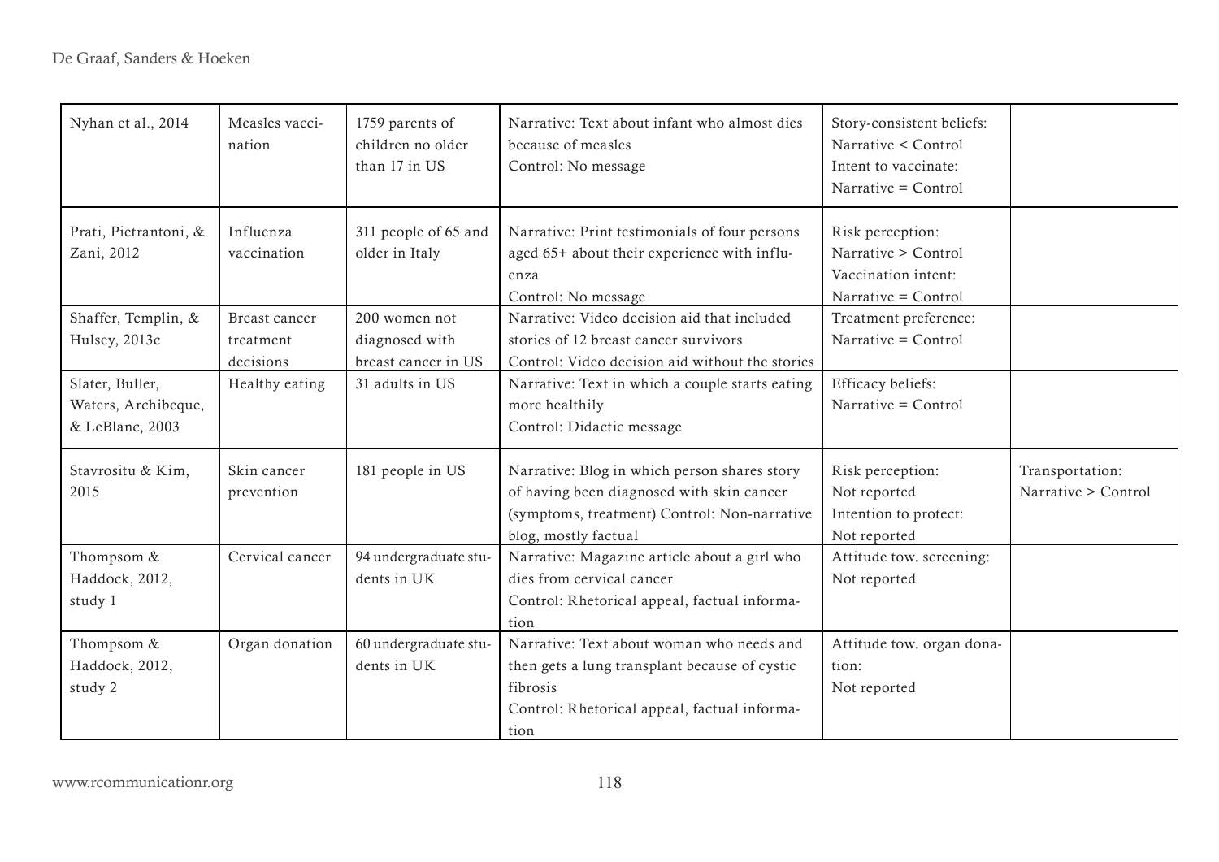| Nyhan et al., 2014 | Measles vaccination | 1759 parents of children no older than 17 in US | Narrative: Text about infant who almost dies because of measles<br>Control: No message | Story-consistent beliefs: Narrative < Control<br>Intent to vaccinate: Narrative = Control | |
|---|---|---|---|---|---|
| Prati, Pietrantoni, & Zani, 2012 | Influenza vaccination | 311 people of 65 and older in Italy | Narrative: Print testimonials of four persons aged 65+ about their experience with influenza<br>Control: No message | Risk perception: Narrative > Control<br>Vaccination intent: Narrative = Control | |
| Shaffer, Templin, & Hulsey, 2013c | Breast cancer treatment decisions | 200 women not diagnosed with breast cancer in US | Narrative: Video decision aid that included stories of 12 breast cancer survivors<br>Control: Video decision aid without the stories | Treatment preference: Narrative = Control | |
| Slater, Buller, Waters, Archibeque, & LeBlanc, 2003 | Healthy eating | 31 adults in US | Narrative: Text in which a couple starts eating more healthily<br>Control: Didactic message | Efficacy beliefs: Narrative = Control | |
| Stavrositu & Kim, 2015 | Skin cancer prevention | 181 people in US | Narrative: Blog in which person shares story of having been diagnosed with skin cancer (symptoms, treatment) Control: Non-narrative blog, mostly factual | Risk perception: Not reported<br>Intention to protect: Not reported | Transportation: Narrative > Control |
| Thompsom & Haddock, 2012, study 1 | Cervical cancer | 94 undergraduate students in UK | Narrative: Magazine article about a girl who dies from cervical cancer<br>Control: Rhetorical appeal, factual information | Attitude tow. screening: Not reported | |
| Thompsom & Haddock, 2012, study 2 | Organ donation | 60 undergraduate students in UK | Narrative: Text about woman who needs and then gets a lung transplant because of cystic fibrosis<br>Control: Rhetorical appeal, factual information | Attitude tow. organ donation: Not reported | |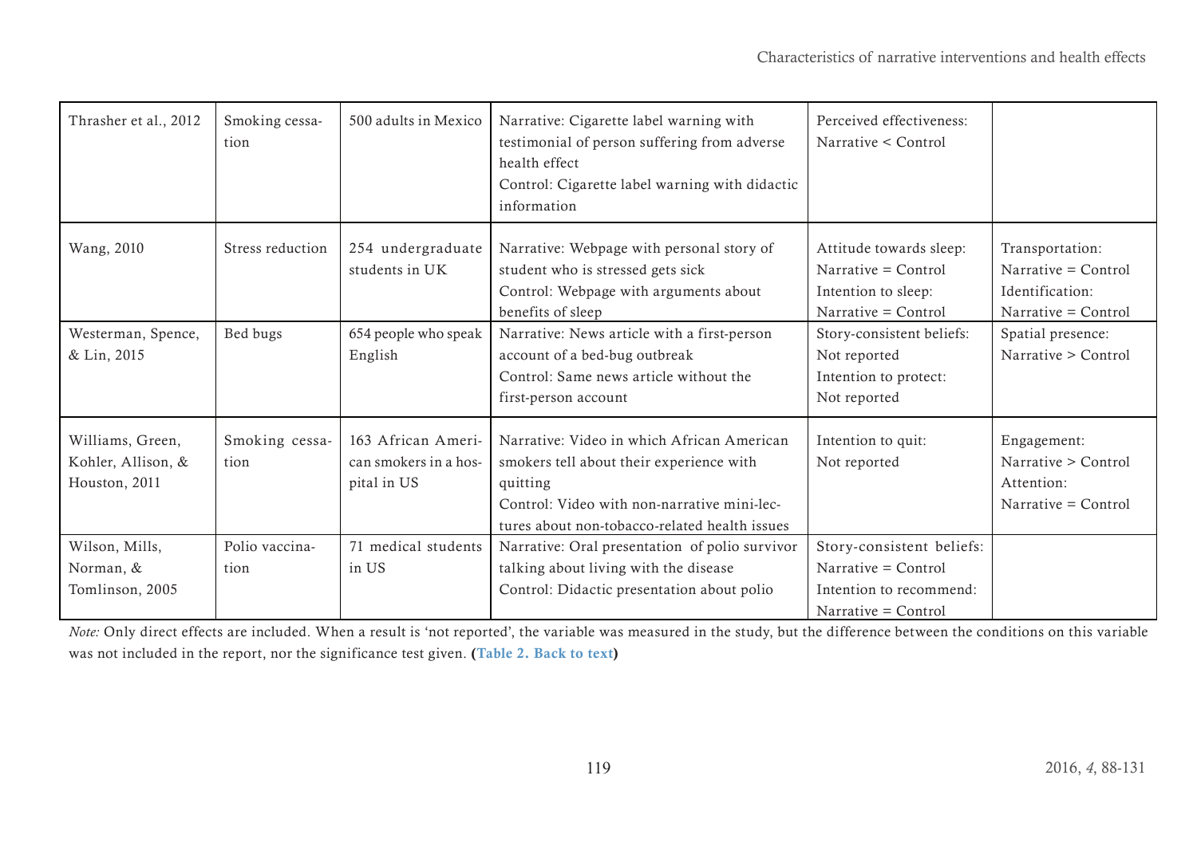| | | | | | |
|---|---|---|---|---|---|
| Thrasher et al., 2012 | Smoking cessation | 500 adults in Mexico | Narrative: Cigarette label warning with testimonial of person suffering from adverse health effect<br>Control: Cigarette label warning with didactic information | Perceived effectiveness: Narrative < Control | |
| Wang, 2010 | Stress reduction | 254 undergraduate students in UK | Narrative: Webpage with personal story of student who is stressed gets sick<br>Control: Webpage with arguments about benefits of sleep | Attitude towards sleep: Narrative = Control<br>Intention to sleep: Narrative = Control | Transportation: Narrative = Control<br>Identification: Narrative = Control |
| Westerman, Spence, & Lin, 2015 | Bed bugs | 654 people who speak English | Narrative: News article with a first-person account of a bed-bug outbreak<br>Control: Same news article without the first-person account | Story-consistent beliefs: Not reported<br>Intention to protect: Not reported | Spatial presence: Narrative > Control |
| Williams, Green, Kohler, Allison, & Houston, 2011 | Smoking cessation | 163 African American smokers in a hospital in US | Narrative: Video in which African American smokers tell about their experience with quitting<br>Control: Video with non-narrative mini-lectures about non-tobacco-related health issues | Intention to quit: Not reported | Engagement: Narrative > Control<br>Attention: Narrative = Control |
| Wilson, Mills, Norman, & Tomlinson, 2005 | Polio vaccination | 71 medical students in US | Narrative: Oral presentation of polio survivor talking about living with the disease<br>Control: Didactic presentation about polio | Story-consistent beliefs: Narrative = Control<br>Intention to recommend: Narrative = Control | |

*Note:* Only direct effects are included. When a result is 'not reported', the variable was measured in the study, but the difference between the conditions on this variable was not included in the report, nor the significance test given. **(Table 2. Back to text)**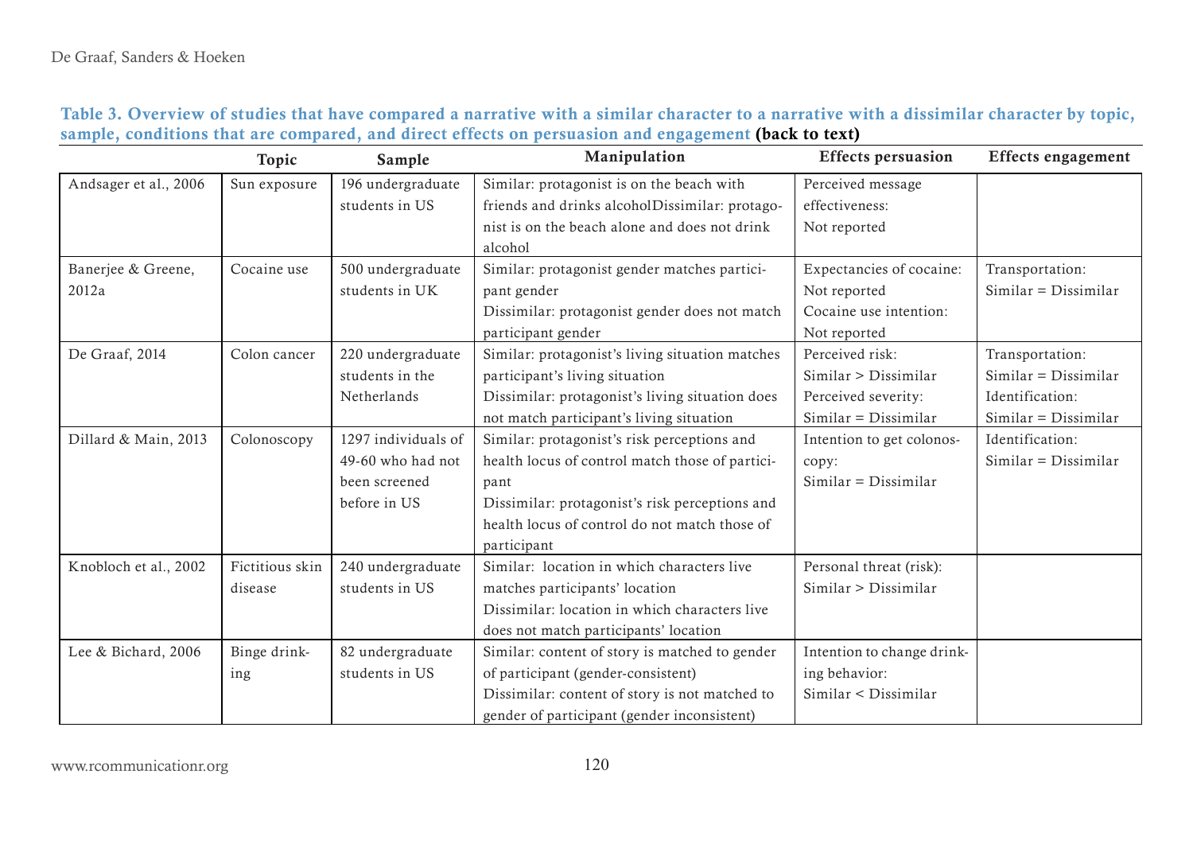**Table 3. Overview of studies that have compared a narrative with a similar character to a narrative with a dissimilar character by topic, sample, conditions that are compared, and direct effects on persuasion and engagement (back to text)**

| | Topic | Sample | Manipulation | Effects persuasion | Effects engagement |
|---|---|---|---|---|---|
| Andsager et al., 2006 | Sun exposure | 196 undergraduate students in US | Similar: protagonist is on the beach with friends and drinks alcoholDissimilar: protagonist is on the beach alone and does not drink alcohol | Perceived message effectiveness: Not reported | |
| Banerjee & Greene, 2012a | Cocaine use | 500 undergraduate students in UK | Similar: protagonist gender matches participant gender<br>Dissimilar: protagonist gender does not match participant gender | Expectancies of cocaine: Not reported<br>Cocaine use intention: Not reported | Transportation: Similar = Dissimilar |
| De Graaf, 2014 | Colon cancer | 220 undergraduate students in the Netherlands | Similar: protagonist's living situation matches participant's living situation<br>Dissimilar: protagonist's living situation does not match participant's living situation | Perceived risk: Similar > Dissimilar<br>Perceived severity: Similar = Dissimilar | Transportation: Similar = Dissimilar<br>Identification: Similar = Dissimilar |
| Dillard & Main, 2013 | Colonoscopy | 1297 individuals of 49-60 who had not been screened before in US | Similar: protagonist's risk perceptions and health locus of control match those of participant<br>Dissimilar: protagonist's risk perceptions and health locus of control do not match those of participant | Intention to get colonoscopy: Similar = Dissimilar | Identification: Similar = Dissimilar |
| Knobloch et al., 2002 | Fictitious skin disease | 240 undergraduate students in US | Similar: location in which characters live matches participants' location<br>Dissimilar: location in which characters live does not match participants' location | Personal threat (risk): Similar > Dissimilar | |
| Lee & Bichard, 2006 | Binge drinking | 82 undergraduate students in US | Similar: content of story is matched to gender of participant (gender-consistent)<br>Dissimilar: content of story is not matched to gender of participant (gender inconsistent) | Intention to change drinking behavior: Similar < Dissimilar | |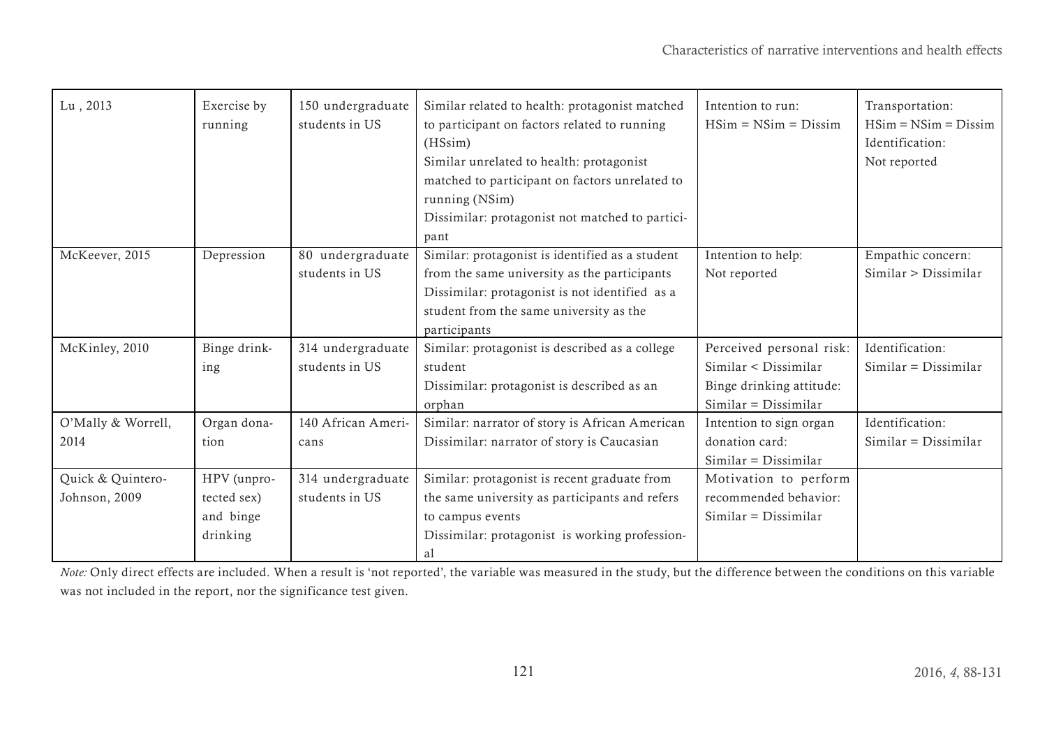| Lu , 2013 | Exercise by running | 150 undergraduate students in US | Similar related to health: protagonist matched to participant on factors related to running (HSsim)<br>Similar unrelated to health: protagonist matched to participant on factors unrelated to running (NSim)<br>Dissimilar: protagonist not matched to participant | Intention to run:<br>HSim = NSim = Dissim | Transportation:<br>HSim = NSim = Dissim<br>Identification:<br>Not reported |
|---|---|---|---|---|---|
| McKeever, 2015 | Depression | 80 undergraduate students in US | Similar: protagonist is identified as a student from the same university as the participants<br>Dissimilar: protagonist is not identified as a student from the same university as the participants | Intention to help:<br>Not reported | Empathic concern:<br>Similar > Dissimilar |
| McKinley, 2010 | Binge drinking | 314 undergraduate students in US | Similar: protagonist is described as a college student<br>Dissimilar: protagonist is described as an orphan | Perceived personal risk:<br>Similar < Dissimilar<br>Binge drinking attitude:<br>Similar = Dissimilar | Identification:<br>Similar = Dissimilar |
| O'Mally & Worrell, 2014 | Organ donation | 140 African Americans | Similar: narrator of story is African American<br>Dissimilar: narrator of story is Caucasian | Intention to sign organ donation card:<br>Similar = Dissimilar | Identification:<br>Similar = Dissimilar |
| Quick & Quintero-Johnson, 2009 | HPV (unprotected sex) and binge drinking | 314 undergraduate students in US | Similar: protagonist is recent graduate from the same university as participants and refers to campus events<br>Dissimilar: protagonist is working professional | Motivation to perform recommended behavior:<br>Similar = Dissimilar | |

*Note:* Only direct effects are included. When a result is 'not reported', the variable was measured in the study, but the difference between the conditions on this variable was not included in the report, nor the significance test given.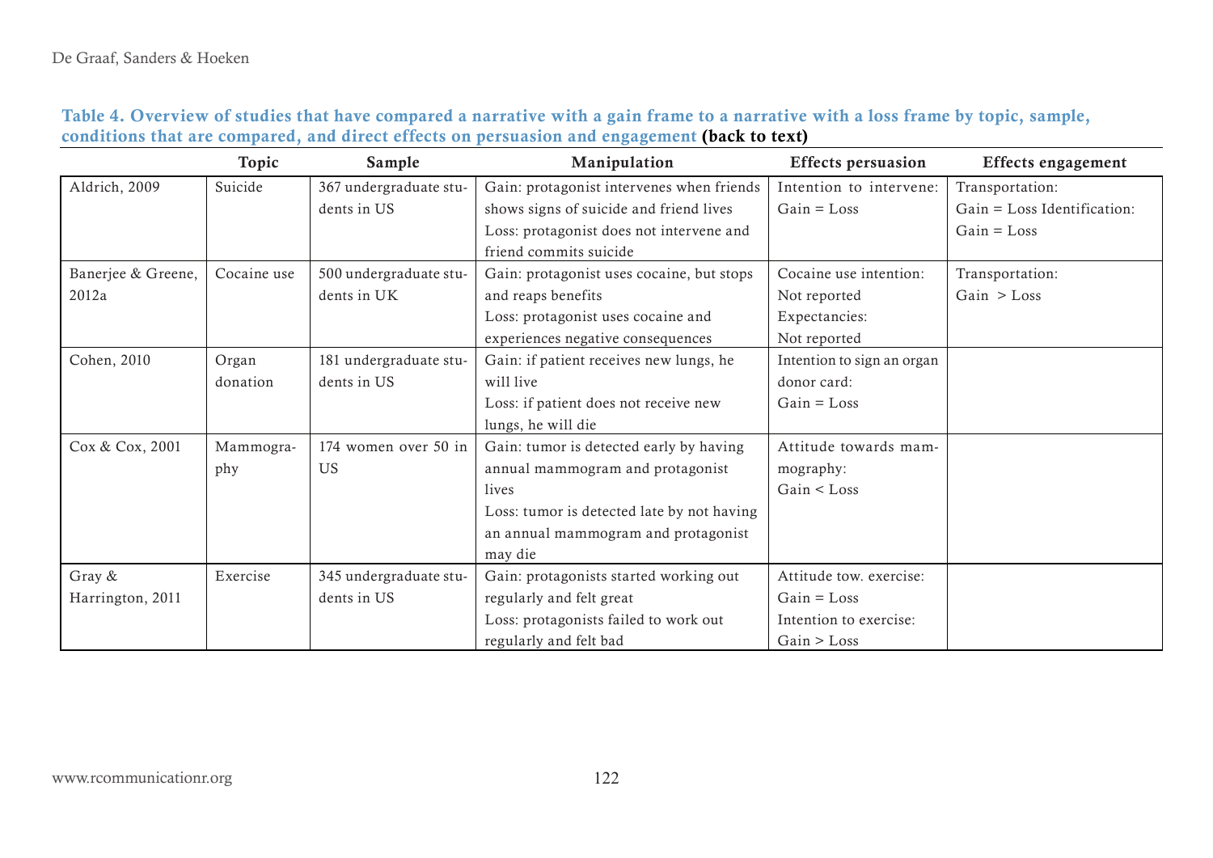**Table 4. Overview of studies that have compared a narrative with a gain frame to a narrative with a loss frame by topic, sample, conditions that are compared, and direct effects on persuasion and engagement (back to text)**

| | Topic | Sample | Manipulation | Effects persuasion | Effects engagement |
|---|---|---|---|---|---|
| Aldrich, 2009 | Suicide | 367 undergraduate students in US | Gain: protagonist intervenes when friends shows signs of suicide and friend lives<br>Loss: protagonist does not intervene and friend commits suicide | Intention to intervene: Gain = Loss | Transportation: Gain = Loss Identification: Gain = Loss |
| Banerjee & Greene, 2012a | Cocaine use | 500 undergraduate students in UK | Gain: protagonist uses cocaine, but stops and reaps benefits<br>Loss: protagonist uses cocaine and experiences negative consequences | Cocaine use intention: Not reported<br>Expectancies: Not reported | Transportation: Gain > Loss |
| Cohen, 2010 | Organ donation | 181 undergraduate students in US | Gain: if patient receives new lungs, he will live<br>Loss: if patient does not receive new lungs, he will die | Intention to sign an organ donor card: Gain = Loss | |
| Cox & Cox, 2001 | Mammography | 174 women over 50 in US | Gain: tumor is detected early by having annual mammogram and protagonist lives<br>Loss: tumor is detected late by not having an annual mammogram and protagonist may die | Attitude towards mammography: Gain < Loss | |
| Gray & Harrington, 2011 | Exercise | 345 undergraduate students in US | Gain: protagonists started working out regularly and felt great<br>Loss: protagonists failed to work out regularly and felt bad | Attitude tow. exercise: Gain = Loss<br>Intention to exercise: Gain > Loss | |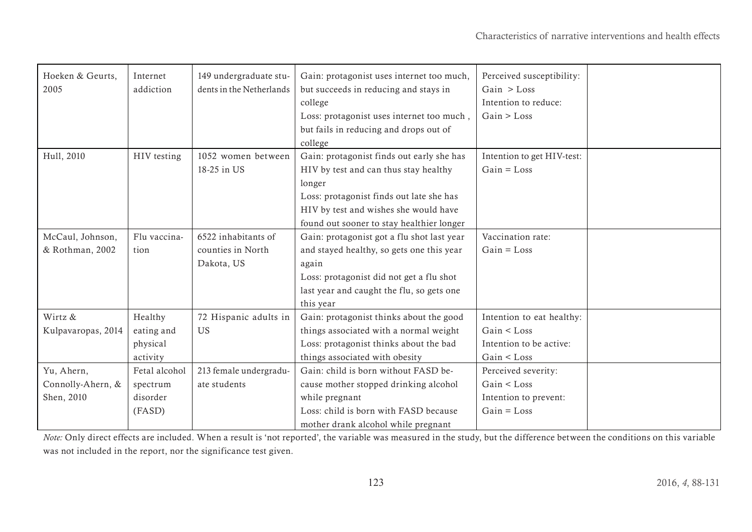| | | | | | |
|---|---|---|---|---|---|
| Hoeken & Geurts, 2005 | Internet addiction | 149 undergraduate students in the Netherlands | Gain: protagonist uses internet too much, but succeeds in reducing and stays in college<br>Loss: protagonist uses internet too much , but fails in reducing and drops out of college | Perceived susceptibility: Gain > Loss<br>Intention to reduce: Gain > Loss | |
| Hull, 2010 | HIV testing | 1052 women between 18-25 in US | Gain: protagonist finds out early she has HIV by test and can thus stay healthy longer<br>Loss: protagonist finds out late she has HIV by test and wishes she would have found out sooner to stay healthier longer | Intention to get HIV-test: Gain = Loss | |
| McCaul, Johnson, & Rothman, 2002 | Flu vaccination | 6522 inhabitants of counties in North Dakota, US | Gain: protagonist got a flu shot last year and stayed healthy, so gets one this year again<br>Loss: protagonist did not get a flu shot last year and caught the flu, so gets one this year | Vaccination rate: Gain = Loss | |
| Wirtz & Kulpavaropas, 2014 | Healthy eating and physical activity | 72 Hispanic adults in US | Gain: protagonist thinks about the good things associated with a normal weight<br>Loss: protagonist thinks about the bad things associated with obesity | Intention to eat healthy: Gain < Loss<br>Intention to be active: Gain < Loss | |
| Yu, Ahern, Connolly-Ahern, & Shen, 2010 | Fetal alcohol spectrum disorder (FASD) | 213 female undergraduate students | Gain: child is born without FASD because mother stopped drinking alcohol while pregnant<br>Loss: child is born with FASD because mother drank alcohol while pregnant | Perceived severity: Gain < Loss<br>Intention to prevent: Gain = Loss | |

*Note:* Only direct effects are included. When a result is 'not reported', the variable was measured in the study, but the difference between the conditions on this variable was not included in the report, nor the significance test given.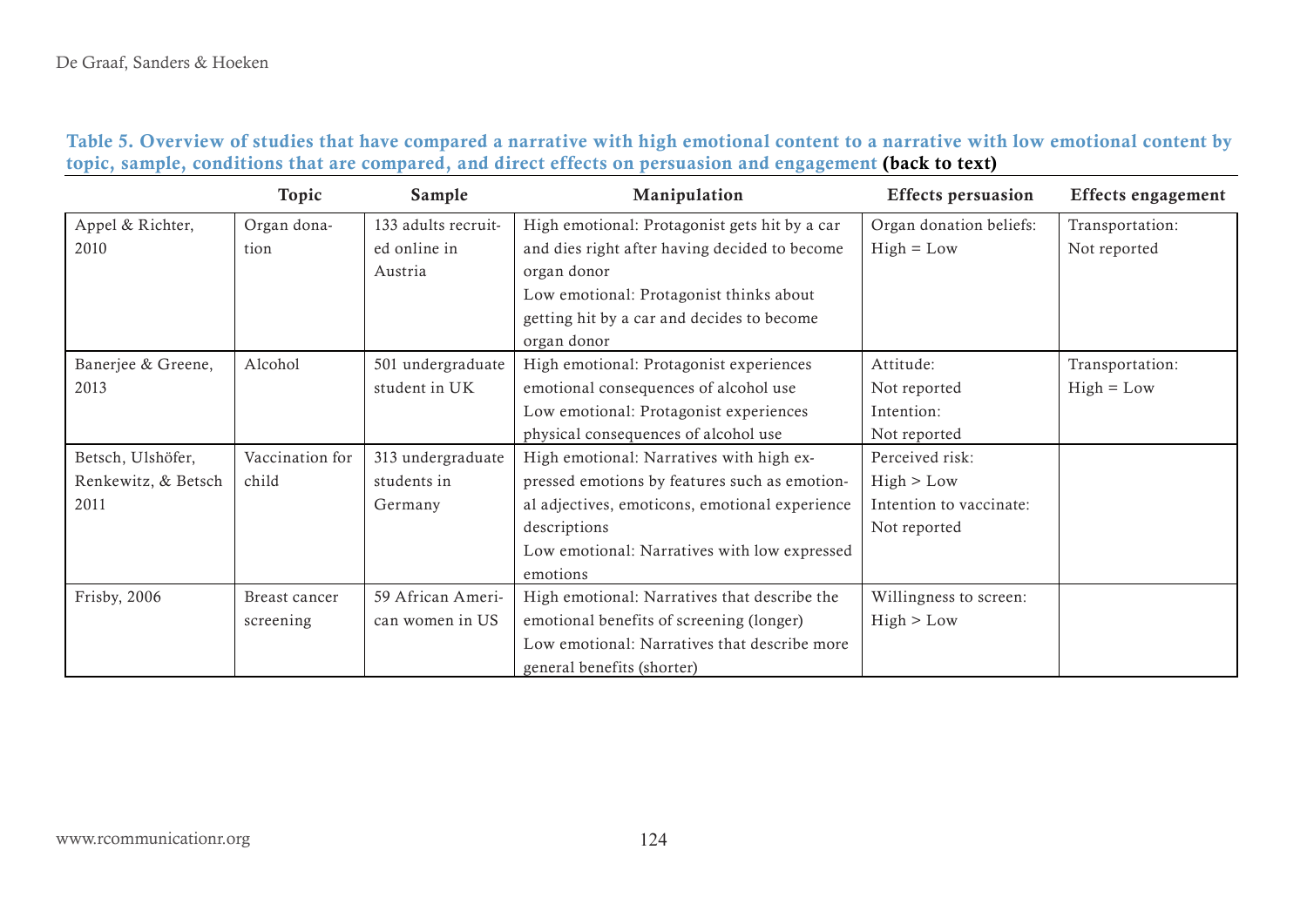**Table 5. Overview of studies that have compared a narrative with high emotional content to a narrative with low emotional content by topic, sample, conditions that are compared, and direct effects on persuasion and engagement (back to text)**

| | Topic | Sample | Manipulation | Effects persuasion | Effects engagement |
|---|---|---|---|---|---|
| Appel & Richter, 2010 | Organ donation | 133 adults recruited online in Austria | High emotional: Protagonist gets hit by a car and dies right after having decided to become organ donor<br>Low emotional: Protagonist thinks about getting hit by a car and decides to become organ donor | Organ donation beliefs: High = Low | Transportation: Not reported |
| Banerjee & Greene, 2013 | Alcohol | 501 undergraduate student in UK | High emotional: Protagonist experiences emotional consequences of alcohol use<br>Low emotional: Protagonist experiences physical consequences of alcohol use | Attitude: Not reported<br>Intention: Not reported | Transportation: High = Low |
| Betsch, Ulshöfer, Renkewitz, & Betsch 2011 | Vaccination for child | 313 undergraduate students in Germany | High emotional: Narratives with high expressed emotions by features such as emotional adjectives, emoticons, emotional experience descriptions<br>Low emotional: Narratives with low expressed emotions | Perceived risk: High > Low<br>Intention to vaccinate: Not reported | |
| Frisby, 2006 | Breast cancer screening | 59 African American women in US | High emotional: Narratives that describe the emotional benefits of screening (longer)<br>Low emotional: Narratives that describe more general benefits (shorter) | Willingness to screen: High > Low | |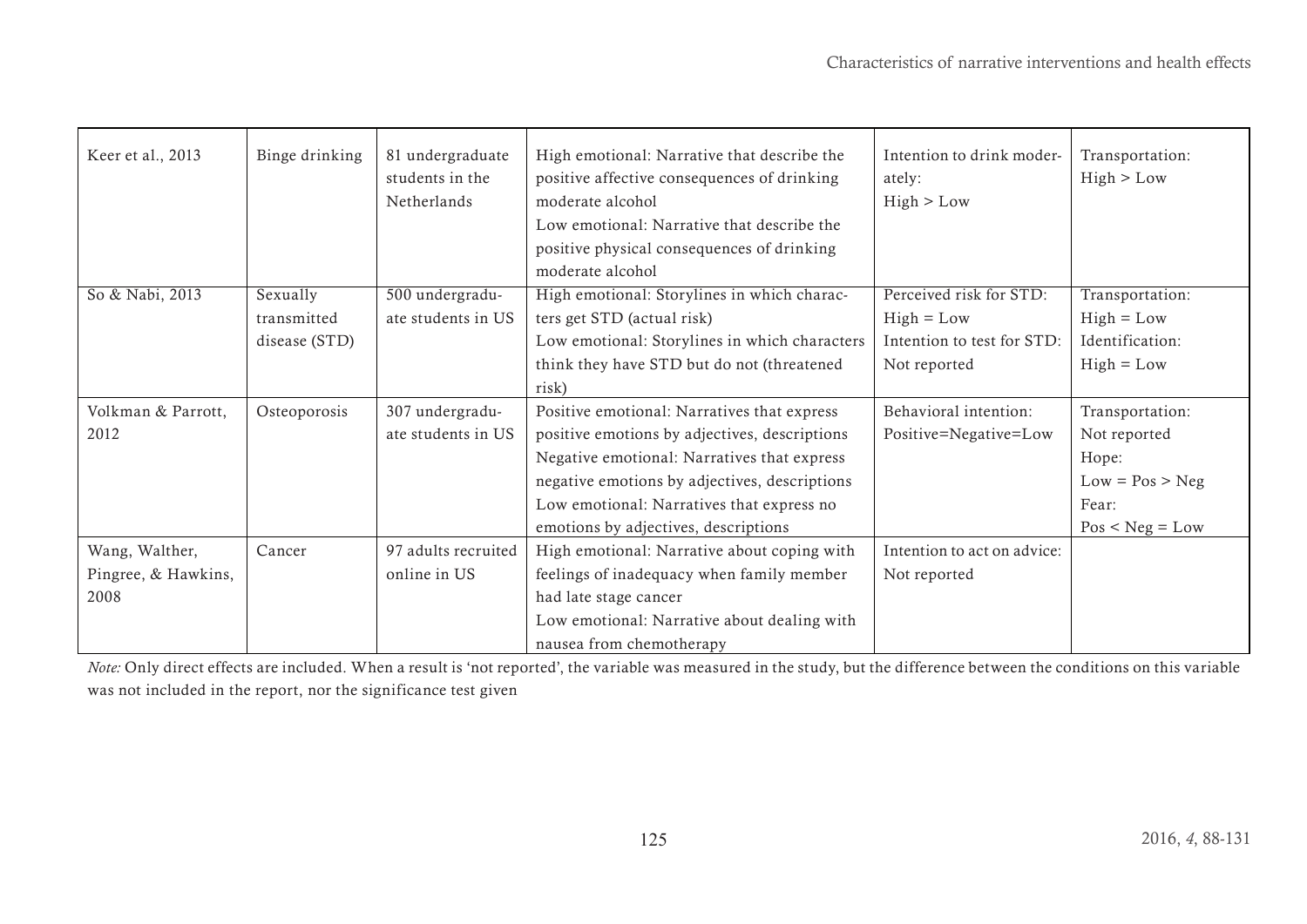| Keer et al., 2013 | Binge drinking | 81 undergraduate students in the Netherlands | High emotional: Narrative that describe the positive affective consequences of drinking moderate alcohol<br>Low emotional: Narrative that describe the positive physical consequences of drinking moderate alcohol | Intention to drink moderately:<br>High > Low | Transportation:<br>High > Low |
|---|---|---|---|---|---|
| So & Nabi, 2013 | Sexually transmitted disease (STD) | 500 undergraduate students in US | High emotional: Storylines in which characters get STD (actual risk)<br>Low emotional: Storylines in which characters think they have STD but do not (threatened risk) | Perceived risk for STD:<br>High = Low<br>Intention to test for STD:<br>Not reported | Transportation:<br>High = Low<br>Identification:<br>High = Low |
| Volkman & Parrott, 2012 | Osteoporosis | 307 undergraduate students in US | Positive emotional: Narratives that express positive emotions by adjectives, descriptions<br>Negative emotional: Narratives that express negative emotions by adjectives, descriptions<br>Low emotional: Narratives that express no emotions by adjectives, descriptions | Behavioral intention:<br>Positive=Negative=Low | Transportation:<br>Not reported<br>Hope:<br>Low = Pos > Neg<br>Fear:<br>Pos < Neg = Low |
| Wang, Walther, Pingree, & Hawkins, 2008 | Cancer | 97 adults recruited online in US | High emotional: Narrative about coping with feelings of inadequacy when family member had late stage cancer<br>Low emotional: Narrative about dealing with nausea from chemotherapy | Intention to act on advice:<br>Not reported | |

*Note:* Only direct effects are included. When a result is 'not reported', the variable was measured in the study, but the difference between the conditions on this variable was not included in the report, nor the significance test given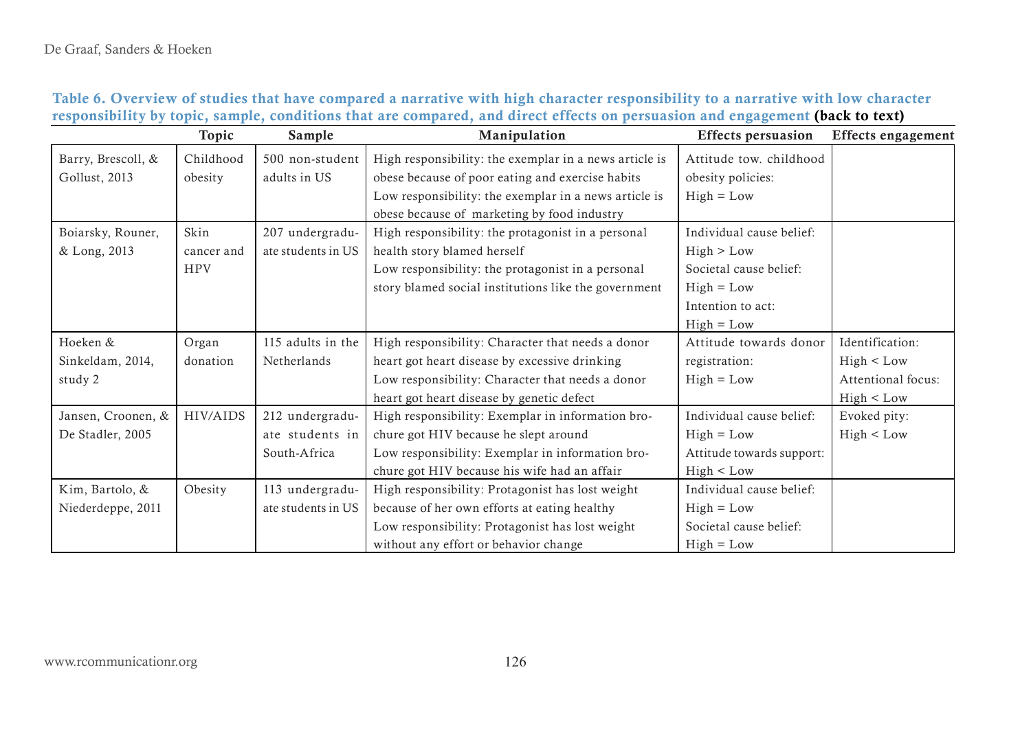**Table 6. Overview of studies that have compared a narrative with high character responsibility to a narrative with low character responsibility by topic, sample, conditions that are compared, and direct effects on persuasion and engagement (back to text)**

| | Topic | Sample | Manipulation | Effects persuasion | Effects engagement |
|---|---|---|---|---|---|
| Barry, Brescoll, & Gollust, 2013 | Childhood obesity | 500 non-student adults in US | High responsibility: the exemplar in a news article is obese because of poor eating and exercise habits<br>Low responsibility: the exemplar in a news article is obese because of marketing by food industry | Attitude tow. childhood obesity policies:<br>High = Low | |
| Boiarsky, Rouner, & Long, 2013 | Skin cancer and HPV | 207 undergraduate students in US | High responsibility: the protagonist in a personal health story blamed herself<br>Low responsibility: the protagonist in a personal story blamed social institutions like the government | Individual cause belief:<br>High > Low<br>Societal cause belief:<br>High = Low<br>Intention to act:<br>High = Low | |
| Hoeken & Sinkeldam, 2014, study 2 | Organ donation | 115 adults in the Netherlands | High responsibility: Character that needs a donor heart got heart disease by excessive drinking<br>Low responsibility: Character that needs a donor heart got heart disease by genetic defect | Attitude towards donor registration:<br>High = Low | Identification:<br>High < Low<br>Attentional focus:<br>High < Low |
| Jansen, Croonen, & De Stadler, 2005 | HIV/AIDS | 212 undergraduate students in South-Africa | High responsibility: Exemplar in information brochure got HIV because he slept around<br>Low responsibility: Exemplar in information brochure got HIV because his wife had an affair | Individual cause belief:<br>High = Low<br>Attitude towards support:<br>High < Low | Evoked pity:<br>High < Low |
| Kim, Bartolo, & Niederdeppe, 2011 | Obesity | 113 undergraduate students in US | High responsibility: Protagonist has lost weight because of her own efforts at eating healthy<br>Low responsibility: Protagonist has lost weight without any effort or behavior change | Individual cause belief:<br>High = Low<br>Societal cause belief:<br>High = Low | |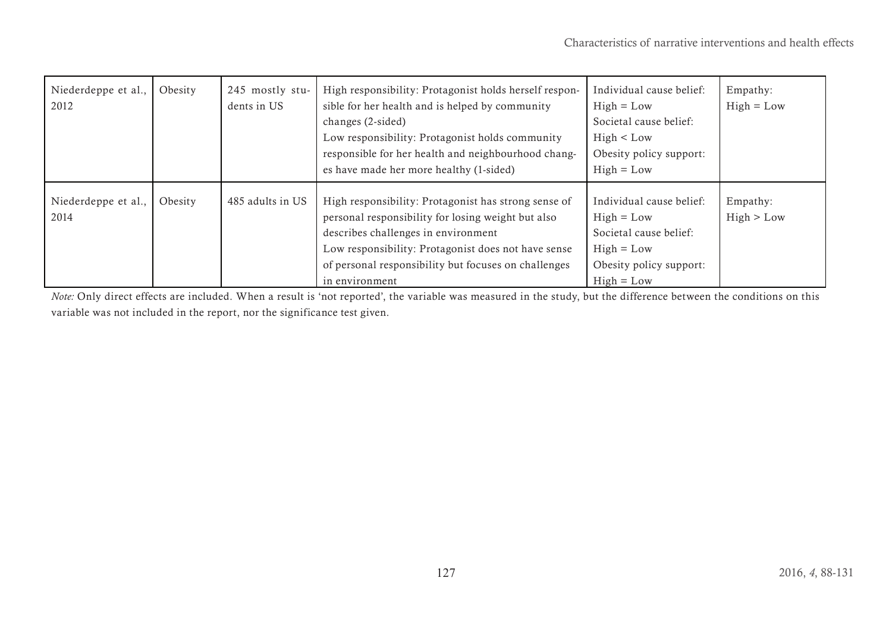| | | | | | |
|---|---|---|---|---|---|
| Niederdeppe et al., 2012 | Obesity | 245 mostly students in US | High responsibility: Protagonist holds herself responsible for her health and is helped by community changes (2-sided)<br>Low responsibility: Protagonist holds community responsible for her health and neighbourhood changes have made her more healthy (1-sided) | Individual cause belief: High = Low<br>Societal cause belief: High < Low<br>Obesity policy support: High = Low | Empathy: High = Low |
| Niederdeppe et al., 2014 | Obesity | 485 adults in US | High responsibility: Protagonist has strong sense of personal responsibility for losing weight but also describes challenges in environment<br>Low responsibility: Protagonist does not have sense of personal responsibility but focuses on challenges in environment | Individual cause belief: High = Low<br>Societal cause belief: High = Low<br>Obesity policy support: High = Low | Empathy: High > Low |

*Note:* Only direct effects are included. When a result is 'not reported', the variable was measured in the study, but the difference between the conditions on this variable was not included in the report, nor the significance test given.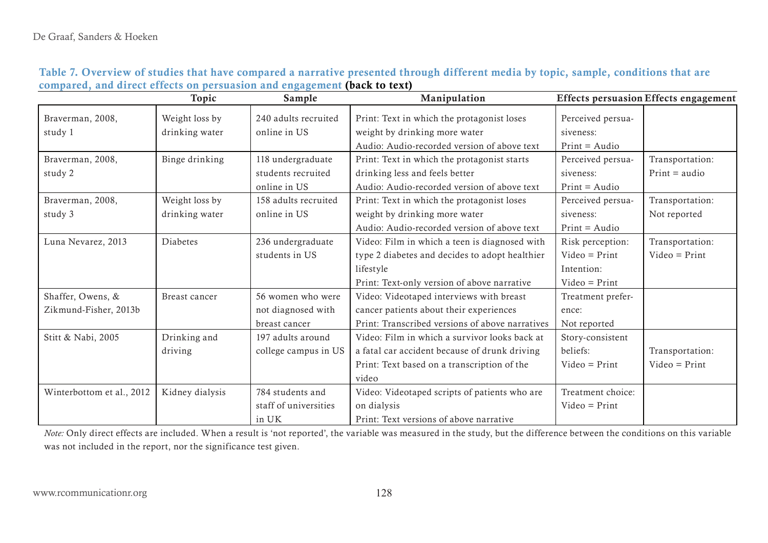**Table 7. Overview of studies that have compared a narrative presented through different media by topic, sample, conditions that are compared, and direct effects on persuasion and engagement (back to text)**

| | Topic | Sample | Manipulation | Effects persuasion | Effects engagement |
|---|---|---|---|---|---|
| Braverman, 2008, study 1 | Weight loss by drinking water | 240 adults recruited online in US | Print: Text in which the protagonist loses weight by drinking more water<br>Audio: Audio-recorded version of above text | Perceived persuasiveness:<br>Print = Audio | |
| Braverman, 2008, study 2 | Binge drinking | 118 undergraduate students recruited online in US | Print: Text in which the protagonist starts drinking less and feels better<br>Audio: Audio-recorded version of above text | Perceived persuasiveness:<br>Print = Audio | Transportation:<br>Print = audio |
| Braverman, 2008, study 3 | Weight loss by drinking water | 158 adults recruited online in US | Print: Text in which the protagonist loses weight by drinking more water<br>Audio: Audio-recorded version of above text | Perceived persuasiveness:<br>Print = Audio | Transportation:<br>Not reported |
| Luna Nevarez, 2013 | Diabetes | 236 undergraduate students in US | Video: Film in which a teen is diagnosed with type 2 diabetes and decides to adopt healthier lifestyle<br>Print: Text-only version of above narrative | Risk perception:<br>Video = Print<br>Intention:<br>Video = Print | Transportation:<br>Video = Print |
| Shaffer, Owens, & Zikmund-Fisher, 2013b | Breast cancer | 56 women who were not diagnosed with breast cancer | Video: Videotaped interviews with breast cancer patients about their experiences<br>Print: Transcribed versions of above narratives | Treatment preference:<br>Not reported | |
| Stitt & Nabi, 2005 | Drinking and driving | 197 adults around college campus in US | Video: Film in which a survivor looks back at a fatal car accident because of drunk driving<br>Print: Text based on a transcription of the video | Story-consistent beliefs:<br>Video = Print | Transportation:<br>Video = Print |
| Winterbottom et al., 2012 | Kidney dialysis | 784 students and staff of universities in UK | Video: Videotaped scripts of patients who are on dialysis<br>Print: Text versions of above narrative | Treatment choice:<br>Video = Print | |

*Note:* Only direct effects are included. When a result is 'not reported', the variable was measured in the study, but the difference between the conditions on this variable was not included in the report, nor the significance test given.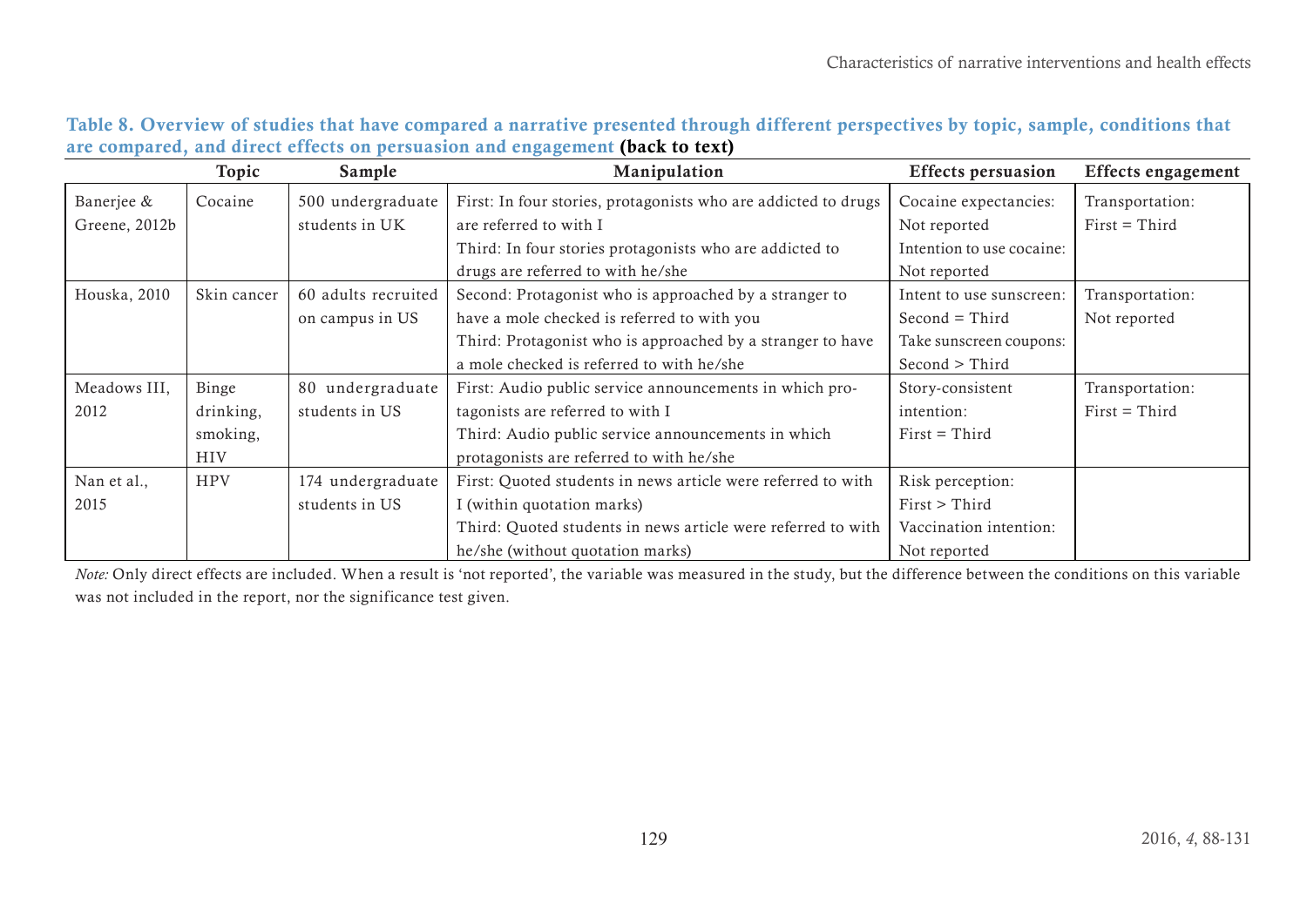**Table 8. Overview of studies that have compared a narrative presented through different perspectives by topic, sample, conditions that are compared, and direct effects on persuasion and engagement (back to text)**

| | Topic | Sample | Manipulation | Effects persuasion | Effects engagement |
|---|---|---|---|---|---|
| Banerjee & Greene, 2012b | Cocaine | 500 undergraduate students in UK | First: In four stories, protagonists who are addicted to drugs are referred to with I<br>Third: In four stories protagonists who are addicted to drugs are referred to with he/she | Cocaine expectancies: Not reported<br>Intention to use cocaine: Not reported | Transportation: First = Third |
| Houska, 2010 | Skin cancer | 60 adults recruited on campus in US | Second: Protagonist who is approached by a stranger to have a mole checked is referred to with you<br>Third: Protagonist who is approached by a stranger to have a mole checked is referred to with he/she | Intent to use sunscreen: Second = Third<br>Take sunscreen coupons: Second > Third | Transportation: Not reported |
| Meadows III, 2012 | Binge drinking, smoking, HIV | 80 undergraduate students in US | First: Audio public service announcements in which protagonists are referred to with I<br>Third: Audio public service announcements in which protagonists are referred to with he/she | Story-consistent intention: First = Third | Transportation: First = Third |
| Nan et al., 2015 | HPV | 174 undergraduate students in US | First: Quoted students in news article were referred to with I (within quotation marks)<br>Third: Quoted students in news article were referred to with he/she (without quotation marks) | Risk perception: First > Third<br>Vaccination intention: Not reported | |

*Note:* Only direct effects are included. When a result is 'not reported', the variable was measured in the study, but the difference between the conditions on this variable was not included in the report, nor the significance test given.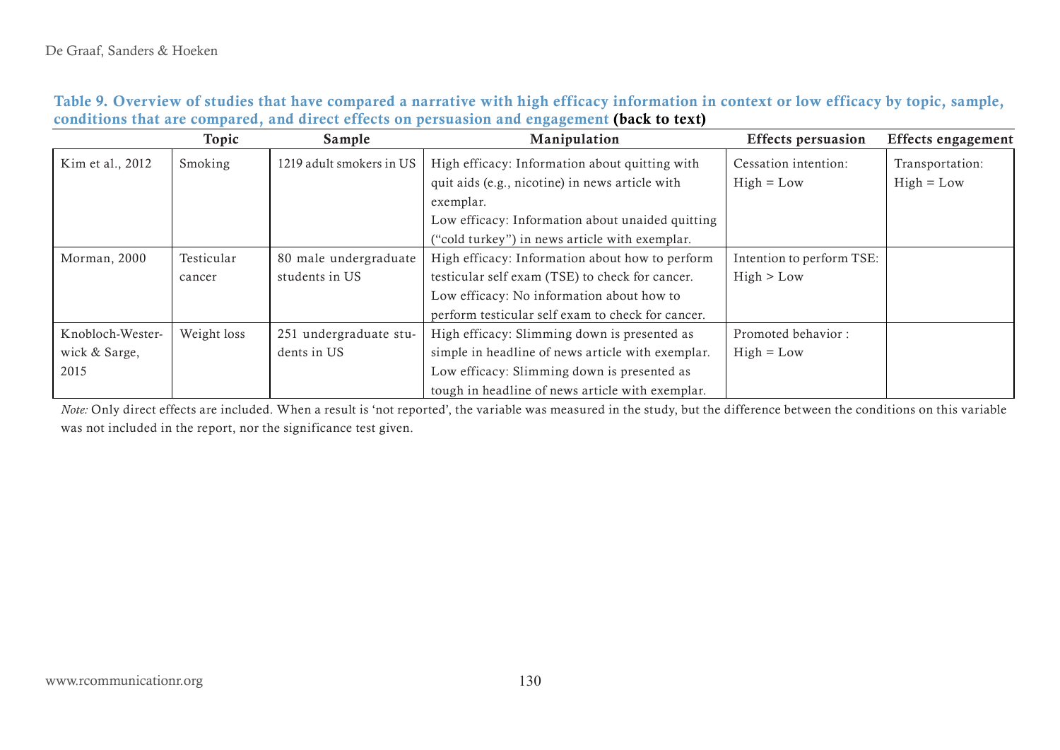**Table 9. Overview of studies that have compared a narrative with high efficacy information in context or low efficacy by topic, sample, conditions that are compared, and direct effects on persuasion and engagement (back to text)**

| | Topic | Sample | Manipulation | Effects persuasion | Effects engagement |
|---|---|---|---|---|---|
| Kim et al., 2012 | Smoking | 1219 adult smokers in US | High efficacy: Information about quitting with quit aids (e.g., nicotine) in news article with exemplar. Low efficacy: Information about unaided quitting (“cold turkey”) in news article with exemplar. | Cessation intention: High = Low | Transportation: High = Low |
| Morman, 2000 | Testicular cancer | 80 male undergraduate students in US | High efficacy: Information about how to perform testicular self exam (TSE) to check for cancer. Low efficacy: No information about how to perform testicular self exam to check for cancer. | Intention to perform TSE: High > Low | |
| Knobloch-Westerwick & Sarge, 2015 | Weight loss | 251 undergraduate students in US | High efficacy: Slimming down is presented as simple in headline of news article with exemplar. Low efficacy: Slimming down is presented as tough in headline of news article with exemplar. | Promoted behavior : High = Low | |

*Note:* Only direct effects are included. When a result is ‘not reported’, the variable was measured in the study, but the difference between the conditions on this variable was not included in the report, nor the significance test given.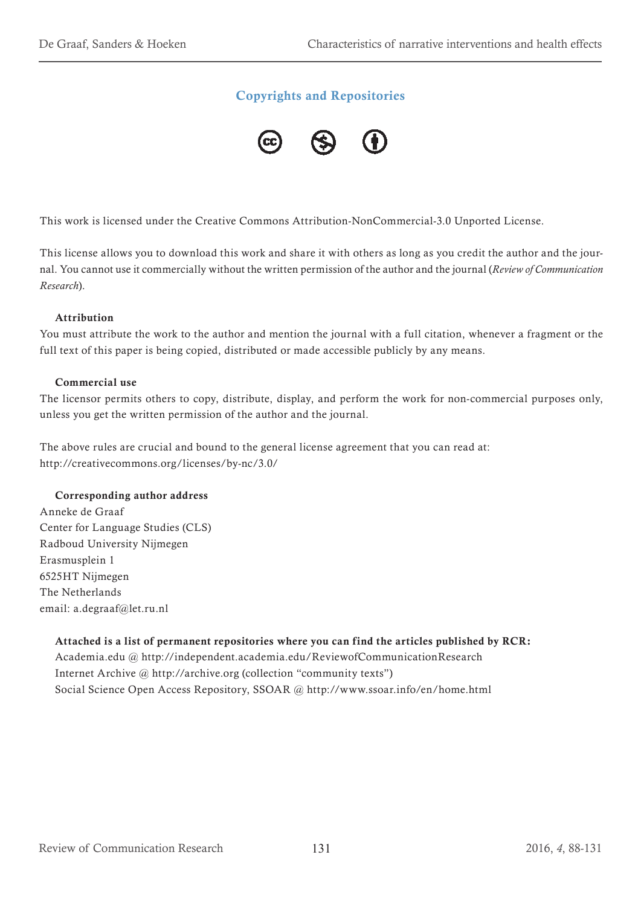## Copyrights and Repositories

This work is licensed under the Creative Commons Attribution-NonCommercial-3.0 Unported License.

This license allows you to download this work and share it with others as long as you credit the author and the journal. You cannot use it commercially without the written permission of the author and the journal (*Review of Communication Research*).

**Attribution**

You must attribute the work to the author and mention the journal with a full citation, whenever a fragment or the full text of this paper is being copied, distributed or made accessible publicly by any means.

**Commercial use**

The licensor permits others to copy, distribute, display, and perform the work for non-commercial purposes only, unless you get the written permission of the author and the journal.

The above rules are crucial and bound to the general license agreement that you can read at:
http://creativecommons.org/licenses/by-nc/3.0/

**Corresponding author address**

Anneke de Graaf
Center for Language Studies (CLS)
Radboud University Nijmegen
Erasmusplein 1
6525HT Nijmegen
The Netherlands
email: a.degraaf@let.ru.nl

**Attached is a list of permanent repositories where you can find the articles published by RCR:**

Academia.edu @ http://independent.academia.edu/ReviewofCommunicationResearch
Internet Archive @ http://archive.org (collection "community texts")
Social Science Open Access Repository, SSOAR @ http://www.ssoar.info/en/home.html